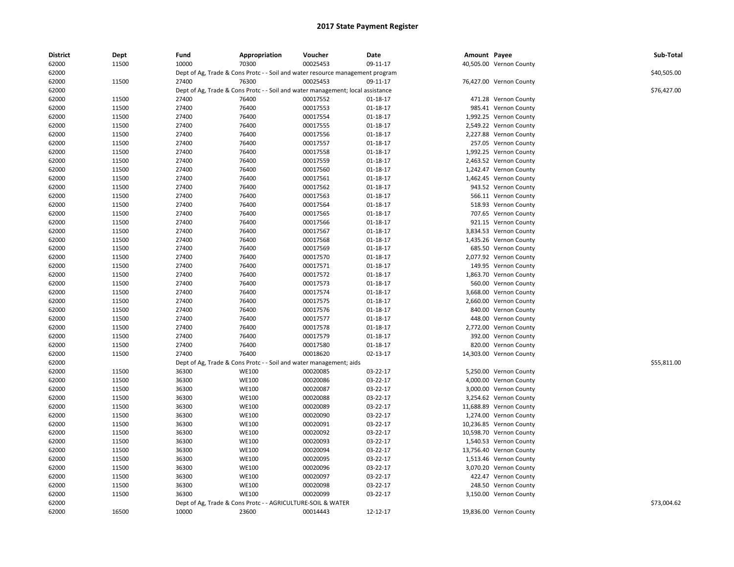# 2017 State Payment Register

| District | Dept | Fund | Appropriation | Voucher | Date | Amount | Payee | Sub-Total |
|---|---|---|---|---|---|---|---|---|
| 62000 | 11500 | 10000 | 70300 | 00025453 | 09-11-17 | 40,505.00 | Vernon County | |
| 62000 | | Dept of Ag, Trade & Cons Protc - - Soil and water resource management program | | | | | | $40,505.00 |
| 62000 | 11500 | 27400 | 76300 | 00025453 | 09-11-17 | 76,427.00 | Vernon County | |
| 62000 | | Dept of Ag, Trade & Cons Protc - - Soil and water management; local assistance | | | | | | $76,427.00 |
| 62000 | 11500 | 27400 | 76400 | 00017552 | 01-18-17 | 471.28 | Vernon County | |
| 62000 | 11500 | 27400 | 76400 | 00017553 | 01-18-17 | 985.41 | Vernon County | |
| 62000 | 11500 | 27400 | 76400 | 00017554 | 01-18-17 | 1,992.25 | Vernon County | |
| 62000 | 11500 | 27400 | 76400 | 00017555 | 01-18-17 | 2,549.22 | Vernon County | |
| 62000 | 11500 | 27400 | 76400 | 00017556 | 01-18-17 | 2,227.88 | Vernon County | |
| 62000 | 11500 | 27400 | 76400 | 00017557 | 01-18-17 | 257.05 | Vernon County | |
| 62000 | 11500 | 27400 | 76400 | 00017558 | 01-18-17 | 1,992.25 | Vernon County | |
| 62000 | 11500 | 27400 | 76400 | 00017559 | 01-18-17 | 2,463.52 | Vernon County | |
| 62000 | 11500 | 27400 | 76400 | 00017560 | 01-18-17 | 1,242.47 | Vernon County | |
| 62000 | 11500 | 27400 | 76400 | 00017561 | 01-18-17 | 1,462.45 | Vernon County | |
| 62000 | 11500 | 27400 | 76400 | 00017562 | 01-18-17 | 943.52 | Vernon County | |
| 62000 | 11500 | 27400 | 76400 | 00017563 | 01-18-17 | 566.11 | Vernon County | |
| 62000 | 11500 | 27400 | 76400 | 00017564 | 01-18-17 | 518.93 | Vernon County | |
| 62000 | 11500 | 27400 | 76400 | 00017565 | 01-18-17 | 707.65 | Vernon County | |
| 62000 | 11500 | 27400 | 76400 | 00017566 | 01-18-17 | 921.15 | Vernon County | |
| 62000 | 11500 | 27400 | 76400 | 00017567 | 01-18-17 | 3,834.53 | Vernon County | |
| 62000 | 11500 | 27400 | 76400 | 00017568 | 01-18-17 | 1,435.26 | Vernon County | |
| 62000 | 11500 | 27400 | 76400 | 00017569 | 01-18-17 | 685.50 | Vernon County | |
| 62000 | 11500 | 27400 | 76400 | 00017570 | 01-18-17 | 2,077.92 | Vernon County | |
| 62000 | 11500 | 27400 | 76400 | 00017571 | 01-18-17 | 149.95 | Vernon County | |
| 62000 | 11500 | 27400 | 76400 | 00017572 | 01-18-17 | 1,863.70 | Vernon County | |
| 62000 | 11500 | 27400 | 76400 | 00017573 | 01-18-17 | 560.00 | Vernon County | |
| 62000 | 11500 | 27400 | 76400 | 00017574 | 01-18-17 | 3,668.00 | Vernon County | |
| 62000 | 11500 | 27400 | 76400 | 00017575 | 01-18-17 | 2,660.00 | Vernon County | |
| 62000 | 11500 | 27400 | 76400 | 00017576 | 01-18-17 | 840.00 | Vernon County | |
| 62000 | 11500 | 27400 | 76400 | 00017577 | 01-18-17 | 448.00 | Vernon County | |
| 62000 | 11500 | 27400 | 76400 | 00017578 | 01-18-17 | 2,772.00 | Vernon County | |
| 62000 | 11500 | 27400 | 76400 | 00017579 | 01-18-17 | 392.00 | Vernon County | |
| 62000 | 11500 | 27400 | 76400 | 00017580 | 01-18-17 | 820.00 | Vernon County | |
| 62000 | 11500 | 27400 | 76400 | 00018620 | 02-13-17 | 14,303.00 | Vernon County | |
| 62000 | | Dept of Ag, Trade & Cons Protc - - Soil and water management; aids | | | | | | $55,811.00 |
| 62000 | 11500 | 36300 | WE100 | 00020085 | 03-22-17 | 5,250.00 | Vernon County | |
| 62000 | 11500 | 36300 | WE100 | 00020086 | 03-22-17 | 4,000.00 | Vernon County | |
| 62000 | 11500 | 36300 | WE100 | 00020087 | 03-22-17 | 3,000.00 | Vernon County | |
| 62000 | 11500 | 36300 | WE100 | 00020088 | 03-22-17 | 3,254.62 | Vernon County | |
| 62000 | 11500 | 36300 | WE100 | 00020089 | 03-22-17 | 11,688.89 | Vernon County | |
| 62000 | 11500 | 36300 | WE100 | 00020090 | 03-22-17 | 1,274.00 | Vernon County | |
| 62000 | 11500 | 36300 | WE100 | 00020091 | 03-22-17 | 10,236.85 | Vernon County | |
| 62000 | 11500 | 36300 | WE100 | 00020092 | 03-22-17 | 10,598.70 | Vernon County | |
| 62000 | 11500 | 36300 | WE100 | 00020093 | 03-22-17 | 1,540.53 | Vernon County | |
| 62000 | 11500 | 36300 | WE100 | 00020094 | 03-22-17 | 13,756.40 | Vernon County | |
| 62000 | 11500 | 36300 | WE100 | 00020095 | 03-22-17 | 1,513.46 | Vernon County | |
| 62000 | 11500 | 36300 | WE100 | 00020096 | 03-22-17 | 3,070.20 | Vernon County | |
| 62000 | 11500 | 36300 | WE100 | 00020097 | 03-22-17 | 422.47 | Vernon County | |
| 62000 | 11500 | 36300 | WE100 | 00020098 | 03-22-17 | 248.50 | Vernon County | |
| 62000 | 11500 | 36300 | WE100 | 00020099 | 03-22-17 | 3,150.00 | Vernon County | |
| 62000 | | Dept of Ag, Trade & Cons Protc - - AGRICULTURE-SOIL & WATER | | | | | | $73,004.62 |
| 62000 | 16500 | 10000 | 23600 | 00014443 | 12-12-17 | 19,836.00 | Vernon County | |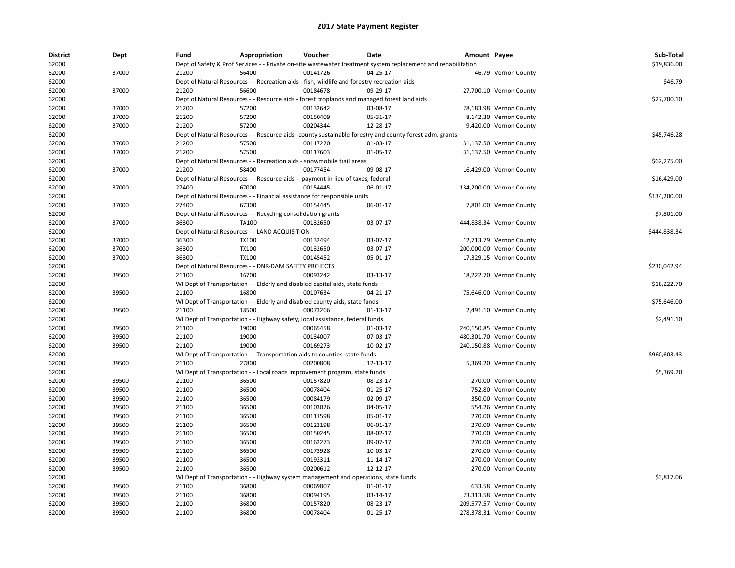# 2017 State Payment Register

| District | Dept | Fund | Appropriation | Voucher | Date | Amount | Payee | Sub-Total |
|---|---|---|---|---|---|---|---|---|
| 62000 | | Dept of Safety & Prof Services - - Private on-site wastewater treatment system replacement and rehabilitation | | | | | | $19,836.00 |
| 62000 | 37000 | 21200 | 56400 | 00141726 | 04-25-17 | 46.79 | Vernon County | |
| 62000 | | Dept of Natural Resources - - Recreation aids - fish, wildlife and forestry recreation aids | | | | | | $46.79 |
| 62000 | 37000 | 21200 | 56600 | 00184678 | 09-29-17 | 27,700.10 | Vernon County | |
| 62000 | | Dept of Natural Resources - - Resource aids - forest croplands and managed forest land aids | | | | | | $27,700.10 |
| 62000 | 37000 | 21200 | 57200 | 00132642 | 03-08-17 | 28,183.98 | Vernon County | |
| 62000 | 37000 | 21200 | 57200 | 00150409 | 05-31-17 | 8,142.30 | Vernon County | |
| 62000 | 37000 | 21200 | 57200 | 00204344 | 12-28-17 | 9,420.00 | Vernon County | |
| 62000 | | Dept of Natural Resources - - Resource aids--county sustainable forestry and county forest adm. grants | | | | | | $45,746.28 |
| 62000 | 37000 | 21200 | 57500 | 00117220 | 01-03-17 | 31,137.50 | Vernon County | |
| 62000 | 37000 | 21200 | 57500 | 00117603 | 01-05-17 | 31,137.50 | Vernon County | |
| 62000 | | Dept of Natural Resources - - Recreation aids - snowmobile trail areas | | | | | | $62,275.00 |
| 62000 | 37000 | 21200 | 58400 | 00177454 | 09-08-17 | 16,429.00 | Vernon County | |
| 62000 | | Dept of Natural Resources - - Resource aids -- payment in lieu of taxes; federal | | | | | | $16,429.00 |
| 62000 | 37000 | 27400 | 67000 | 00154445 | 06-01-17 | 134,200.00 | Vernon County | |
| 62000 | | Dept of Natural Resources - - Financial assistance for responsible units | | | | | | $134,200.00 |
| 62000 | 37000 | 27400 | 67300 | 00154445 | 06-01-17 | 7,801.00 | Vernon County | |
| 62000 | | Dept of Natural Resources - - Recycling consolidation grants | | | | | | $7,801.00 |
| 62000 | 37000 | 36300 | TA100 | 00132650 | 03-07-17 | 444,838.34 | Vernon County | |
| 62000 | | Dept of Natural Resources - - LAND ACQUISITION | | | | | | $444,838.34 |
| 62000 | 37000 | 36300 | TX100 | 00132494 | 03-07-17 | 12,713.79 | Vernon County | |
| 62000 | 37000 | 36300 | TX100 | 00132650 | 03-07-17 | 200,000.00 | Vernon County | |
| 62000 | 37000 | 36300 | TX100 | 00145452 | 05-01-17 | 17,329.15 | Vernon County | |
| 62000 | | Dept of Natural Resources - - DNR-DAM SAFETY PROJECTS | | | | | | $230,042.94 |
| 62000 | 39500 | 21100 | 16700 | 00093242 | 03-13-17 | 18,222.70 | Vernon County | |
| 62000 | | WI Dept of Transportation - - Elderly and disabled capital aids, state funds | | | | | | $18,222.70 |
| 62000 | 39500 | 21100 | 16800 | 00107634 | 04-21-17 | 75,646.00 | Vernon County | |
| 62000 | | WI Dept of Transportation - - Elderly and disabled county aids, state funds | | | | | | $75,646.00 |
| 62000 | 39500 | 21100 | 18500 | 00073266 | 01-13-17 | 2,491.10 | Vernon County | |
| 62000 | | WI Dept of Transportation - - Highway safety, local assistance, federal funds | | | | | | $2,491.10 |
| 62000 | 39500 | 21100 | 19000 | 00065458 | 01-03-17 | 240,150.85 | Vernon County | |
| 62000 | 39500 | 21100 | 19000 | 00134007 | 07-03-17 | 480,301.70 | Vernon County | |
| 62000 | 39500 | 21100 | 19000 | 00169273 | 10-02-17 | 240,150.88 | Vernon County | |
| 62000 | | WI Dept of Transportation - - Transportation aids to counties, state funds | | | | | | $960,603.43 |
| 62000 | 39500 | 21100 | 27800 | 00200808 | 12-13-17 | 5,369.20 | Vernon County | |
| 62000 | | WI Dept of Transportation - - Local roads improvement program, state funds | | | | | | $5,369.20 |
| 62000 | 39500 | 21100 | 36500 | 00157820 | 08-23-17 | 270.00 | Vernon County | |
| 62000 | 39500 | 21100 | 36500 | 00078404 | 01-25-17 | 752.80 | Vernon County | |
| 62000 | 39500 | 21100 | 36500 | 00084179 | 02-09-17 | 350.00 | Vernon County | |
| 62000 | 39500 | 21100 | 36500 | 00103026 | 04-05-17 | 554.26 | Vernon County | |
| 62000 | 39500 | 21100 | 36500 | 00111598 | 05-01-17 | 270.00 | Vernon County | |
| 62000 | 39500 | 21100 | 36500 | 00123198 | 06-01-17 | 270.00 | Vernon County | |
| 62000 | 39500 | 21100 | 36500 | 00150245 | 08-02-17 | 270.00 | Vernon County | |
| 62000 | 39500 | 21100 | 36500 | 00162273 | 09-07-17 | 270.00 | Vernon County | |
| 62000 | 39500 | 21100 | 36500 | 00173928 | 10-03-17 | 270.00 | Vernon County | |
| 62000 | 39500 | 21100 | 36500 | 00192311 | 11-14-17 | 270.00 | Vernon County | |
| 62000 | 39500 | 21100 | 36500 | 00200612 | 12-12-17 | 270.00 | Vernon County | |
| 62000 | | WI Dept of Transportation - - Highway system management and operations, state funds | | | | | | $3,817.06 |
| 62000 | 39500 | 21100 | 36800 | 00069807 | 01-01-17 | 633.58 | Vernon County | |
| 62000 | 39500 | 21100 | 36800 | 00094195 | 03-14-17 | 23,313.58 | Vernon County | |
| 62000 | 39500 | 21100 | 36800 | 00157820 | 08-23-17 | 209,577.57 | Vernon County | |
| 62000 | 39500 | 21100 | 36800 | 00078404 | 01-25-17 | 278,378.31 | Vernon County | |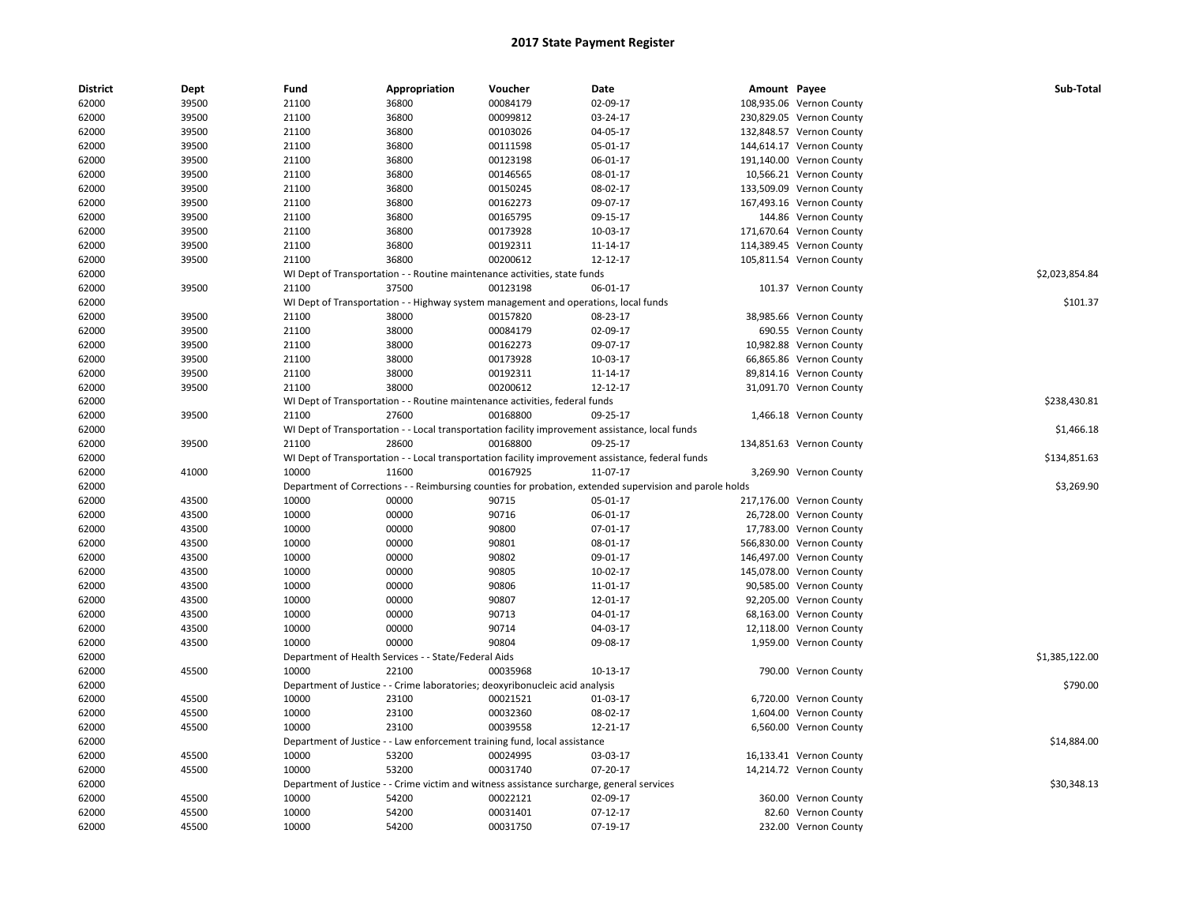# 2017 State Payment Register

| District | Dept | Fund | Appropriation | Voucher | Date | Amount | Payee | Sub-Total |
|---|---|---|---|---|---|---|---|---|
| 62000 | 39500 | 21100 | 36800 | 00084179 | 02-09-17 | 108,935.06 | Vernon County | |
| 62000 | 39500 | 21100 | 36800 | 00099812 | 03-24-17 | 230,829.05 | Vernon County | |
| 62000 | 39500 | 21100 | 36800 | 00103026 | 04-05-17 | 132,848.57 | Vernon County | |
| 62000 | 39500 | 21100 | 36800 | 00111598 | 05-01-17 | 144,614.17 | Vernon County | |
| 62000 | 39500 | 21100 | 36800 | 00123198 | 06-01-17 | 191,140.00 | Vernon County | |
| 62000 | 39500 | 21100 | 36800 | 00146565 | 08-01-17 | 10,566.21 | Vernon County | |
| 62000 | 39500 | 21100 | 36800 | 00150245 | 08-02-17 | 133,509.09 | Vernon County | |
| 62000 | 39500 | 21100 | 36800 | 00162273 | 09-07-17 | 167,493.16 | Vernon County | |
| 62000 | 39500 | 21100 | 36800 | 00165795 | 09-15-17 | 144.86 | Vernon County | |
| 62000 | 39500 | 21100 | 36800 | 00173928 | 10-03-17 | 171,670.64 | Vernon County | |
| 62000 | 39500 | 21100 | 36800 | 00192311 | 11-14-17 | 114,389.45 | Vernon County | |
| 62000 | 39500 | 21100 | 36800 | 00200612 | 12-12-17 | 105,811.54 | Vernon County | |
| 62000 | | WI Dept of Transportation - - Routine maintenance activities, state funds | | | | | | $2,023,854.84 |
| 62000 | 39500 | 21100 | 37500 | 00123198 | 06-01-17 | 101.37 | Vernon County | |
| 62000 | | WI Dept of Transportation - - Highway system management and operations, local funds | | | | | | $101.37 |
| 62000 | 39500 | 21100 | 38000 | 00157820 | 08-23-17 | 38,985.66 | Vernon County | |
| 62000 | 39500 | 21100 | 38000 | 00084179 | 02-09-17 | 690.55 | Vernon County | |
| 62000 | 39500 | 21100 | 38000 | 00162273 | 09-07-17 | 10,982.88 | Vernon County | |
| 62000 | 39500 | 21100 | 38000 | 00173928 | 10-03-17 | 66,865.86 | Vernon County | |
| 62000 | 39500 | 21100 | 38000 | 00192311 | 11-14-17 | 89,814.16 | Vernon County | |
| 62000 | 39500 | 21100 | 38000 | 00200612 | 12-12-17 | 31,091.70 | Vernon County | |
| 62000 | | WI Dept of Transportation - - Routine maintenance activities, federal funds | | | | | | $238,430.81 |
| 62000 | 39500 | 21100 | 27600 | 00168800 | 09-25-17 | 1,466.18 | Vernon County | |
| 62000 | | WI Dept of Transportation - - Local transportation facility improvement assistance, local funds | | | | | | $1,466.18 |
| 62000 | 39500 | 21100 | 28600 | 00168800 | 09-25-17 | 134,851.63 | Vernon County | |
| 62000 | | WI Dept of Transportation - - Local transportation facility improvement assistance, federal funds | | | | | | $134,851.63 |
| 62000 | 41000 | 10000 | 11600 | 00167925 | 11-07-17 | 3,269.90 | Vernon County | |
| 62000 | | Department of Corrections - - Reimbursing counties for probation, extended supervision and parole holds | | | | | | $3,269.90 |
| 62000 | 43500 | 10000 | 00000 | 90715 | 05-01-17 | 217,176.00 | Vernon County | |
| 62000 | 43500 | 10000 | 00000 | 90716 | 06-01-17 | 26,728.00 | Vernon County | |
| 62000 | 43500 | 10000 | 00000 | 90800 | 07-01-17 | 17,783.00 | Vernon County | |
| 62000 | 43500 | 10000 | 00000 | 90801 | 08-01-17 | 566,830.00 | Vernon County | |
| 62000 | 43500 | 10000 | 00000 | 90802 | 09-01-17 | 146,497.00 | Vernon County | |
| 62000 | 43500 | 10000 | 00000 | 90805 | 10-02-17 | 145,078.00 | Vernon County | |
| 62000 | 43500 | 10000 | 00000 | 90806 | 11-01-17 | 90,585.00 | Vernon County | |
| 62000 | 43500 | 10000 | 00000 | 90807 | 12-01-17 | 92,205.00 | Vernon County | |
| 62000 | 43500 | 10000 | 00000 | 90713 | 04-01-17 | 68,163.00 | Vernon County | |
| 62000 | 43500 | 10000 | 00000 | 90714 | 04-03-17 | 12,118.00 | Vernon County | |
| 62000 | 43500 | 10000 | 00000 | 90804 | 09-08-17 | 1,959.00 | Vernon County | |
| 62000 | | Department of Health Services - - State/Federal Aids | | | | | | $1,385,122.00 |
| 62000 | 45500 | 10000 | 22100 | 00035968 | 10-13-17 | 790.00 | Vernon County | |
| 62000 | | Department of Justice - - Crime laboratories; deoxyribonucleic acid analysis | | | | | | $790.00 |
| 62000 | 45500 | 10000 | 23100 | 00021521 | 01-03-17 | 6,720.00 | Vernon County | |
| 62000 | 45500 | 10000 | 23100 | 00032360 | 08-02-17 | 1,604.00 | Vernon County | |
| 62000 | 45500 | 10000 | 23100 | 00039558 | 12-21-17 | 6,560.00 | Vernon County | |
| 62000 | | Department of Justice - - Law enforcement training fund, local assistance | | | | | | $14,884.00 |
| 62000 | 45500 | 10000 | 53200 | 00024995 | 03-03-17 | 16,133.41 | Vernon County | |
| 62000 | 45500 | 10000 | 53200 | 00031740 | 07-20-17 | 14,214.72 | Vernon County | |
| 62000 | | Department of Justice - - Crime victim and witness assistance surcharge, general services | | | | | | $30,348.13 |
| 62000 | 45500 | 10000 | 54200 | 00022121 | 02-09-17 | 360.00 | Vernon County | |
| 62000 | 45500 | 10000 | 54200 | 00031401 | 07-12-17 | 82.60 | Vernon County | |
| 62000 | 45500 | 10000 | 54200 | 00031750 | 07-19-17 | 232.00 | Vernon County | |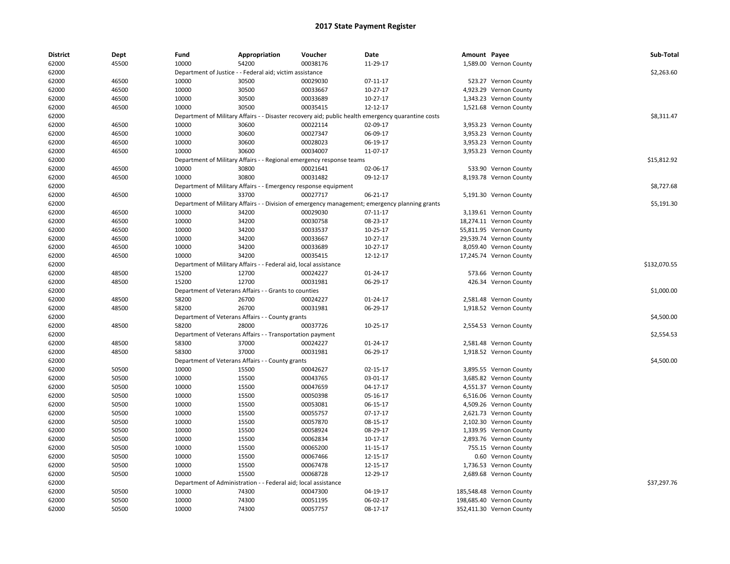# 2017 State Payment Register

| District | Dept | Fund | Appropriation | Voucher | Date | Amount | Payee | Sub-Total |
|---|---|---|---|---|---|---|---|---|
| 62000 | 45500 | 10000 | 54200 | 00038176 | 11-29-17 | 1,589.00 | Vernon County | |
| 62000 | | Department of Justice - - Federal aid; victim assistance | | | | | | $2,263.60 |
| 62000 | 46500 | 10000 | 30500 | 00029030 | 07-11-17 | 523.27 | Vernon County | |
| 62000 | 46500 | 10000 | 30500 | 00033667 | 10-27-17 | 4,923.29 | Vernon County | |
| 62000 | 46500 | 10000 | 30500 | 00033689 | 10-27-17 | 1,343.23 | Vernon County | |
| 62000 | 46500 | 10000 | 30500 | 00035415 | 12-12-17 | 1,521.68 | Vernon County | |
| 62000 | | Department of Military Affairs - - Disaster recovery aid; public health emergency quarantine costs | | | | | | $8,311.47 |
| 62000 | 46500 | 10000 | 30600 | 00022114 | 02-09-17 | 3,953.23 | Vernon County | |
| 62000 | 46500 | 10000 | 30600 | 00027347 | 06-09-17 | 3,953.23 | Vernon County | |
| 62000 | 46500 | 10000 | 30600 | 00028023 | 06-19-17 | 3,953.23 | Vernon County | |
| 62000 | 46500 | 10000 | 30600 | 00034007 | 11-07-17 | 3,953.23 | Vernon County | |
| 62000 | | Department of Military Affairs - - Regional emergency response teams | | | | | | $15,812.92 |
| 62000 | 46500 | 10000 | 30800 | 00021641 | 02-06-17 | 533.90 | Vernon County | |
| 62000 | 46500 | 10000 | 30800 | 00031482 | 09-12-17 | 8,193.78 | Vernon County | |
| 62000 | | Department of Military Affairs - - Emergency response equipment | | | | | | $8,727.68 |
| 62000 | 46500 | 10000 | 33700 | 00027717 | 06-21-17 | 5,191.30 | Vernon County | |
| 62000 | | Department of Military Affairs - - Division of emergency management; emergency planning grants | | | | | | $5,191.30 |
| 62000 | 46500 | 10000 | 34200 | 00029030 | 07-11-17 | 3,139.61 | Vernon County | |
| 62000 | 46500 | 10000 | 34200 | 00030758 | 08-23-17 | 18,274.11 | Vernon County | |
| 62000 | 46500 | 10000 | 34200 | 00033537 | 10-25-17 | 55,811.95 | Vernon County | |
| 62000 | 46500 | 10000 | 34200 | 00033667 | 10-27-17 | 29,539.74 | Vernon County | |
| 62000 | 46500 | 10000 | 34200 | 00033689 | 10-27-17 | 8,059.40 | Vernon County | |
| 62000 | 46500 | 10000 | 34200 | 00035415 | 12-12-17 | 17,245.74 | Vernon County | |
| 62000 | | Department of Military Affairs - - Federal aid, local assistance | | | | | | $132,070.55 |
| 62000 | 48500 | 15200 | 12700 | 00024227 | 01-24-17 | 573.66 | Vernon County | |
| 62000 | 48500 | 15200 | 12700 | 00031981 | 06-29-17 | 426.34 | Vernon County | |
| 62000 | | Department of Veterans Affairs - - Grants to counties | | | | | | $1,000.00 |
| 62000 | 48500 | 58200 | 26700 | 00024227 | 01-24-17 | 2,581.48 | Vernon County | |
| 62000 | 48500 | 58200 | 26700 | 00031981 | 06-29-17 | 1,918.52 | Vernon County | |
| 62000 | | Department of Veterans Affairs - - County grants | | | | | | $4,500.00 |
| 62000 | 48500 | 58200 | 28000 | 00037726 | 10-25-17 | 2,554.53 | Vernon County | |
| 62000 | | Department of Veterans Affairs - - Transportation payment | | | | | | $2,554.53 |
| 62000 | 48500 | 58300 | 37000 | 00024227 | 01-24-17 | 2,581.48 | Vernon County | |
| 62000 | 48500 | 58300 | 37000 | 00031981 | 06-29-17 | 1,918.52 | Vernon County | |
| 62000 | | Department of Veterans Affairs - - County grants | | | | | | $4,500.00 |
| 62000 | 50500 | 10000 | 15500 | 00042627 | 02-15-17 | 3,895.55 | Vernon County | |
| 62000 | 50500 | 10000 | 15500 | 00043765 | 03-01-17 | 3,685.82 | Vernon County | |
| 62000 | 50500 | 10000 | 15500 | 00047659 | 04-17-17 | 4,551.37 | Vernon County | |
| 62000 | 50500 | 10000 | 15500 | 00050398 | 05-16-17 | 6,516.06 | Vernon County | |
| 62000 | 50500 | 10000 | 15500 | 00053081 | 06-15-17 | 4,509.26 | Vernon County | |
| 62000 | 50500 | 10000 | 15500 | 00055757 | 07-17-17 | 2,621.73 | Vernon County | |
| 62000 | 50500 | 10000 | 15500 | 00057870 | 08-15-17 | 2,102.30 | Vernon County | |
| 62000 | 50500 | 10000 | 15500 | 00058924 | 08-29-17 | 1,339.95 | Vernon County | |
| 62000 | 50500 | 10000 | 15500 | 00062834 | 10-17-17 | 2,893.76 | Vernon County | |
| 62000 | 50500 | 10000 | 15500 | 00065200 | 11-15-17 | 755.15 | Vernon County | |
| 62000 | 50500 | 10000 | 15500 | 00067466 | 12-15-17 | 0.60 | Vernon County | |
| 62000 | 50500 | 10000 | 15500 | 00067478 | 12-15-17 | 1,736.53 | Vernon County | |
| 62000 | 50500 | 10000 | 15500 | 00068728 | 12-29-17 | 2,689.68 | Vernon County | |
| 62000 | | Department of Administration - - Federal aid; local assistance | | | | | | $37,297.76 |
| 62000 | 50500 | 10000 | 74300 | 00047300 | 04-19-17 | 185,548.48 | Vernon County | |
| 62000 | 50500 | 10000 | 74300 | 00051195 | 06-02-17 | 198,685.40 | Vernon County | |
| 62000 | 50500 | 10000 | 74300 | 00057757 | 08-17-17 | 352,411.30 | Vernon County | |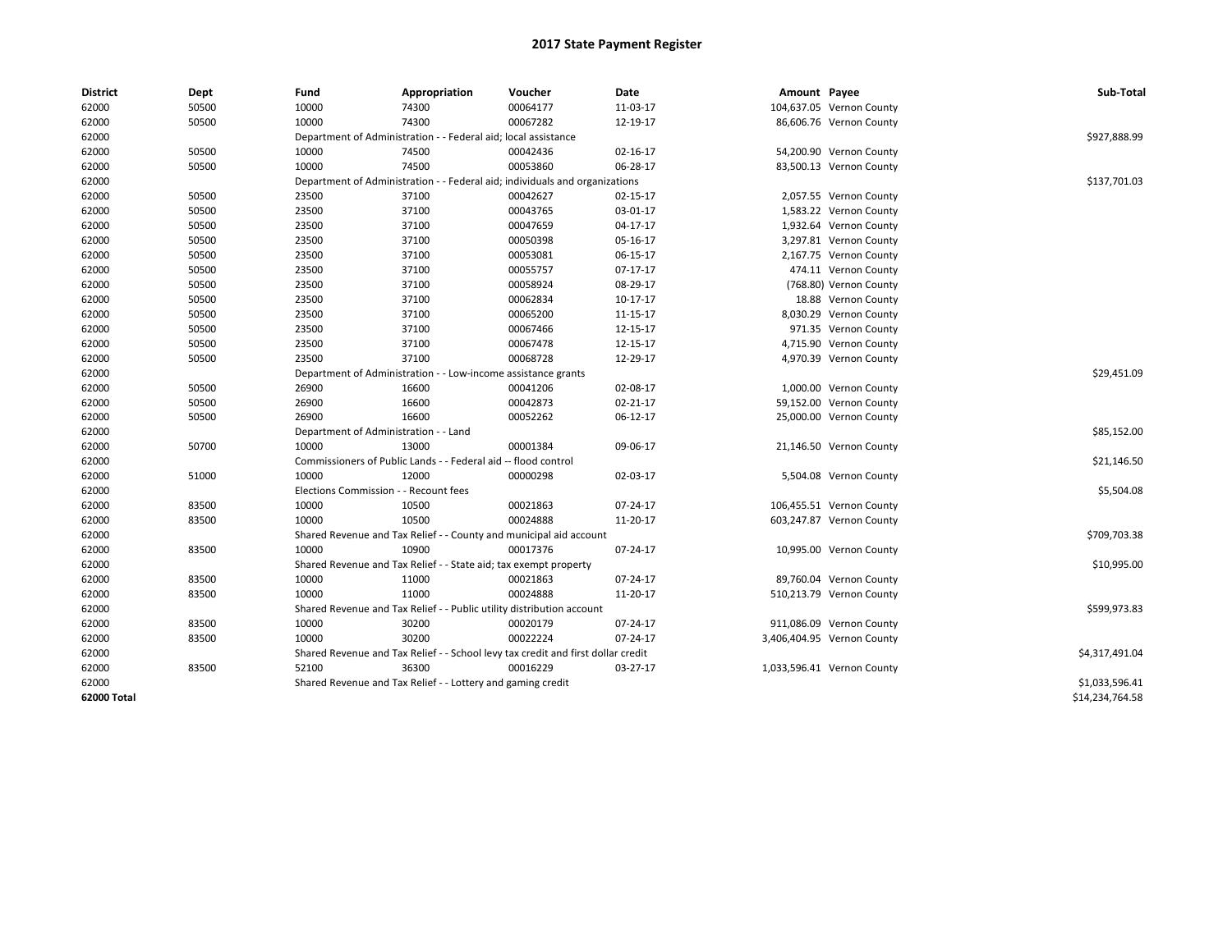# 2017 State Payment Register

| District | Dept | Fund | Appropriation | Voucher | Date | Amount | Payee | Sub-Total |
|---|---|---|---|---|---|---|---|---|
| 62000 | 50500 | 10000 | 74300 | 00064177 | 11-03-17 | 104,637.05 | Vernon County | |
| 62000 | 50500 | 10000 | 74300 | 00067282 | 12-19-17 | 86,606.76 | Vernon County | |
| 62000 | | Department of Administration - - Federal aid; local assistance | | | | | | $927,888.99 |
| 62000 | 50500 | 10000 | 74500 | 00042436 | 02-16-17 | 54,200.90 | Vernon County | |
| 62000 | 50500 | 10000 | 74500 | 00053860 | 06-28-17 | 83,500.13 | Vernon County | |
| 62000 | | Department of Administration - - Federal aid; individuals and organizations | | | | | | $137,701.03 |
| 62000 | 50500 | 23500 | 37100 | 00042627 | 02-15-17 | 2,057.55 | Vernon County | |
| 62000 | 50500 | 23500 | 37100 | 00043765 | 03-01-17 | 1,583.22 | Vernon County | |
| 62000 | 50500 | 23500 | 37100 | 00047659 | 04-17-17 | 1,932.64 | Vernon County | |
| 62000 | 50500 | 23500 | 37100 | 00050398 | 05-16-17 | 3,297.81 | Vernon County | |
| 62000 | 50500 | 23500 | 37100 | 00053081 | 06-15-17 | 2,167.75 | Vernon County | |
| 62000 | 50500 | 23500 | 37100 | 00055757 | 07-17-17 | 474.11 | Vernon County | |
| 62000 | 50500 | 23500 | 37100 | 00058924 | 08-29-17 | (768.80) | Vernon County | |
| 62000 | 50500 | 23500 | 37100 | 00062834 | 10-17-17 | 18.88 | Vernon County | |
| 62000 | 50500 | 23500 | 37100 | 00065200 | 11-15-17 | 8,030.29 | Vernon County | |
| 62000 | 50500 | 23500 | 37100 | 00067466 | 12-15-17 | 971.35 | Vernon County | |
| 62000 | 50500 | 23500 | 37100 | 00067478 | 12-15-17 | 4,715.90 | Vernon County | |
| 62000 | 50500 | 23500 | 37100 | 00068728 | 12-29-17 | 4,970.39 | Vernon County | |
| 62000 | | Department of Administration - - Low-income assistance grants | | | | | | $29,451.09 |
| 62000 | 50500 | 26900 | 16600 | 00041206 | 02-08-17 | 1,000.00 | Vernon County | |
| 62000 | 50500 | 26900 | 16600 | 00042873 | 02-21-17 | 59,152.00 | Vernon County | |
| 62000 | 50500 | 26900 | 16600 | 00052262 | 06-12-17 | 25,000.00 | Vernon County | |
| 62000 | | Department of Administration - - Land | | | | | | $85,152.00 |
| 62000 | 50700 | 10000 | 13000 | 00001384 | 09-06-17 | 21,146.50 | Vernon County | |
| 62000 | | Commissioners of Public Lands - - Federal aid -- flood control | | | | | | $21,146.50 |
| 62000 | 51000 | 10000 | 12000 | 00000298 | 02-03-17 | 5,504.08 | Vernon County | |
| 62000 | | Elections Commission - - Recount fees | | | | | | $5,504.08 |
| 62000 | 83500 | 10000 | 10500 | 00021863 | 07-24-17 | 106,455.51 | Vernon County | |
| 62000 | 83500 | 10000 | 10500 | 00024888 | 11-20-17 | 603,247.87 | Vernon County | |
| 62000 | | Shared Revenue and Tax Relief - - County and municipal aid account | | | | | | $709,703.38 |
| 62000 | 83500 | 10000 | 10900 | 00017376 | 07-24-17 | 10,995.00 | Vernon County | |
| 62000 | | Shared Revenue and Tax Relief - - State aid; tax exempt property | | | | | | $10,995.00 |
| 62000 | 83500 | 10000 | 11000 | 00021863 | 07-24-17 | 89,760.04 | Vernon County | |
| 62000 | 83500 | 10000 | 11000 | 00024888 | 11-20-17 | 510,213.79 | Vernon County | |
| 62000 | | Shared Revenue and Tax Relief - - Public utility distribution account | | | | | | $599,973.83 |
| 62000 | 83500 | 10000 | 30200 | 00020179 | 07-24-17 | 911,086.09 | Vernon County | |
| 62000 | 83500 | 10000 | 30200 | 00022224 | 07-24-17 | 3,406,404.95 | Vernon County | |
| 62000 | | Shared Revenue and Tax Relief - - School levy tax credit and first dollar credit | | | | | | $4,317,491.04 |
| 62000 | 83500 | 52100 | 36300 | 00016229 | 03-27-17 | 1,033,596.41 | Vernon County | |
| 62000 | | Shared Revenue and Tax Relief - - Lottery and gaming credit | | | | | | $1,033,596.41 |
| **62000 Total** | | | | | | | | $14,234,764.58 |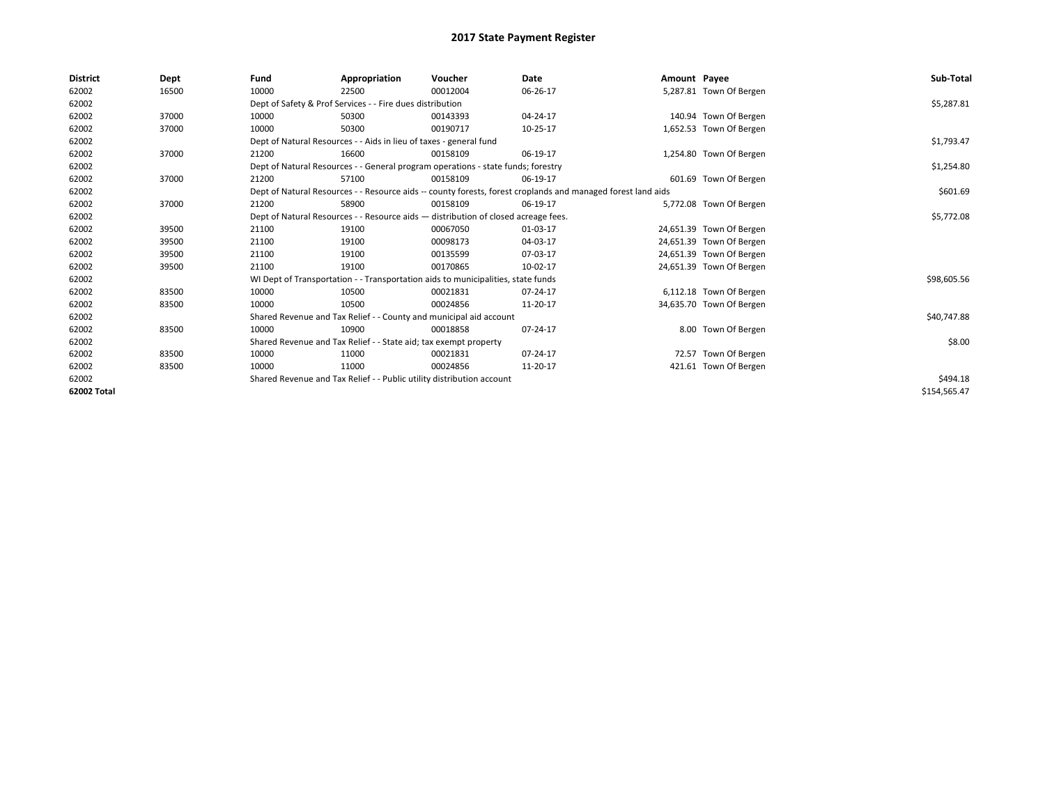# 2017 State Payment Register

| District | Dept | Fund | Appropriation | Voucher | Date | Amount | Payee | Sub-Total |
|---|---|---|---|---|---|---|---|---|
| 62002 | 16500 | 10000 | 22500 | 00012004 | 06-26-17 | 5,287.81 | Town Of Bergen | |
| 62002 | | Dept of Safety & Prof Services - - Fire dues distribution | | | | | | $5,287.81 |
| 62002 | 37000 | 10000 | 50300 | 00143393 | 04-24-17 | 140.94 | Town Of Bergen | |
| 62002 | 37000 | 10000 | 50300 | 00190717 | 10-25-17 | 1,652.53 | Town Of Bergen | |
| 62002 | | Dept of Natural Resources - - Aids in lieu of taxes - general fund | | | | | | $1,793.47 |
| 62002 | 37000 | 21200 | 16600 | 00158109 | 06-19-17 | 1,254.80 | Town Of Bergen | |
| 62002 | | Dept of Natural Resources - - General program operations - state funds; forestry | | | | | | $1,254.80 |
| 62002 | 37000 | 21200 | 57100 | 00158109 | 06-19-17 | 601.69 | Town Of Bergen | |
| 62002 | | Dept of Natural Resources - - Resource aids -- county forests, forest croplands and managed forest land aids | | | | | | $601.69 |
| 62002 | 37000 | 21200 | 58900 | 00158109 | 06-19-17 | 5,772.08 | Town Of Bergen | |
| 62002 | | Dept of Natural Resources - - Resource aids — distribution of closed acreage fees. | | | | | | $5,772.08 |
| 62002 | 39500 | 21100 | 19100 | 00067050 | 01-03-17 | 24,651.39 | Town Of Bergen | |
| 62002 | 39500 | 21100 | 19100 | 00098173 | 04-03-17 | 24,651.39 | Town Of Bergen | |
| 62002 | 39500 | 21100 | 19100 | 00135599 | 07-03-17 | 24,651.39 | Town Of Bergen | |
| 62002 | 39500 | 21100 | 19100 | 00170865 | 10-02-17 | 24,651.39 | Town Of Bergen | |
| 62002 | | WI Dept of Transportation - - Transportation aids to municipalities, state funds | | | | | | $98,605.56 |
| 62002 | 83500 | 10000 | 10500 | 00021831 | 07-24-17 | 6,112.18 | Town Of Bergen | |
| 62002 | 83500 | 10000 | 10500 | 00024856 | 11-20-17 | 34,635.70 | Town Of Bergen | |
| 62002 | | Shared Revenue and Tax Relief - - County and municipal aid account | | | | | | $40,747.88 |
| 62002 | 83500 | 10000 | 10900 | 00018858 | 07-24-17 | 8.00 | Town Of Bergen | |
| 62002 | | Shared Revenue and Tax Relief - - State aid; tax exempt property | | | | | | $8.00 |
| 62002 | 83500 | 10000 | 11000 | 00021831 | 07-24-17 | 72.57 | Town Of Bergen | |
| 62002 | 83500 | 10000 | 11000 | 00024856 | 11-20-17 | 421.61 | Town Of Bergen | |
| 62002 | | Shared Revenue and Tax Relief - - Public utility distribution account | | | | | | $494.18 |
| 62002 Total | | | | | | | | $154,565.47 |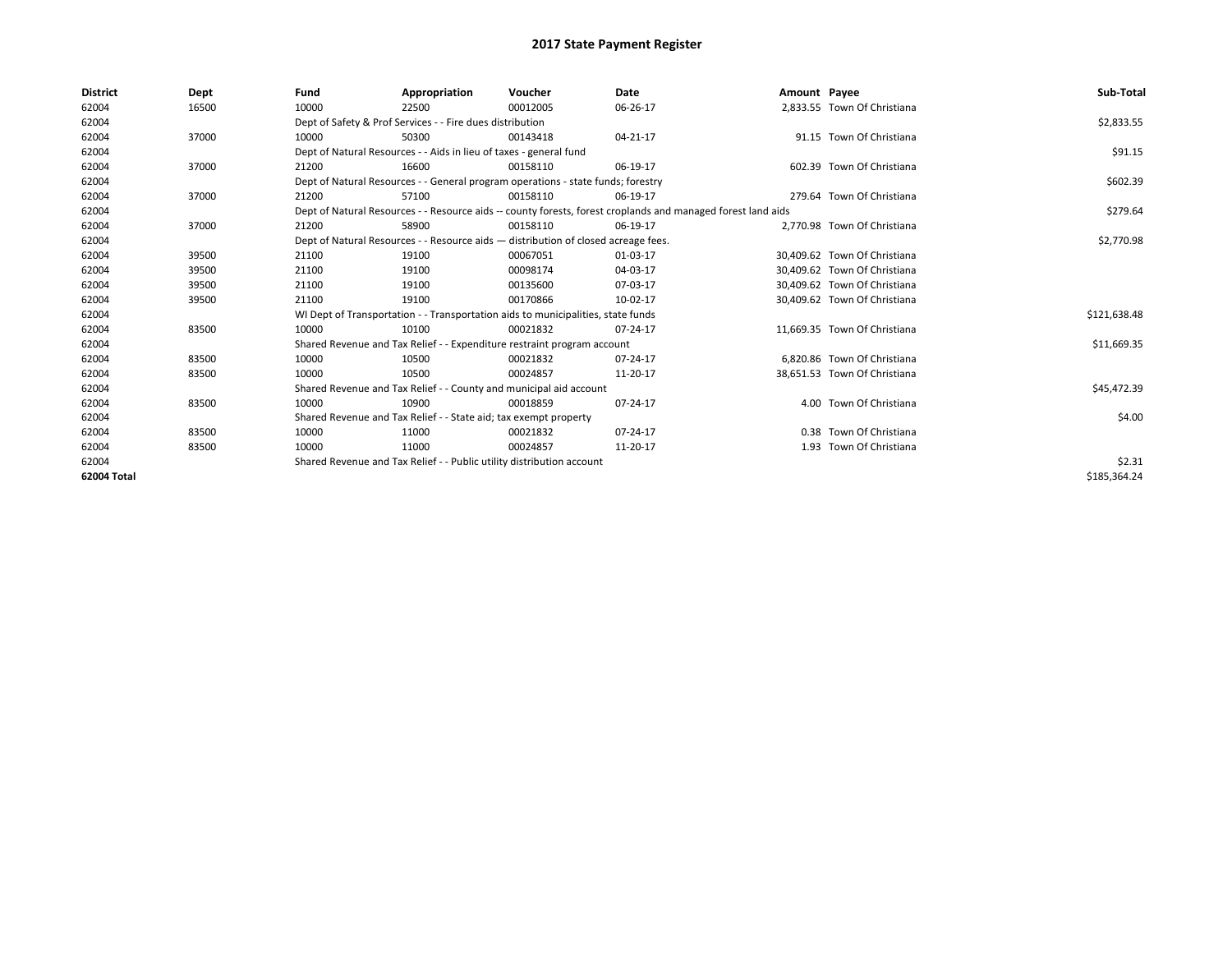# 2017 State Payment Register

| District | Dept | Fund | Appropriation | Voucher | Date | Amount | Payee | Sub-Total |
|---|---|---|---|---|---|---|---|---|
| 62004 | 16500 | 10000 | 22500 | 00012005 | 06-26-17 | 2,833.55 | Town Of Christiana | |
| 62004 | | Dept of Safety & Prof Services - - Fire dues distribution | | | | | | $2,833.55 |
| 62004 | 37000 | 10000 | 50300 | 00143418 | 04-21-17 | 91.15 | Town Of Christiana | |
| 62004 | | Dept of Natural Resources - - Aids in lieu of taxes - general fund | | | | | | $91.15 |
| 62004 | 37000 | 21200 | 16600 | 00158110 | 06-19-17 | 602.39 | Town Of Christiana | |
| 62004 | | Dept of Natural Resources - - General program operations - state funds; forestry | | | | | | $602.39 |
| 62004 | 37000 | 21200 | 57100 | 00158110 | 06-19-17 | 279.64 | Town Of Christiana | |
| 62004 | | Dept of Natural Resources - - Resource aids -- county forests, forest croplands and managed forest land aids | | | | | | $279.64 |
| 62004 | 37000 | 21200 | 58900 | 00158110 | 06-19-17 | 2,770.98 | Town Of Christiana | |
| 62004 | | Dept of Natural Resources - - Resource aids — distribution of closed acreage fees. | | | | | | $2,770.98 |
| 62004 | 39500 | 21100 | 19100 | 00067051 | 01-03-17 | 30,409.62 | Town Of Christiana | |
| 62004 | 39500 | 21100 | 19100 | 00098174 | 04-03-17 | 30,409.62 | Town Of Christiana | |
| 62004 | 39500 | 21100 | 19100 | 00135600 | 07-03-17 | 30,409.62 | Town Of Christiana | |
| 62004 | 39500 | 21100 | 19100 | 00170866 | 10-02-17 | 30,409.62 | Town Of Christiana | |
| 62004 | | WI Dept of Transportation - - Transportation aids to municipalities, state funds | | | | | | $121,638.48 |
| 62004 | 83500 | 10000 | 10100 | 00021832 | 07-24-17 | 11,669.35 | Town Of Christiana | |
| 62004 | | Shared Revenue and Tax Relief - - Expenditure restraint program account | | | | | | $11,669.35 |
| 62004 | 83500 | 10000 | 10500 | 00021832 | 07-24-17 | 6,820.86 | Town Of Christiana | |
| 62004 | 83500 | 10000 | 10500 | 00024857 | 11-20-17 | 38,651.53 | Town Of Christiana | |
| 62004 | | Shared Revenue and Tax Relief - - County and municipal aid account | | | | | | $45,472.39 |
| 62004 | 83500 | 10000 | 10900 | 00018859 | 07-24-17 | 4.00 | Town Of Christiana | |
| 62004 | | Shared Revenue and Tax Relief - - State aid; tax exempt property | | | | | | $4.00 |
| 62004 | 83500 | 10000 | 11000 | 00021832 | 07-24-17 | 0.38 | Town Of Christiana | |
| 62004 | 83500 | 10000 | 11000 | 00024857 | 11-20-17 | 1.93 | Town Of Christiana | |
| 62004 | | Shared Revenue and Tax Relief - - Public utility distribution account | | | | | | $2.31 |
| **62004 Total** | | | | | | | | $185,364.24 |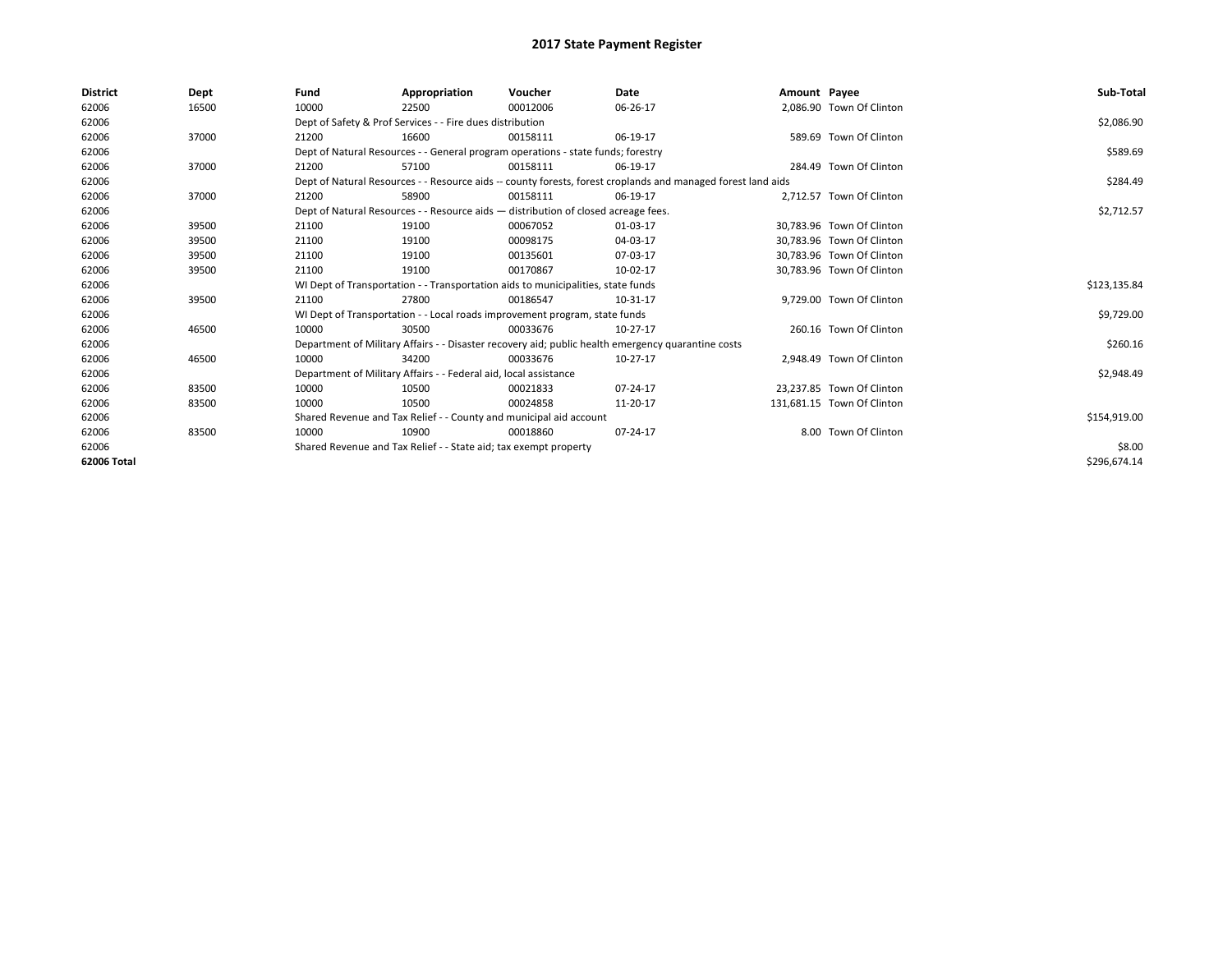# 2017 State Payment Register

| District | Dept | Fund | Appropriation | Voucher | Date | Amount | Payee | Sub-Total |
|---|---|---|---|---|---|---|---|---|
| 62006 | 16500 | 10000 | 22500 | 00012006 | 06-26-17 | 2,086.90 | Town Of Clinton | |
| 62006 | | Dept of Safety & Prof Services - - Fire dues distribution | | | | | | $2,086.90 |
| 62006 | 37000 | 21200 | 16600 | 00158111 | 06-19-17 | 589.69 | Town Of Clinton | |
| 62006 | | Dept of Natural Resources - - General program operations - state funds; forestry | | | | | | $589.69 |
| 62006 | 37000 | 21200 | 57100 | 00158111 | 06-19-17 | 284.49 | Town Of Clinton | |
| 62006 | | Dept of Natural Resources - - Resource aids -- county forests, forest croplands and managed forest land aids | | | | | | $284.49 |
| 62006 | 37000 | 21200 | 58900 | 00158111 | 06-19-17 | 2,712.57 | Town Of Clinton | |
| 62006 | | Dept of Natural Resources - - Resource aids — distribution of closed acreage fees. | | | | | | $2,712.57 |
| 62006 | 39500 | 21100 | 19100 | 00067052 | 01-03-17 | 30,783.96 | Town Of Clinton | |
| 62006 | 39500 | 21100 | 19100 | 00098175 | 04-03-17 | 30,783.96 | Town Of Clinton | |
| 62006 | 39500 | 21100 | 19100 | 00135601 | 07-03-17 | 30,783.96 | Town Of Clinton | |
| 62006 | 39500 | 21100 | 19100 | 00170867 | 10-02-17 | 30,783.96 | Town Of Clinton | |
| 62006 | | WI Dept of Transportation - - Transportation aids to municipalities, state funds | | | | | | $123,135.84 |
| 62006 | 39500 | 21100 | 27800 | 00186547 | 10-31-17 | 9,729.00 | Town Of Clinton | |
| 62006 | | WI Dept of Transportation - - Local roads improvement program, state funds | | | | | | $9,729.00 |
| 62006 | 46500 | 10000 | 30500 | 00033676 | 10-27-17 | 260.16 | Town Of Clinton | |
| 62006 | | Department of Military Affairs - - Disaster recovery aid; public health emergency quarantine costs | | | | | | $260.16 |
| 62006 | 46500 | 10000 | 34200 | 00033676 | 10-27-17 | 2,948.49 | Town Of Clinton | |
| 62006 | | Department of Military Affairs - - Federal aid, local assistance | | | | | | $2,948.49 |
| 62006 | 83500 | 10000 | 10500 | 00021833 | 07-24-17 | 23,237.85 | Town Of Clinton | |
| 62006 | 83500 | 10000 | 10500 | 00024858 | 11-20-17 | 131,681.15 | Town Of Clinton | |
| 62006 | | Shared Revenue and Tax Relief - - County and municipal aid account | | | | | | $154,919.00 |
| 62006 | 83500 | 10000 | 10900 | 00018860 | 07-24-17 | 8.00 | Town Of Clinton | |
| 62006 | | Shared Revenue and Tax Relief - - State aid; tax exempt property | | | | | | $8.00 |
| **62006 Total** | | | | | | | | $296,674.14 |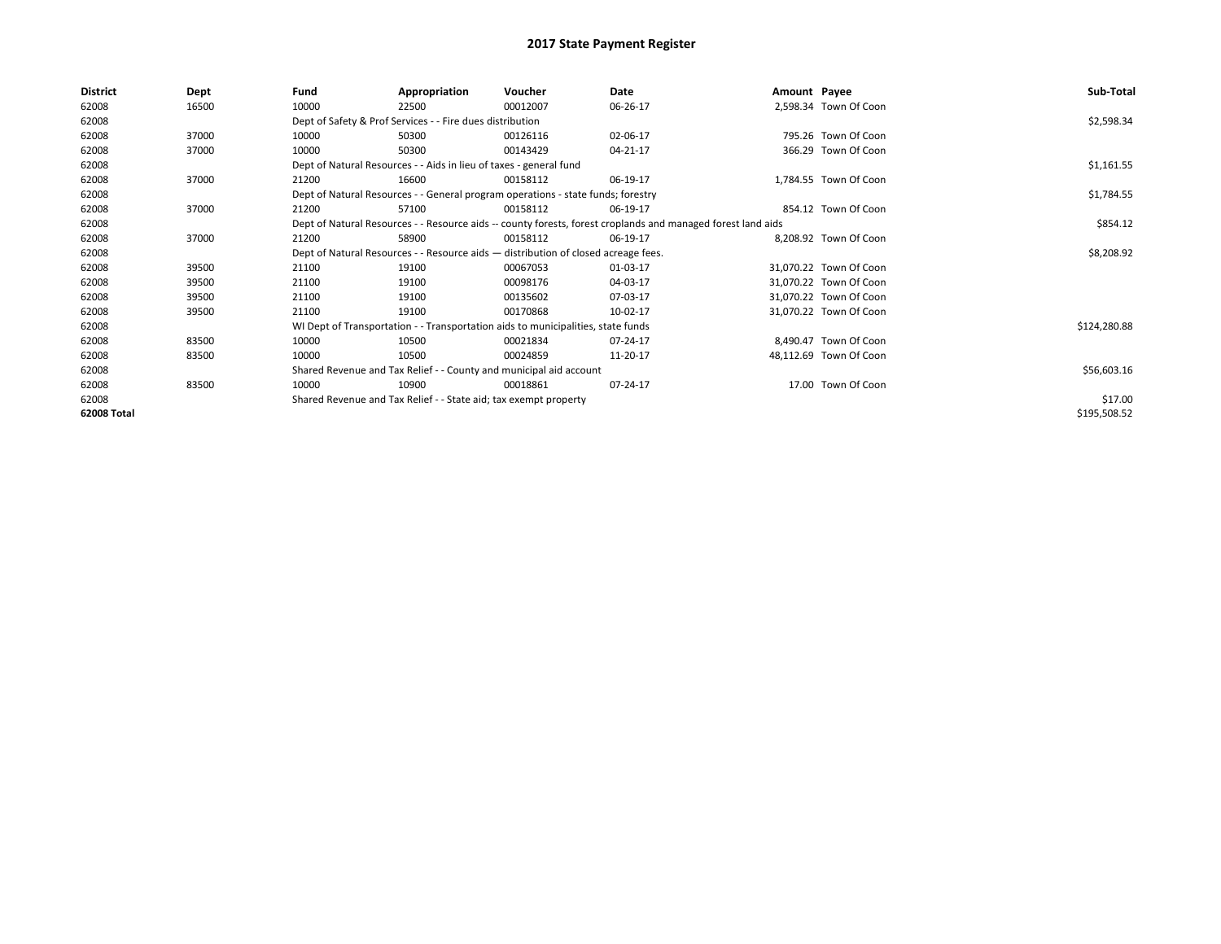# 2017 State Payment Register

| District | Dept | Fund | Appropriation | Voucher | Date | Amount | Payee | Sub-Total |
|---|---|---|---|---|---|---|---|---|
| 62008 | 16500 | 10000 | 22500 | 00012007 | 06-26-17 | 2,598.34 | Town Of Coon | |
| 62008 | | Dept of Safety & Prof Services - - Fire dues distribution | | | | | | $2,598.34 |
| 62008 | 37000 | 10000 | 50300 | 00126116 | 02-06-17 | 795.26 | Town Of Coon | |
| 62008 | 37000 | 10000 | 50300 | 00143429 | 04-21-17 | 366.29 | Town Of Coon | |
| 62008 | | Dept of Natural Resources - - Aids in lieu of taxes - general fund | | | | | | $1,161.55 |
| 62008 | 37000 | 21200 | 16600 | 00158112 | 06-19-17 | 1,784.55 | Town Of Coon | |
| 62008 | | Dept of Natural Resources - - General program operations - state funds; forestry | | | | | | $1,784.55 |
| 62008 | 37000 | 21200 | 57100 | 00158112 | 06-19-17 | 854.12 | Town Of Coon | |
| 62008 | | Dept of Natural Resources - - Resource aids -- county forests, forest croplands and managed forest land aids | | | | | | $854.12 |
| 62008 | 37000 | 21200 | 58900 | 00158112 | 06-19-17 | 8,208.92 | Town Of Coon | |
| 62008 | | Dept of Natural Resources - - Resource aids — distribution of closed acreage fees. | | | | | | $8,208.92 |
| 62008 | 39500 | 21100 | 19100 | 00067053 | 01-03-17 | 31,070.22 | Town Of Coon | |
| 62008 | 39500 | 21100 | 19100 | 00098176 | 04-03-17 | 31,070.22 | Town Of Coon | |
| 62008 | 39500 | 21100 | 19100 | 00135602 | 07-03-17 | 31,070.22 | Town Of Coon | |
| 62008 | 39500 | 21100 | 19100 | 00170868 | 10-02-17 | 31,070.22 | Town Of Coon | |
| 62008 | | WI Dept of Transportation - - Transportation aids to municipalities, state funds | | | | | | $124,280.88 |
| 62008 | 83500 | 10000 | 10500 | 00021834 | 07-24-17 | 8,490.47 | Town Of Coon | |
| 62008 | 83500 | 10000 | 10500 | 00024859 | 11-20-17 | 48,112.69 | Town Of Coon | |
| 62008 | | Shared Revenue and Tax Relief - - County and municipal aid account | | | | | | $56,603.16 |
| 62008 | 83500 | 10000 | 10900 | 00018861 | 07-24-17 | 17.00 | Town Of Coon | |
| 62008 | | Shared Revenue and Tax Relief - - State aid; tax exempt property | | | | | | $17.00 |
| 62008 Total | | | | | | | | $195,508.52 |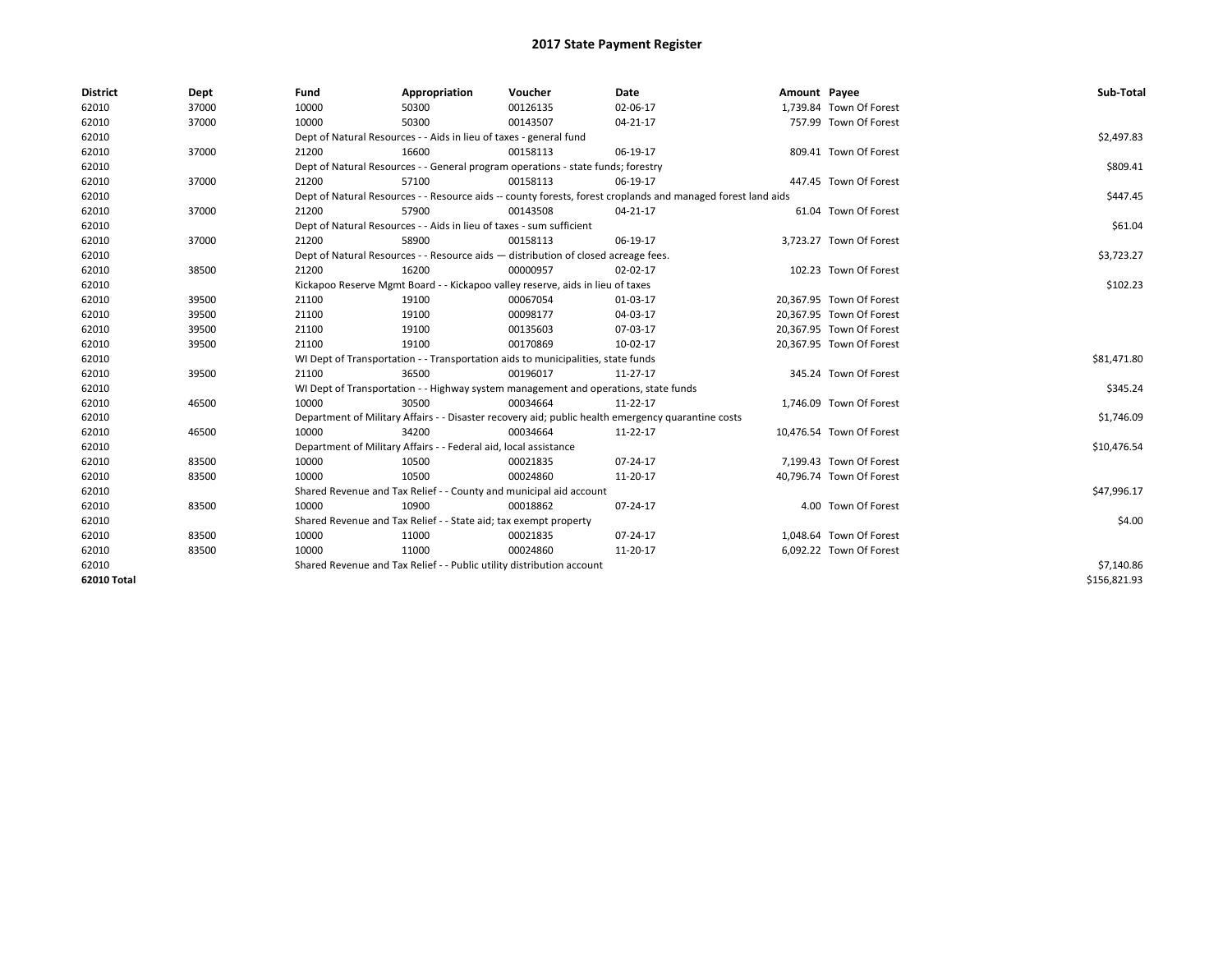# 2017 State Payment Register

| District | Dept | Fund | Appropriation | Voucher | Date | Amount | Payee | Sub-Total |
|---|---|---|---|---|---|---|---|---|
| 62010 | 37000 | 10000 | 50300 | 00126135 | 02-06-17 | 1,739.84 | Town Of Forest | |
| 62010 | 37000 | 10000 | 50300 | 00143507 | 04-21-17 | 757.99 | Town Of Forest | |
| 62010 | | Dept of Natural Resources - - Aids in lieu of taxes - general fund | | | | | | $2,497.83 |
| 62010 | 37000 | 21200 | 16600 | 00158113 | 06-19-17 | 809.41 | Town Of Forest | |
| 62010 | | Dept of Natural Resources - - General program operations - state funds; forestry | | | | | | $809.41 |
| 62010 | 37000 | 21200 | 57100 | 00158113 | 06-19-17 | 447.45 | Town Of Forest | |
| 62010 | | Dept of Natural Resources - - Resource aids -- county forests, forest croplands and managed forest land aids | | | | | | $447.45 |
| 62010 | 37000 | 21200 | 57900 | 00143508 | 04-21-17 | 61.04 | Town Of Forest | |
| 62010 | | Dept of Natural Resources - - Aids in lieu of taxes - sum sufficient | | | | | | $61.04 |
| 62010 | 37000 | 21200 | 58900 | 00158113 | 06-19-17 | 3,723.27 | Town Of Forest | |
| 62010 | | Dept of Natural Resources - - Resource aids — distribution of closed acreage fees. | | | | | | $3,723.27 |
| 62010 | 38500 | 21200 | 16200 | 00000957 | 02-02-17 | 102.23 | Town Of Forest | |
| 62010 | | Kickapoo Reserve Mgmt Board - - Kickapoo valley reserve, aids in lieu of taxes | | | | | | $102.23 |
| 62010 | 39500 | 21100 | 19100 | 00067054 | 01-03-17 | 20,367.95 | Town Of Forest | |
| 62010 | 39500 | 21100 | 19100 | 00098177 | 04-03-17 | 20,367.95 | Town Of Forest | |
| 62010 | 39500 | 21100 | 19100 | 00135603 | 07-03-17 | 20,367.95 | Town Of Forest | |
| 62010 | 39500 | 21100 | 19100 | 00170869 | 10-02-17 | 20,367.95 | Town Of Forest | |
| 62010 | | WI Dept of Transportation - - Transportation aids to municipalities, state funds | | | | | | $81,471.80 |
| 62010 | 39500 | 21100 | 36500 | 00196017 | 11-27-17 | 345.24 | Town Of Forest | |
| 62010 | | WI Dept of Transportation - - Highway system management and operations, state funds | | | | | | $345.24 |
| 62010 | 46500 | 10000 | 30500 | 00034664 | 11-22-17 | 1,746.09 | Town Of Forest | |
| 62010 | | Department of Military Affairs - - Disaster recovery aid; public health emergency quarantine costs | | | | | | $1,746.09 |
| 62010 | 46500 | 10000 | 34200 | 00034664 | 11-22-17 | 10,476.54 | Town Of Forest | |
| 62010 | | Department of Military Affairs - - Federal aid, local assistance | | | | | | $10,476.54 |
| 62010 | 83500 | 10000 | 10500 | 00021835 | 07-24-17 | 7,199.43 | Town Of Forest | |
| 62010 | 83500 | 10000 | 10500 | 00024860 | 11-20-17 | 40,796.74 | Town Of Forest | |
| 62010 | | Shared Revenue and Tax Relief - - County and municipal aid account | | | | | | $47,996.17 |
| 62010 | 83500 | 10000 | 10900 | 00018862 | 07-24-17 | 4.00 | Town Of Forest | |
| 62010 | | Shared Revenue and Tax Relief - - State aid; tax exempt property | | | | | | $4.00 |
| 62010 | 83500 | 10000 | 11000 | 00021835 | 07-24-17 | 1,048.64 | Town Of Forest | |
| 62010 | 83500 | 10000 | 11000 | 00024860 | 11-20-17 | 6,092.22 | Town Of Forest | |
| 62010 | | Shared Revenue and Tax Relief - - Public utility distribution account | | | | | | $7,140.86 |
| **62010 Total** | | | | | | | | $156,821.93 |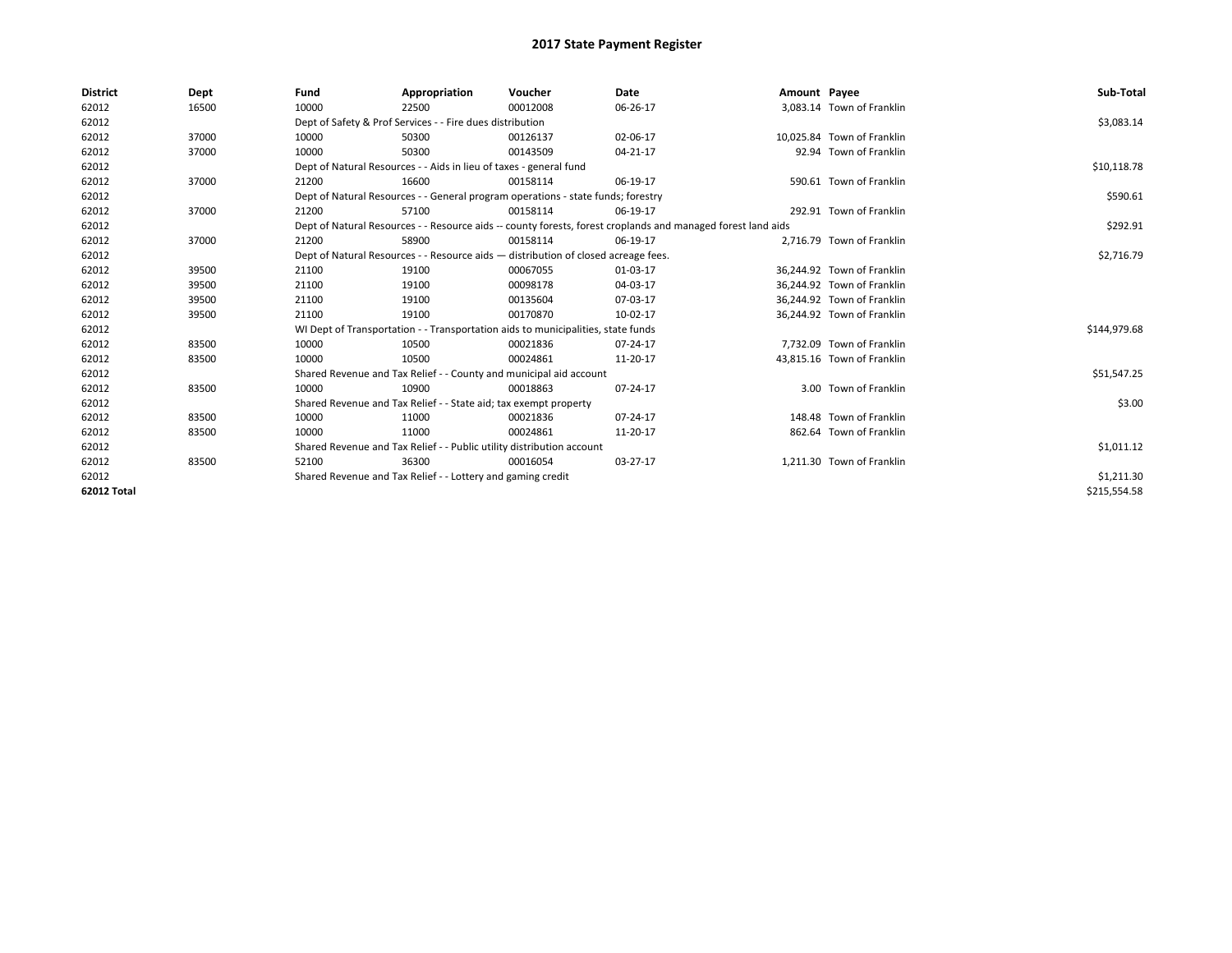# 2017 State Payment Register

| District | Dept | Fund | Appropriation | Voucher | Date | Amount | Payee | Sub-Total |
|---|---|---|---|---|---|---|---|---|
| 62012 | 16500 | 10000 | 22500 | 00012008 | 06-26-17 | 3,083.14 | Town of Franklin | |
| 62012 | | Dept of Safety & Prof Services - - Fire dues distribution | | | | | | $3,083.14 |
| 62012 | 37000 | 10000 | 50300 | 00126137 | 02-06-17 | 10,025.84 | Town of Franklin | |
| 62012 | 37000 | 10000 | 50300 | 00143509 | 04-21-17 | 92.94 | Town of Franklin | |
| 62012 | | Dept of Natural Resources - - Aids in lieu of taxes - general fund | | | | | | $10,118.78 |
| 62012 | 37000 | 21200 | 16600 | 00158114 | 06-19-17 | 590.61 | Town of Franklin | |
| 62012 | | Dept of Natural Resources - - General program operations - state funds; forestry | | | | | | $590.61 |
| 62012 | 37000 | 21200 | 57100 | 00158114 | 06-19-17 | 292.91 | Town of Franklin | |
| 62012 | | Dept of Natural Resources - - Resource aids -- county forests, forest croplands and managed forest land aids | | | | | | $292.91 |
| 62012 | 37000 | 21200 | 58900 | 00158114 | 06-19-17 | 2,716.79 | Town of Franklin | |
| 62012 | | Dept of Natural Resources - - Resource aids — distribution of closed acreage fees. | | | | | | $2,716.79 |
| 62012 | 39500 | 21100 | 19100 | 00067055 | 01-03-17 | 36,244.92 | Town of Franklin | |
| 62012 | 39500 | 21100 | 19100 | 00098178 | 04-03-17 | 36,244.92 | Town of Franklin | |
| 62012 | 39500 | 21100 | 19100 | 00135604 | 07-03-17 | 36,244.92 | Town of Franklin | |
| 62012 | 39500 | 21100 | 19100 | 00170870 | 10-02-17 | 36,244.92 | Town of Franklin | |
| 62012 | | WI Dept of Transportation - - Transportation aids to municipalities, state funds | | | | | | $144,979.68 |
| 62012 | 83500 | 10000 | 10500 | 00021836 | 07-24-17 | 7,732.09 | Town of Franklin | |
| 62012 | 83500 | 10000 | 10500 | 00024861 | 11-20-17 | 43,815.16 | Town of Franklin | |
| 62012 | | Shared Revenue and Tax Relief - - County and municipal aid account | | | | | | $51,547.25 |
| 62012 | 83500 | 10000 | 10900 | 00018863 | 07-24-17 | 3.00 | Town of Franklin | |
| 62012 | | Shared Revenue and Tax Relief - - State aid; tax exempt property | | | | | | $3.00 |
| 62012 | 83500 | 10000 | 11000 | 00021836 | 07-24-17 | 148.48 | Town of Franklin | |
| 62012 | 83500 | 10000 | 11000 | 00024861 | 11-20-17 | 862.64 | Town of Franklin | |
| 62012 | | Shared Revenue and Tax Relief - - Public utility distribution account | | | | | | $1,011.12 |
| 62012 | 83500 | 52100 | 36300 | 00016054 | 03-27-17 | 1,211.30 | Town of Franklin | |
| 62012 | | Shared Revenue and Tax Relief - - Lottery and gaming credit | | | | | | $1,211.30 |
| 62012 Total | | | | | | | | $215,554.58 |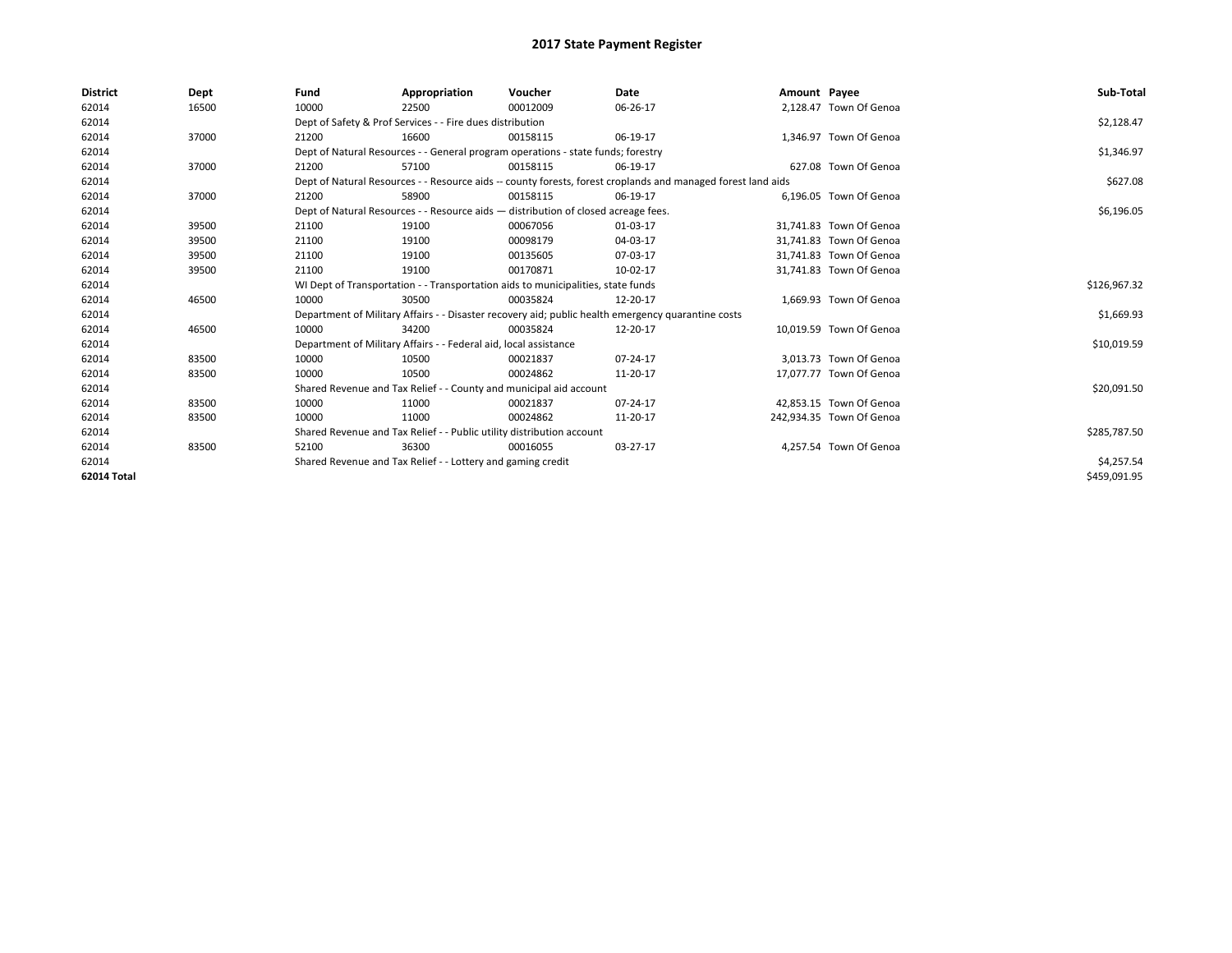## 2017 State Payment Register

| District | Dept | Fund | Appropriation | Voucher | Date | Amount | Payee | Sub-Total |
|---|---|---|---|---|---|---|---|---|
| 62014 | 16500 | 10000 | 22500 | 00012009 | 06-26-17 | 2,128.47 | Town Of Genoa | |
| 62014 | | Dept of Safety & Prof Services - - Fire dues distribution | | | | | | $2,128.47 |
| 62014 | 37000 | 21200 | 16600 | 00158115 | 06-19-17 | 1,346.97 | Town Of Genoa | |
| 62014 | | Dept of Natural Resources - - General program operations - state funds; forestry | | | | | | $1,346.97 |
| 62014 | 37000 | 21200 | 57100 | 00158115 | 06-19-17 | 627.08 | Town Of Genoa | |
| 62014 | | Dept of Natural Resources - - Resource aids -- county forests, forest croplands and managed forest land aids | | | | | | $627.08 |
| 62014 | 37000 | 21200 | 58900 | 00158115 | 06-19-17 | 6,196.05 | Town Of Genoa | |
| 62014 | | Dept of Natural Resources - - Resource aids — distribution of closed acreage fees. | | | | | | $6,196.05 |
| 62014 | 39500 | 21100 | 19100 | 00067056 | 01-03-17 | 31,741.83 | Town Of Genoa | |
| 62014 | 39500 | 21100 | 19100 | 00098179 | 04-03-17 | 31,741.83 | Town Of Genoa | |
| 62014 | 39500 | 21100 | 19100 | 00135605 | 07-03-17 | 31,741.83 | Town Of Genoa | |
| 62014 | 39500 | 21100 | 19100 | 00170871 | 10-02-17 | 31,741.83 | Town Of Genoa | |
| 62014 | | WI Dept of Transportation - - Transportation aids to municipalities, state funds | | | | | | $126,967.32 |
| 62014 | 46500 | 10000 | 30500 | 00035824 | 12-20-17 | 1,669.93 | Town Of Genoa | |
| 62014 | | Department of Military Affairs - - Disaster recovery aid; public health emergency quarantine costs | | | | | | $1,669.93 |
| 62014 | 46500 | 10000 | 34200 | 00035824 | 12-20-17 | 10,019.59 | Town Of Genoa | |
| 62014 | | Department of Military Affairs - - Federal aid, local assistance | | | | | | $10,019.59 |
| 62014 | 83500 | 10000 | 10500 | 00021837 | 07-24-17 | 3,013.73 | Town Of Genoa | |
| 62014 | 83500 | 10000 | 10500 | 00024862 | 11-20-17 | 17,077.77 | Town Of Genoa | |
| 62014 | | Shared Revenue and Tax Relief - - County and municipal aid account | | | | | | $20,091.50 |
| 62014 | 83500 | 10000 | 11000 | 00021837 | 07-24-17 | 42,853.15 | Town Of Genoa | |
| 62014 | 83500 | 10000 | 11000 | 00024862 | 11-20-17 | 242,934.35 | Town Of Genoa | |
| 62014 | | Shared Revenue and Tax Relief - - Public utility distribution account | | | | | | $285,787.50 |
| 62014 | 83500 | 52100 | 36300 | 00016055 | 03-27-17 | 4,257.54 | Town Of Genoa | |
| 62014 | | Shared Revenue and Tax Relief - - Lottery and gaming credit | | | | | | $4,257.54 |
| **62014 Total** | | | | | | | | $459,091.95 |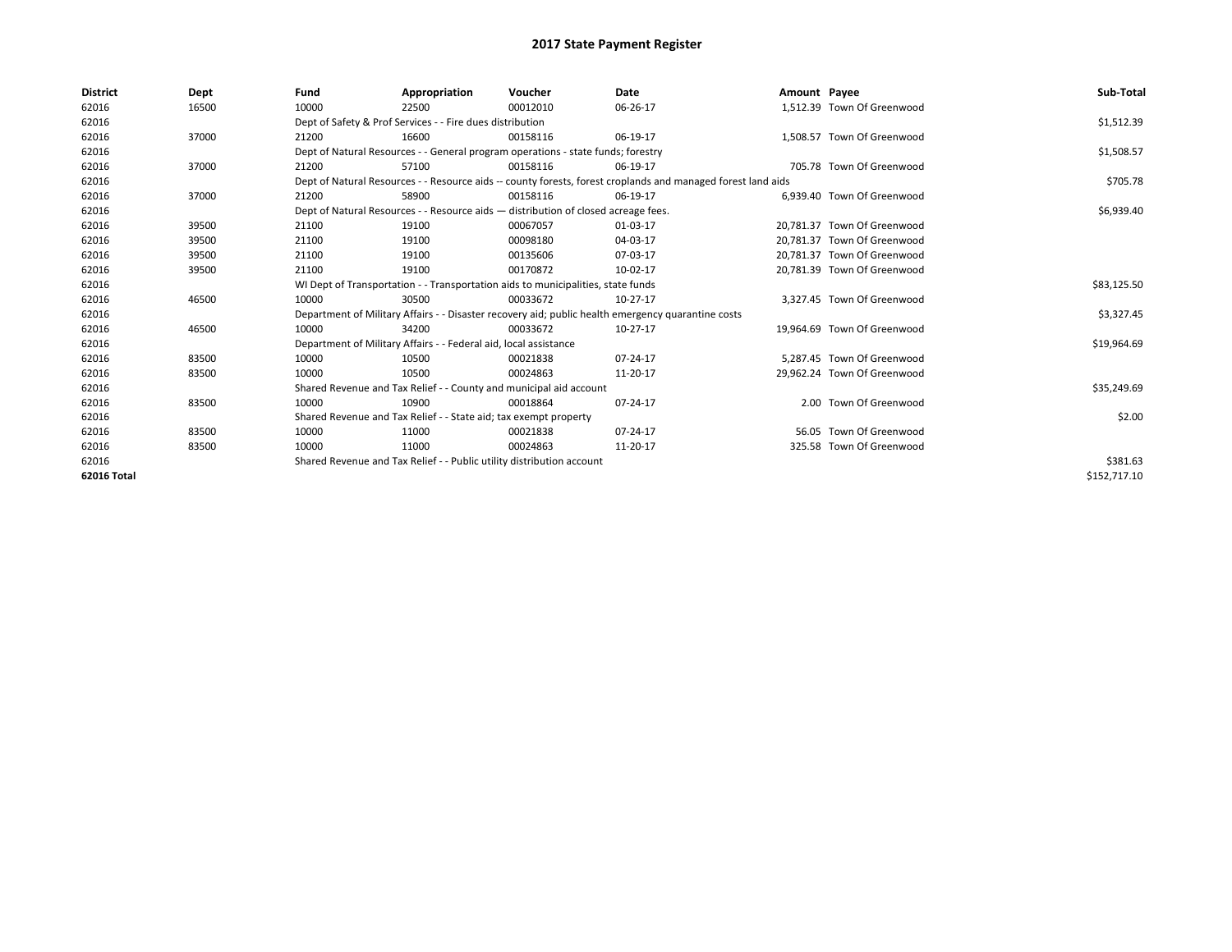# 2017 State Payment Register

| District | Dept | Fund | Appropriation | Voucher | Date | Amount | Payee | Sub-Total |
|---|---|---|---|---|---|---|---|---|
| 62016 | 16500 | 10000 | 22500 | 00012010 | 06-26-17 | 1,512.39 | Town Of Greenwood | |
| 62016 | | Dept of Safety & Prof Services - - Fire dues distribution | | | | | | $1,512.39 |
| 62016 | 37000 | 21200 | 16600 | 00158116 | 06-19-17 | 1,508.57 | Town Of Greenwood | |
| 62016 | | Dept of Natural Resources - - General program operations - state funds; forestry | | | | | | $1,508.57 |
| 62016 | 37000 | 21200 | 57100 | 00158116 | 06-19-17 | 705.78 | Town Of Greenwood | |
| 62016 | | Dept of Natural Resources - - Resource aids -- county forests, forest croplands and managed forest land aids | | | | | | $705.78 |
| 62016 | 37000 | 21200 | 58900 | 00158116 | 06-19-17 | 6,939.40 | Town Of Greenwood | |
| 62016 | | Dept of Natural Resources - - Resource aids — distribution of closed acreage fees. | | | | | | $6,939.40 |
| 62016 | 39500 | 21100 | 19100 | 00067057 | 01-03-17 | 20,781.37 | Town Of Greenwood | |
| 62016 | 39500 | 21100 | 19100 | 00098180 | 04-03-17 | 20,781.37 | Town Of Greenwood | |
| 62016 | 39500 | 21100 | 19100 | 00135606 | 07-03-17 | 20,781.37 | Town Of Greenwood | |
| 62016 | 39500 | 21100 | 19100 | 00170872 | 10-02-17 | 20,781.39 | Town Of Greenwood | |
| 62016 | | WI Dept of Transportation - - Transportation aids to municipalities, state funds | | | | | | $83,125.50 |
| 62016 | 46500 | 10000 | 30500 | 00033672 | 10-27-17 | 3,327.45 | Town Of Greenwood | |
| 62016 | | Department of Military Affairs - - Disaster recovery aid; public health emergency quarantine costs | | | | | | $3,327.45 |
| 62016 | 46500 | 10000 | 34200 | 00033672 | 10-27-17 | 19,964.69 | Town Of Greenwood | |
| 62016 | | Department of Military Affairs - - Federal aid, local assistance | | | | | | $19,964.69 |
| 62016 | 83500 | 10000 | 10500 | 00021838 | 07-24-17 | 5,287.45 | Town Of Greenwood | |
| 62016 | 83500 | 10000 | 10500 | 00024863 | 11-20-17 | 29,962.24 | Town Of Greenwood | |
| 62016 | | Shared Revenue and Tax Relief - - County and municipal aid account | | | | | | $35,249.69 |
| 62016 | 83500 | 10000 | 10900 | 00018864 | 07-24-17 | 2.00 | Town Of Greenwood | |
| 62016 | | Shared Revenue and Tax Relief - - State aid; tax exempt property | | | | | | $2.00 |
| 62016 | 83500 | 10000 | 11000 | 00021838 | 07-24-17 | 56.05 | Town Of Greenwood | |
| 62016 | 83500 | 10000 | 11000 | 00024863 | 11-20-17 | 325.58 | Town Of Greenwood | |
| 62016 | | Shared Revenue and Tax Relief - - Public utility distribution account | | | | | | $381.63 |
| **62016 Total** | | | | | | | | $152,717.10 |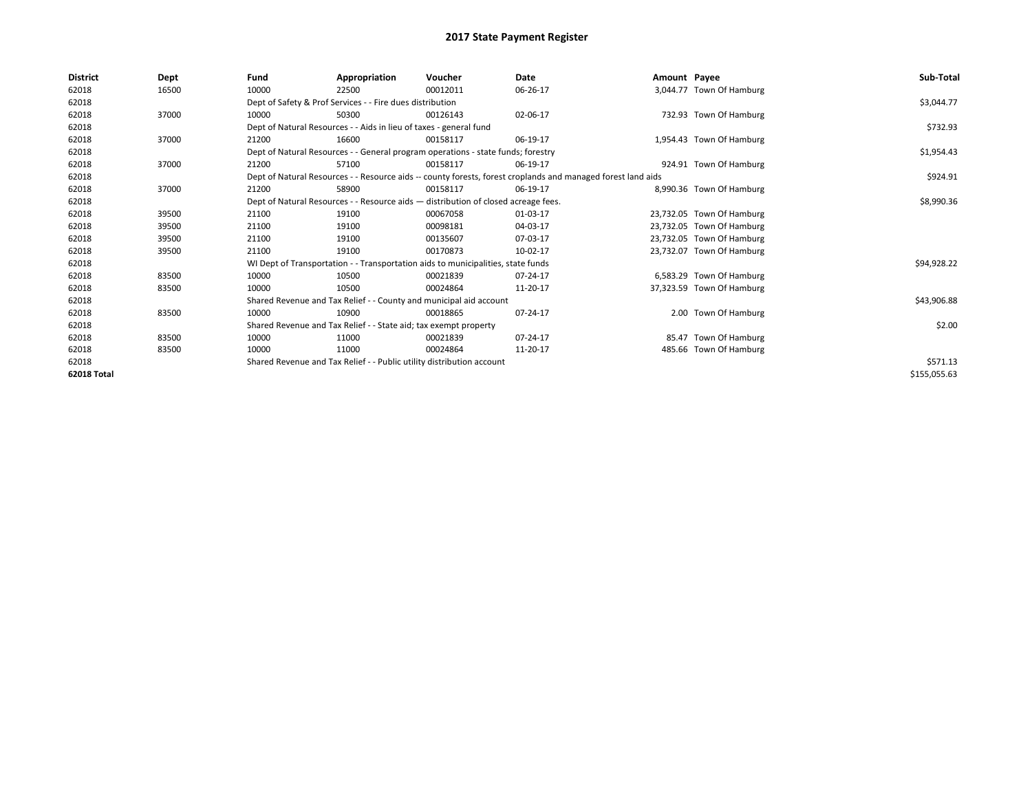# 2017 State Payment Register

| District | Dept | Fund | Appropriation | Voucher | Date | Amount | Payee | Sub-Total |
|---|---|---|---|---|---|---|---|---|
| 62018 | 16500 | 10000 | 22500 | 00012011 | 06-26-17 | 3,044.77 | Town Of Hamburg | |
| 62018 | | Dept of Safety & Prof Services - - Fire dues distribution | | | | | | $3,044.77 |
| 62018 | 37000 | 10000 | 50300 | 00126143 | 02-06-17 | 732.93 | Town Of Hamburg | |
| 62018 | | Dept of Natural Resources - - Aids in lieu of taxes - general fund | | | | | | $732.93 |
| 62018 | 37000 | 21200 | 16600 | 00158117 | 06-19-17 | 1,954.43 | Town Of Hamburg | |
| 62018 | | Dept of Natural Resources - - General program operations - state funds; forestry | | | | | | $1,954.43 |
| 62018 | 37000 | 21200 | 57100 | 00158117 | 06-19-17 | 924.91 | Town Of Hamburg | |
| 62018 | | Dept of Natural Resources - - Resource aids -- county forests, forest croplands and managed forest land aids | | | | | | $924.91 |
| 62018 | 37000 | 21200 | 58900 | 00158117 | 06-19-17 | 8,990.36 | Town Of Hamburg | |
| 62018 | | Dept of Natural Resources - - Resource aids — distribution of closed acreage fees. | | | | | | $8,990.36 |
| 62018 | 39500 | 21100 | 19100 | 00067058 | 01-03-17 | 23,732.05 | Town Of Hamburg | |
| 62018 | 39500 | 21100 | 19100 | 00098181 | 04-03-17 | 23,732.05 | Town Of Hamburg | |
| 62018 | 39500 | 21100 | 19100 | 00135607 | 07-03-17 | 23,732.05 | Town Of Hamburg | |
| 62018 | 39500 | 21100 | 19100 | 00170873 | 10-02-17 | 23,732.07 | Town Of Hamburg | |
| 62018 | | WI Dept of Transportation - - Transportation aids to municipalities, state funds | | | | | | $94,928.22 |
| 62018 | 83500 | 10000 | 10500 | 00021839 | 07-24-17 | 6,583.29 | Town Of Hamburg | |
| 62018 | 83500 | 10000 | 10500 | 00024864 | 11-20-17 | 37,323.59 | Town Of Hamburg | |
| 62018 | | Shared Revenue and Tax Relief - - County and municipal aid account | | | | | | $43,906.88 |
| 62018 | 83500 | 10000 | 10900 | 00018865 | 07-24-17 | 2.00 | Town Of Hamburg | |
| 62018 | | Shared Revenue and Tax Relief - - State aid; tax exempt property | | | | | | $2.00 |
| 62018 | 83500 | 10000 | 11000 | 00021839 | 07-24-17 | 85.47 | Town Of Hamburg | |
| 62018 | 83500 | 10000 | 11000 | 00024864 | 11-20-17 | 485.66 | Town Of Hamburg | |
| 62018 | | Shared Revenue and Tax Relief - - Public utility distribution account | | | | | | $571.13 |
| **62018 Total** | | | | | | | | $155,055.63 |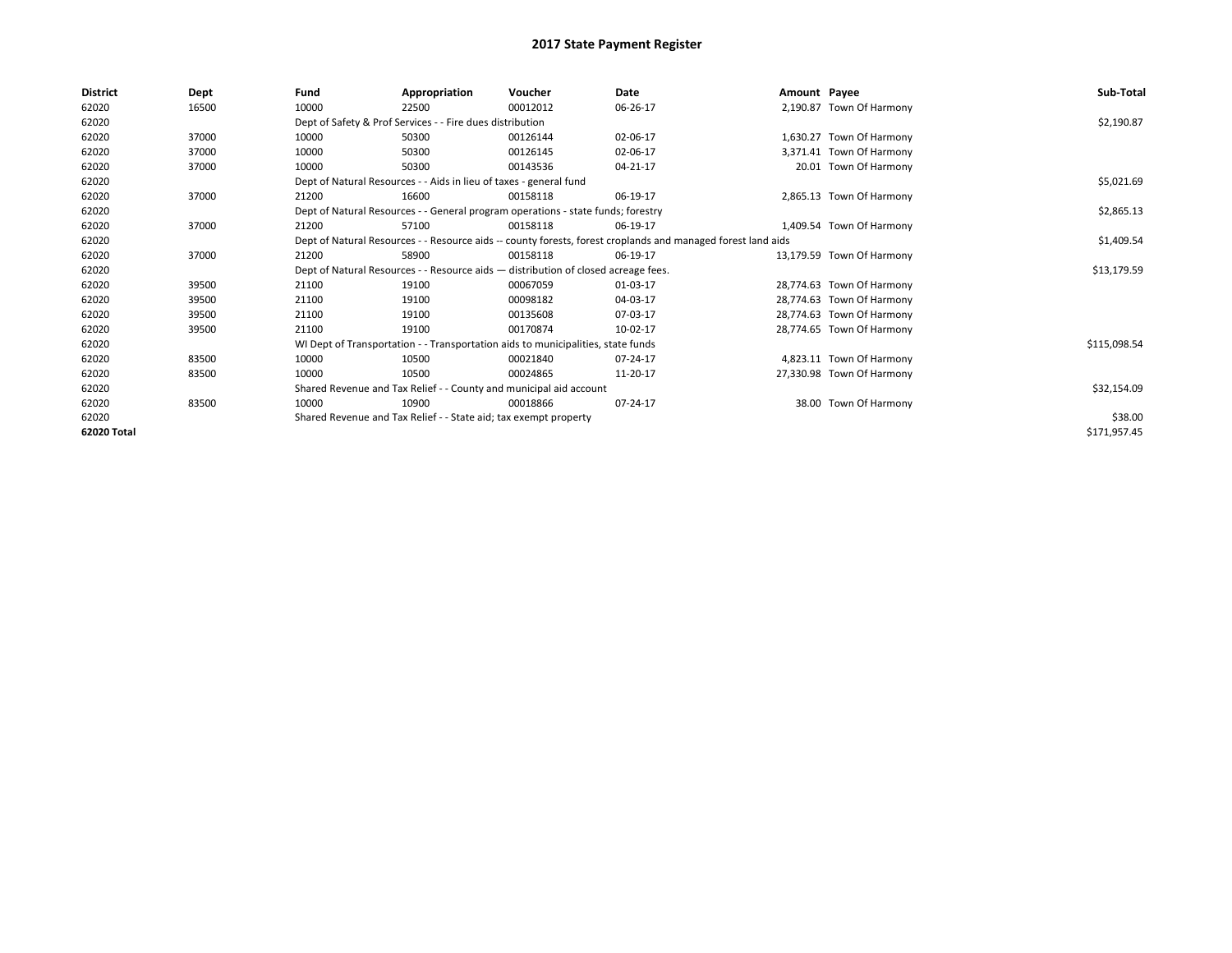# 2017 State Payment Register

| District | Dept | Fund | Appropriation | Voucher | Date | Amount | Payee | Sub-Total |
|---|---|---|---|---|---|---|---|---|
| 62020 | 16500 | 10000 | 22500 | 00012012 | 06-26-17 | 2,190.87 | Town Of Harmony | |
| 62020 | | Dept of Safety & Prof Services - - Fire dues distribution | | | | | | $2,190.87 |
| 62020 | 37000 | 10000 | 50300 | 00126144 | 02-06-17 | 1,630.27 | Town Of Harmony | |
| 62020 | 37000 | 10000 | 50300 | 00126145 | 02-06-17 | 3,371.41 | Town Of Harmony | |
| 62020 | 37000 | 10000 | 50300 | 00143536 | 04-21-17 | 20.01 | Town Of Harmony | |
| 62020 | | Dept of Natural Resources - - Aids in lieu of taxes - general fund | | | | | | $5,021.69 |
| 62020 | 37000 | 21200 | 16600 | 00158118 | 06-19-17 | 2,865.13 | Town Of Harmony | |
| 62020 | | Dept of Natural Resources - - General program operations - state funds; forestry | | | | | | $2,865.13 |
| 62020 | 37000 | 21200 | 57100 | 00158118 | 06-19-17 | 1,409.54 | Town Of Harmony | |
| 62020 | | Dept of Natural Resources - - Resource aids -- county forests, forest croplands and managed forest land aids | | | | | | $1,409.54 |
| 62020 | 37000 | 21200 | 58900 | 00158118 | 06-19-17 | 13,179.59 | Town Of Harmony | |
| 62020 | | Dept of Natural Resources - - Resource aids — distribution of closed acreage fees. | | | | | | $13,179.59 |
| 62020 | 39500 | 21100 | 19100 | 00067059 | 01-03-17 | 28,774.63 | Town Of Harmony | |
| 62020 | 39500 | 21100 | 19100 | 00098182 | 04-03-17 | 28,774.63 | Town Of Harmony | |
| 62020 | 39500 | 21100 | 19100 | 00135608 | 07-03-17 | 28,774.63 | Town Of Harmony | |
| 62020 | 39500 | 21100 | 19100 | 00170874 | 10-02-17 | 28,774.65 | Town Of Harmony | |
| 62020 | | WI Dept of Transportation - - Transportation aids to municipalities, state funds | | | | | | $115,098.54 |
| 62020 | 83500 | 10000 | 10500 | 00021840 | 07-24-17 | 4,823.11 | Town Of Harmony | |
| 62020 | 83500 | 10000 | 10500 | 00024865 | 11-20-17 | 27,330.98 | Town Of Harmony | |
| 62020 | | Shared Revenue and Tax Relief - - County and municipal aid account | | | | | | $32,154.09 |
| 62020 | 83500 | 10000 | 10900 | 00018866 | 07-24-17 | 38.00 | Town Of Harmony | |
| 62020 | | Shared Revenue and Tax Relief - - State aid; tax exempt property | | | | | | $38.00 |
| **62020 Total** | | | | | | | | $171,957.45 |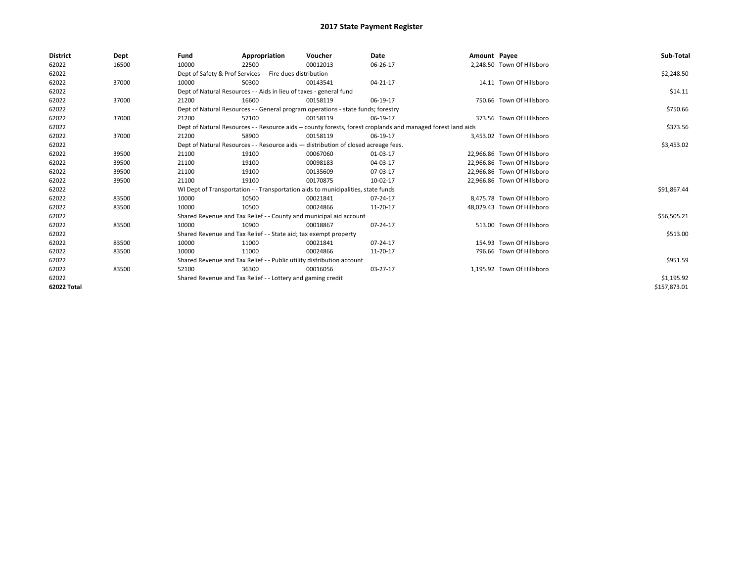# 2017 State Payment Register

| District | Dept | Fund | Appropriation | Voucher | Date | Amount | Payee | Sub-Total |
|---|---|---|---|---|---|---|---|---|
| 62022 | 16500 | 10000 | 22500 | 00012013 | 06-26-17 | 2,248.50 | Town Of Hillsboro | |
| 62022 | | Dept of Safety & Prof Services - - Fire dues distribution | | | | | | $2,248.50 |
| 62022 | 37000 | 10000 | 50300 | 00143541 | 04-21-17 | 14.11 | Town Of Hillsboro | |
| 62022 | | Dept of Natural Resources - - Aids in lieu of taxes - general fund | | | | | | $14.11 |
| 62022 | 37000 | 21200 | 16600 | 00158119 | 06-19-17 | 750.66 | Town Of Hillsboro | |
| 62022 | | Dept of Natural Resources - - General program operations - state funds; forestry | | | | | | $750.66 |
| 62022 | 37000 | 21200 | 57100 | 00158119 | 06-19-17 | 373.56 | Town Of Hillsboro | |
| 62022 | | Dept of Natural Resources - - Resource aids -- county forests, forest croplands and managed forest land aids | | | | | | $373.56 |
| 62022 | 37000 | 21200 | 58900 | 00158119 | 06-19-17 | 3,453.02 | Town Of Hillsboro | |
| 62022 | | Dept of Natural Resources - - Resource aids — distribution of closed acreage fees. | | | | | | $3,453.02 |
| 62022 | 39500 | 21100 | 19100 | 00067060 | 01-03-17 | 22,966.86 | Town Of Hillsboro | |
| 62022 | 39500 | 21100 | 19100 | 00098183 | 04-03-17 | 22,966.86 | Town Of Hillsboro | |
| 62022 | 39500 | 21100 | 19100 | 00135609 | 07-03-17 | 22,966.86 | Town Of Hillsboro | |
| 62022 | 39500 | 21100 | 19100 | 00170875 | 10-02-17 | 22,966.86 | Town Of Hillsboro | |
| 62022 | | WI Dept of Transportation - - Transportation aids to municipalities, state funds | | | | | | $91,867.44 |
| 62022 | 83500 | 10000 | 10500 | 00021841 | 07-24-17 | 8,475.78 | Town Of Hillsboro | |
| 62022 | 83500 | 10000 | 10500 | 00024866 | 11-20-17 | 48,029.43 | Town Of Hillsboro | |
| 62022 | | Shared Revenue and Tax Relief - - County and municipal aid account | | | | | | $56,505.21 |
| 62022 | 83500 | 10000 | 10900 | 00018867 | 07-24-17 | 513.00 | Town Of Hillsboro | |
| 62022 | | Shared Revenue and Tax Relief - - State aid; tax exempt property | | | | | | $513.00 |
| 62022 | 83500 | 10000 | 11000 | 00021841 | 07-24-17 | 154.93 | Town Of Hillsboro | |
| 62022 | 83500 | 10000 | 11000 | 00024866 | 11-20-17 | 796.66 | Town Of Hillsboro | |
| 62022 | | Shared Revenue and Tax Relief - - Public utility distribution account | | | | | | $951.59 |
| 62022 | 83500 | 52100 | 36300 | 00016056 | 03-27-17 | 1,195.92 | Town Of Hillsboro | |
| 62022 | | Shared Revenue and Tax Relief - - Lottery and gaming credit | | | | | | $1,195.92 |
| **62022 Total** | | | | | | | | $157,873.01 |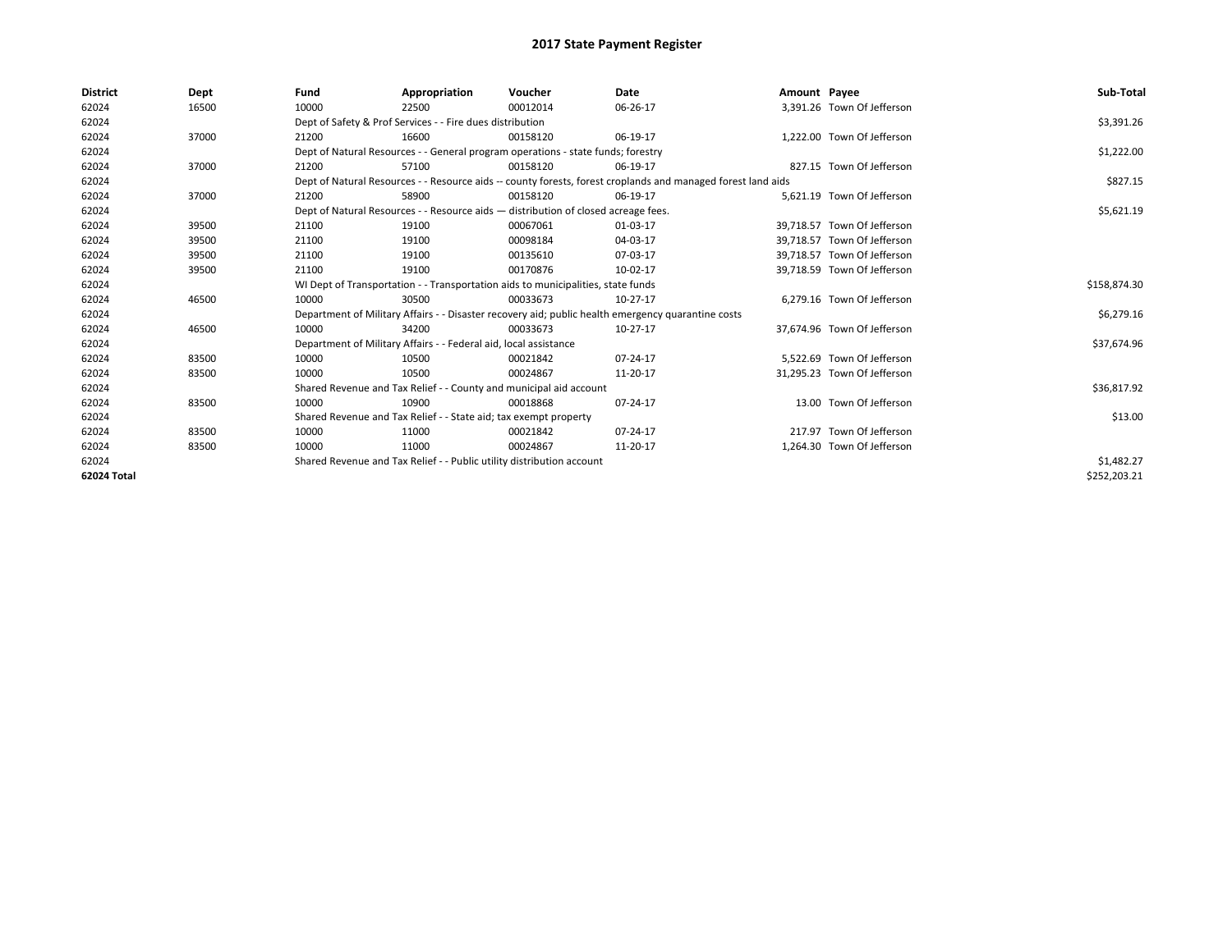# 2017 State Payment Register

| District | Dept | Fund | Appropriation | Voucher | Date | Amount | Payee | Sub-Total |
|---|---|---|---|---|---|---|---|---|
| 62024 | 16500 | 10000 | 22500 | 00012014 | 06-26-17 | 3,391.26 | Town Of Jefferson | |
| 62024 | | Dept of Safety & Prof Services - - Fire dues distribution | | | | | | $3,391.26 |
| 62024 | 37000 | 21200 | 16600 | 00158120 | 06-19-17 | 1,222.00 | Town Of Jefferson | |
| 62024 | | Dept of Natural Resources - - General program operations - state funds; forestry | | | | | | $1,222.00 |
| 62024 | 37000 | 21200 | 57100 | 00158120 | 06-19-17 | 827.15 | Town Of Jefferson | |
| 62024 | | Dept of Natural Resources - - Resource aids -- county forests, forest croplands and managed forest land aids | | | | | | $827.15 |
| 62024 | 37000 | 21200 | 58900 | 00158120 | 06-19-17 | 5,621.19 | Town Of Jefferson | |
| 62024 | | Dept of Natural Resources - - Resource aids — distribution of closed acreage fees. | | | | | | $5,621.19 |
| 62024 | 39500 | 21100 | 19100 | 00067061 | 01-03-17 | 39,718.57 | Town Of Jefferson | |
| 62024 | 39500 | 21100 | 19100 | 00098184 | 04-03-17 | 39,718.57 | Town Of Jefferson | |
| 62024 | 39500 | 21100 | 19100 | 00135610 | 07-03-17 | 39,718.57 | Town Of Jefferson | |
| 62024 | 39500 | 21100 | 19100 | 00170876 | 10-02-17 | 39,718.59 | Town Of Jefferson | |
| 62024 | | WI Dept of Transportation - - Transportation aids to municipalities, state funds | | | | | | $158,874.30 |
| 62024 | 46500 | 10000 | 30500 | 00033673 | 10-27-17 | 6,279.16 | Town Of Jefferson | |
| 62024 | | Department of Military Affairs - - Disaster recovery aid; public health emergency quarantine costs | | | | | | $6,279.16 |
| 62024 | 46500 | 10000 | 34200 | 00033673 | 10-27-17 | 37,674.96 | Town Of Jefferson | |
| 62024 | | Department of Military Affairs - - Federal aid, local assistance | | | | | | $37,674.96 |
| 62024 | 83500 | 10000 | 10500 | 00021842 | 07-24-17 | 5,522.69 | Town Of Jefferson | |
| 62024 | 83500 | 10000 | 10500 | 00024867 | 11-20-17 | 31,295.23 | Town Of Jefferson | |
| 62024 | | Shared Revenue and Tax Relief - - County and municipal aid account | | | | | | $36,817.92 |
| 62024 | 83500 | 10000 | 10900 | 00018868 | 07-24-17 | 13.00 | Town Of Jefferson | |
| 62024 | | Shared Revenue and Tax Relief - - State aid; tax exempt property | | | | | | $13.00 |
| 62024 | 83500 | 10000 | 11000 | 00021842 | 07-24-17 | 217.97 | Town Of Jefferson | |
| 62024 | 83500 | 10000 | 11000 | 00024867 | 11-20-17 | 1,264.30 | Town Of Jefferson | |
| 62024 | | Shared Revenue and Tax Relief - - Public utility distribution account | | | | | | $1,482.27 |
| **62024 Total** | | | | | | | | $252,203.21 |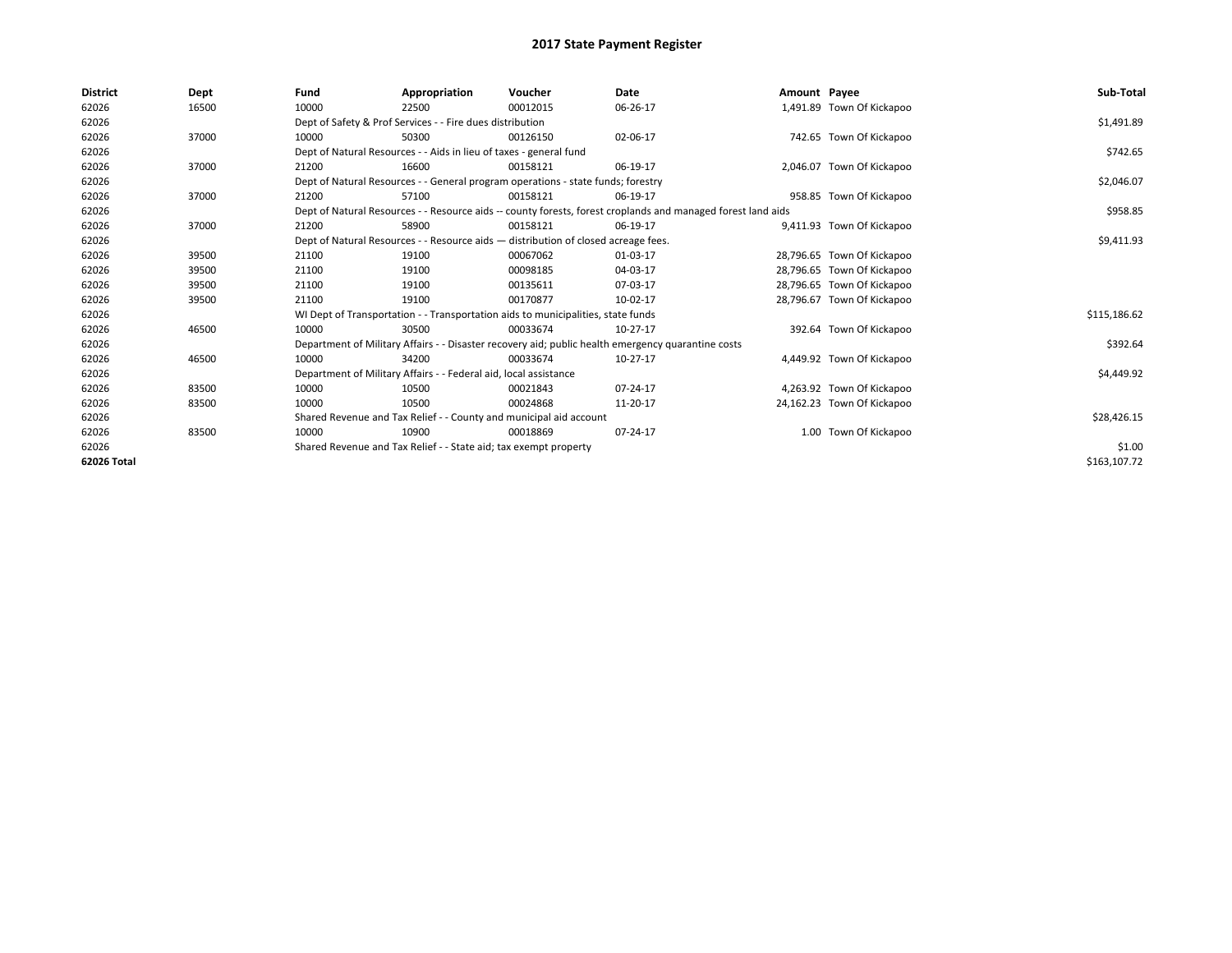# 2017 State Payment Register

| District | Dept | Fund | Appropriation | Voucher | Date | Amount | Payee | Sub-Total |
|---|---|---|---|---|---|---|---|---|
| 62026 | 16500 | 10000 | 22500 | 00012015 | 06-26-17 | 1,491.89 | Town Of Kickapoo | |
| 62026 | | Dept of Safety & Prof Services - - Fire dues distribution | | | | | | $1,491.89 |
| 62026 | 37000 | 10000 | 50300 | 00126150 | 02-06-17 | 742.65 | Town Of Kickapoo | |
| 62026 | | Dept of Natural Resources - - Aids in lieu of taxes - general fund | | | | | | $742.65 |
| 62026 | 37000 | 21200 | 16600 | 00158121 | 06-19-17 | 2,046.07 | Town Of Kickapoo | |
| 62026 | | Dept of Natural Resources - - General program operations - state funds; forestry | | | | | | $2,046.07 |
| 62026 | 37000 | 21200 | 57100 | 00158121 | 06-19-17 | 958.85 | Town Of Kickapoo | |
| 62026 | | Dept of Natural Resources - - Resource aids -- county forests, forest croplands and managed forest land aids | | | | | | $958.85 |
| 62026 | 37000 | 21200 | 58900 | 00158121 | 06-19-17 | 9,411.93 | Town Of Kickapoo | |
| 62026 | | Dept of Natural Resources - - Resource aids — distribution of closed acreage fees. | | | | | | $9,411.93 |
| 62026 | 39500 | 21100 | 19100 | 00067062 | 01-03-17 | 28,796.65 | Town Of Kickapoo | |
| 62026 | 39500 | 21100 | 19100 | 00098185 | 04-03-17 | 28,796.65 | Town Of Kickapoo | |
| 62026 | 39500 | 21100 | 19100 | 00135611 | 07-03-17 | 28,796.65 | Town Of Kickapoo | |
| 62026 | 39500 | 21100 | 19100 | 00170877 | 10-02-17 | 28,796.67 | Town Of Kickapoo | |
| 62026 | | WI Dept of Transportation - - Transportation aids to municipalities, state funds | | | | | | $115,186.62 |
| 62026 | 46500 | 10000 | 30500 | 00033674 | 10-27-17 | 392.64 | Town Of Kickapoo | |
| 62026 | | Department of Military Affairs - - Disaster recovery aid; public health emergency quarantine costs | | | | | | $392.64 |
| 62026 | 46500 | 10000 | 34200 | 00033674 | 10-27-17 | 4,449.92 | Town Of Kickapoo | |
| 62026 | | Department of Military Affairs - - Federal aid, local assistance | | | | | | $4,449.92 |
| 62026 | 83500 | 10000 | 10500 | 00021843 | 07-24-17 | 4,263.92 | Town Of Kickapoo | |
| 62026 | 83500 | 10000 | 10500 | 00024868 | 11-20-17 | 24,162.23 | Town Of Kickapoo | |
| 62026 | | Shared Revenue and Tax Relief - - County and municipal aid account | | | | | | $28,426.15 |
| 62026 | 83500 | 10000 | 10900 | 00018869 | 07-24-17 | 1.00 | Town Of Kickapoo | |
| 62026 | | Shared Revenue and Tax Relief - - State aid; tax exempt property | | | | | | $1.00 |
| 62026 Total | | | | | | | | $163,107.72 |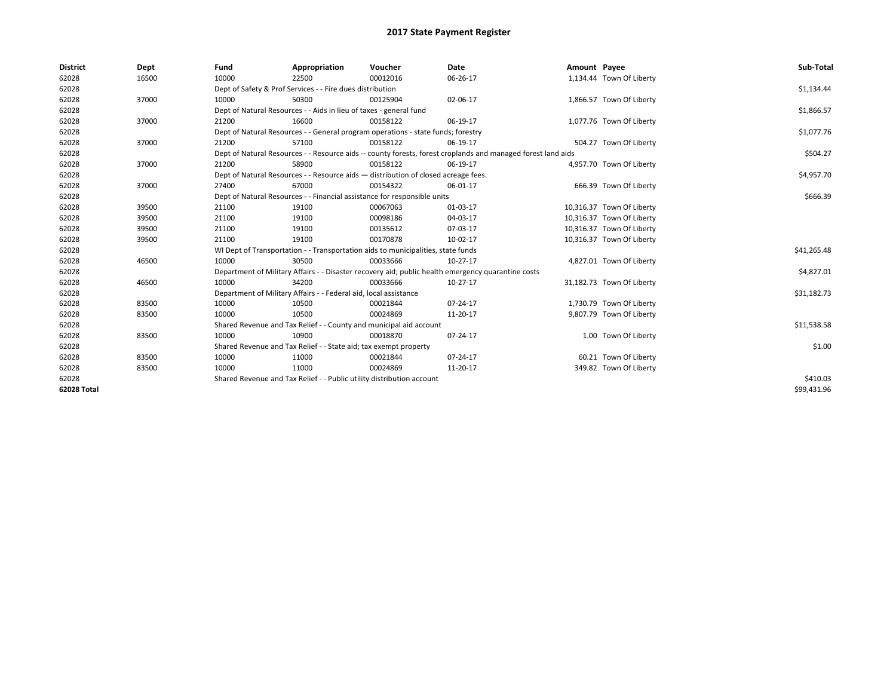# 2017 State Payment Register

| District | Dept | Fund | Appropriation | Voucher | Date | Amount | Payee | Sub-Total |
|---|---|---|---|---|---|---|---|---|
| 62028 | 16500 | 10000 | 22500 | 00012016 | 06-26-17 | 1,134.44 | Town Of Liberty | |
| 62028 | | Dept of Safety & Prof Services - - Fire dues distribution | | | | | | $1,134.44 |
| 62028 | 37000 | 10000 | 50300 | 00125904 | 02-06-17 | 1,866.57 | Town Of Liberty | |
| 62028 | | Dept of Natural Resources - - Aids in lieu of taxes - general fund | | | | | | $1,866.57 |
| 62028 | 37000 | 21200 | 16600 | 00158122 | 06-19-17 | 1,077.76 | Town Of Liberty | |
| 62028 | | Dept of Natural Resources - - General program operations - state funds; forestry | | | | | | $1,077.76 |
| 62028 | 37000 | 21200 | 57100 | 00158122 | 06-19-17 | 504.27 | Town Of Liberty | |
| 62028 | | Dept of Natural Resources - - Resource aids -- county forests, forest croplands and managed forest land aids | | | | | | $504.27 |
| 62028 | 37000 | 21200 | 58900 | 00158122 | 06-19-17 | 4,957.70 | Town Of Liberty | |
| 62028 | | Dept of Natural Resources - - Resource aids — distribution of closed acreage fees. | | | | | | $4,957.70 |
| 62028 | 37000 | 27400 | 67000 | 00154322 | 06-01-17 | 666.39 | Town Of Liberty | |
| 62028 | | Dept of Natural Resources - - Financial assistance for responsible units | | | | | | $666.39 |
| 62028 | 39500 | 21100 | 19100 | 00067063 | 01-03-17 | 10,316.37 | Town Of Liberty | |
| 62028 | 39500 | 21100 | 19100 | 00098186 | 04-03-17 | 10,316.37 | Town Of Liberty | |
| 62028 | 39500 | 21100 | 19100 | 00135612 | 07-03-17 | 10,316.37 | Town Of Liberty | |
| 62028 | 39500 | 21100 | 19100 | 00170878 | 10-02-17 | 10,316.37 | Town Of Liberty | |
| 62028 | | WI Dept of Transportation - - Transportation aids to municipalities, state funds | | | | | | $41,265.48 |
| 62028 | 46500 | 10000 | 30500 | 00033666 | 10-27-17 | 4,827.01 | Town Of Liberty | |
| 62028 | | Department of Military Affairs - - Disaster recovery aid; public health emergency quarantine costs | | | | | | $4,827.01 |
| 62028 | 46500 | 10000 | 34200 | 00033666 | 10-27-17 | 31,182.73 | Town Of Liberty | |
| 62028 | | Department of Military Affairs - - Federal aid, local assistance | | | | | | $31,182.73 |
| 62028 | 83500 | 10000 | 10500 | 00021844 | 07-24-17 | 1,730.79 | Town Of Liberty | |
| 62028 | 83500 | 10000 | 10500 | 00024869 | 11-20-17 | 9,807.79 | Town Of Liberty | |
| 62028 | | Shared Revenue and Tax Relief - - County and municipal aid account | | | | | | $11,538.58 |
| 62028 | 83500 | 10000 | 10900 | 00018870 | 07-24-17 | 1.00 | Town Of Liberty | |
| 62028 | | Shared Revenue and Tax Relief - - State aid; tax exempt property | | | | | | $1.00 |
| 62028 | 83500 | 10000 | 11000 | 00021844 | 07-24-17 | 60.21 | Town Of Liberty | |
| 62028 | 83500 | 10000 | 11000 | 00024869 | 11-20-17 | 349.82 | Town Of Liberty | |
| 62028 | | Shared Revenue and Tax Relief - - Public utility distribution account | | | | | | $410.03 |
| 62028 Total | | | | | | | | $99,431.96 |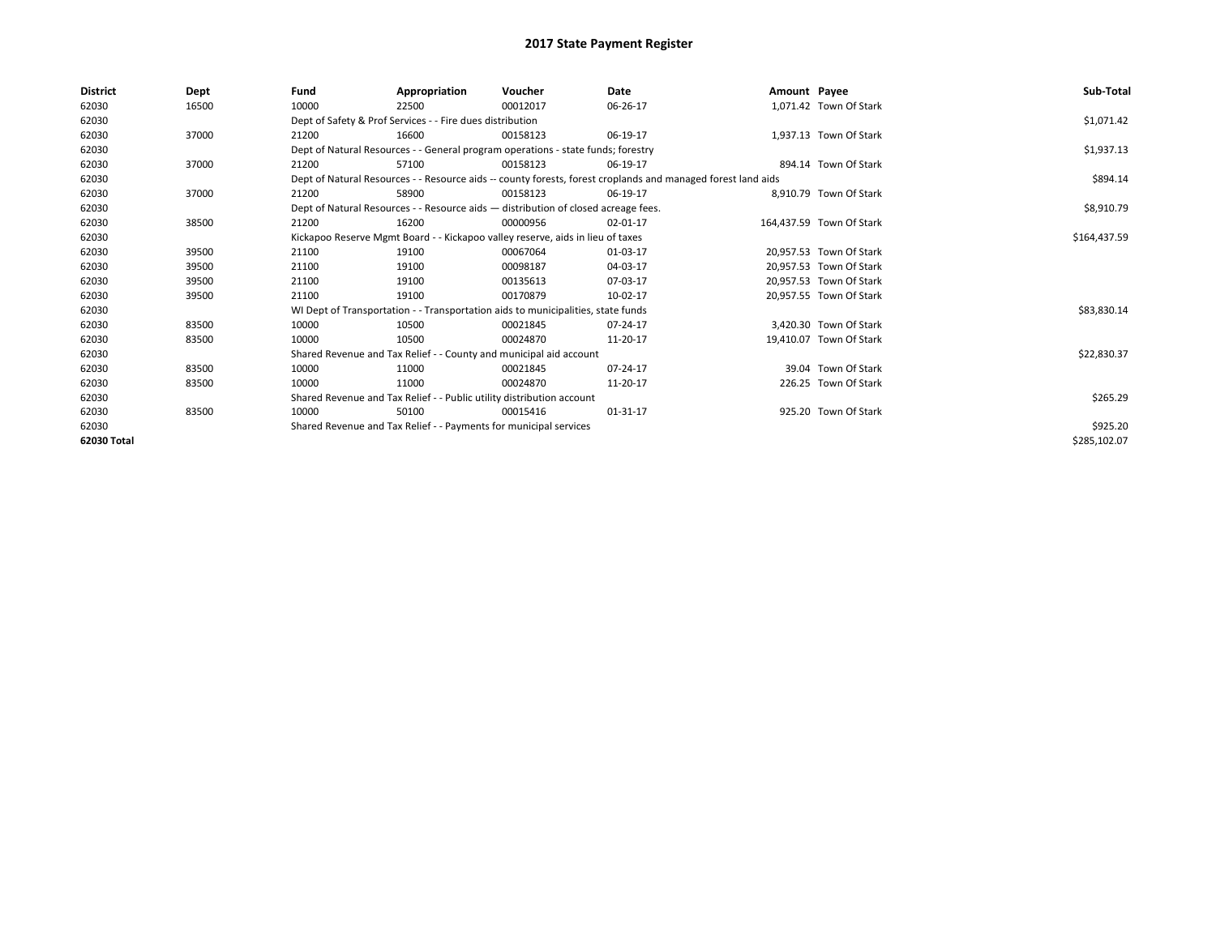# 2017 State Payment Register

| District | Dept | Fund | Appropriation | Voucher | Date | Amount | Payee | Sub-Total |
|---|---|---|---|---|---|---|---|---|
| 62030 | 16500 | 10000 | 22500 | 00012017 | 06-26-17 | 1,071.42 | Town Of Stark | |
| 62030 | | Dept of Safety & Prof Services - - Fire dues distribution | | | | | | $1,071.42 |
| 62030 | 37000 | 21200 | 16600 | 00158123 | 06-19-17 | 1,937.13 | Town Of Stark | |
| 62030 | | Dept of Natural Resources - - General program operations - state funds; forestry | | | | | | $1,937.13 |
| 62030 | 37000 | 21200 | 57100 | 00158123 | 06-19-17 | 894.14 | Town Of Stark | |
| 62030 | | Dept of Natural Resources - - Resource aids -- county forests, forest croplands and managed forest land aids | | | | | | $894.14 |
| 62030 | 37000 | 21200 | 58900 | 00158123 | 06-19-17 | 8,910.79 | Town Of Stark | |
| 62030 | | Dept of Natural Resources - - Resource aids — distribution of closed acreage fees. | | | | | | $8,910.79 |
| 62030 | 38500 | 21200 | 16200 | 00000956 | 02-01-17 | 164,437.59 | Town Of Stark | |
| 62030 | | Kickapoo Reserve Mgmt Board - - Kickapoo valley reserve, aids in lieu of taxes | | | | | | $164,437.59 |
| 62030 | 39500 | 21100 | 19100 | 00067064 | 01-03-17 | 20,957.53 | Town Of Stark | |
| 62030 | 39500 | 21100 | 19100 | 00098187 | 04-03-17 | 20,957.53 | Town Of Stark | |
| 62030 | 39500 | 21100 | 19100 | 00135613 | 07-03-17 | 20,957.53 | Town Of Stark | |
| 62030 | 39500 | 21100 | 19100 | 00170879 | 10-02-17 | 20,957.55 | Town Of Stark | |
| 62030 | | WI Dept of Transportation - - Transportation aids to municipalities, state funds | | | | | | $83,830.14 |
| 62030 | 83500 | 10000 | 10500 | 00021845 | 07-24-17 | 3,420.30 | Town Of Stark | |
| 62030 | 83500 | 10000 | 10500 | 00024870 | 11-20-17 | 19,410.07 | Town Of Stark | |
| 62030 | | Shared Revenue and Tax Relief - - County and municipal aid account | | | | | | $22,830.37 |
| 62030 | 83500 | 10000 | 11000 | 00021845 | 07-24-17 | 39.04 | Town Of Stark | |
| 62030 | 83500 | 10000 | 11000 | 00024870 | 11-20-17 | 226.25 | Town Of Stark | |
| 62030 | | Shared Revenue and Tax Relief - - Public utility distribution account | | | | | | $265.29 |
| 62030 | 83500 | 10000 | 50100 | 00015416 | 01-31-17 | 925.20 | Town Of Stark | |
| 62030 | | Shared Revenue and Tax Relief - - Payments for municipal services | | | | | | $925.20 |
| 62030 Total | | | | | | | | $285,102.07 |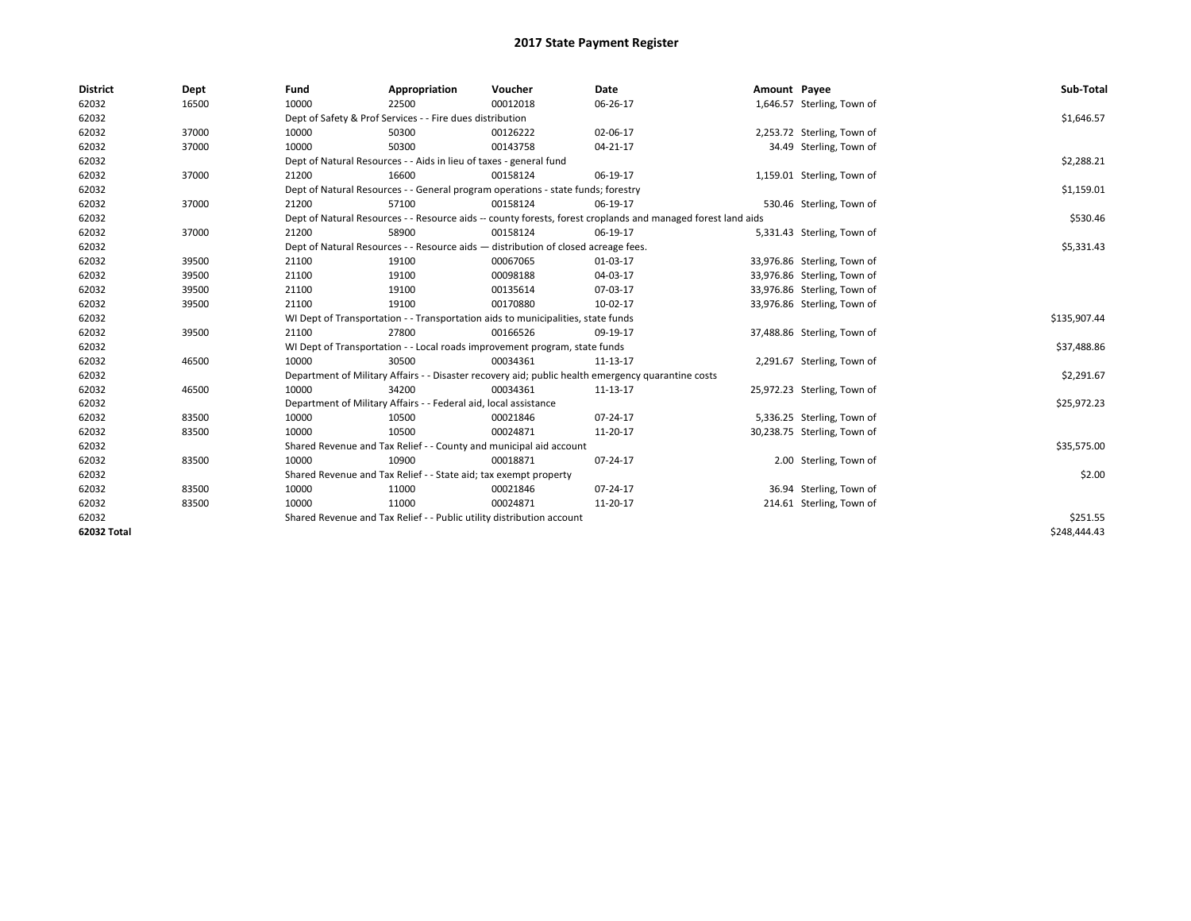# 2017 State Payment Register

| District | Dept | Fund | Appropriation | Voucher | Date | Amount | Payee | Sub-Total |
|---|---|---|---|---|---|---|---|---|
| 62032 | 16500 | 10000 | 22500 | 00012018 | 06-26-17 | 1,646.57 | Sterling, Town of | |
| 62032 | | Dept of Safety & Prof Services - - Fire dues distribution | | | | | | $1,646.57 |
| 62032 | 37000 | 10000 | 50300 | 00126222 | 02-06-17 | 2,253.72 | Sterling, Town of | |
| 62032 | 37000 | 10000 | 50300 | 00143758 | 04-21-17 | 34.49 | Sterling, Town of | |
| 62032 | | Dept of Natural Resources - - Aids in lieu of taxes - general fund | | | | | | $2,288.21 |
| 62032 | 37000 | 21200 | 16600 | 00158124 | 06-19-17 | 1,159.01 | Sterling, Town of | |
| 62032 | | Dept of Natural Resources - - General program operations - state funds; forestry | | | | | | $1,159.01 |
| 62032 | 37000 | 21200 | 57100 | 00158124 | 06-19-17 | 530.46 | Sterling, Town of | |
| 62032 | | Dept of Natural Resources - - Resource aids -- county forests, forest croplands and managed forest land aids | | | | | | $530.46 |
| 62032 | 37000 | 21200 | 58900 | 00158124 | 06-19-17 | 5,331.43 | Sterling, Town of | |
| 62032 | | Dept of Natural Resources - - Resource aids — distribution of closed acreage fees. | | | | | | $5,331.43 |
| 62032 | 39500 | 21100 | 19100 | 00067065 | 01-03-17 | 33,976.86 | Sterling, Town of | |
| 62032 | 39500 | 21100 | 19100 | 00098188 | 04-03-17 | 33,976.86 | Sterling, Town of | |
| 62032 | 39500 | 21100 | 19100 | 00135614 | 07-03-17 | 33,976.86 | Sterling, Town of | |
| 62032 | 39500 | 21100 | 19100 | 00170880 | 10-02-17 | 33,976.86 | Sterling, Town of | |
| 62032 | | WI Dept of Transportation - - Transportation aids to municipalities, state funds | | | | | | $135,907.44 |
| 62032 | 39500 | 21100 | 27800 | 00166526 | 09-19-17 | 37,488.86 | Sterling, Town of | |
| 62032 | | WI Dept of Transportation - - Local roads improvement program, state funds | | | | | | $37,488.86 |
| 62032 | 46500 | 10000 | 30500 | 00034361 | 11-13-17 | 2,291.67 | Sterling, Town of | |
| 62032 | | Department of Military Affairs - - Disaster recovery aid; public health emergency quarantine costs | | | | | | $2,291.67 |
| 62032 | 46500 | 10000 | 34200 | 00034361 | 11-13-17 | 25,972.23 | Sterling, Town of | |
| 62032 | | Department of Military Affairs - - Federal aid, local assistance | | | | | | $25,972.23 |
| 62032 | 83500 | 10000 | 10500 | 00021846 | 07-24-17 | 5,336.25 | Sterling, Town of | |
| 62032 | 83500 | 10000 | 10500 | 00024871 | 11-20-17 | 30,238.75 | Sterling, Town of | |
| 62032 | | Shared Revenue and Tax Relief - - County and municipal aid account | | | | | | $35,575.00 |
| 62032 | 83500 | 10000 | 10900 | 00018871 | 07-24-17 | 2.00 | Sterling, Town of | |
| 62032 | | Shared Revenue and Tax Relief - - State aid; tax exempt property | | | | | | $2.00 |
| 62032 | 83500 | 10000 | 11000 | 00021846 | 07-24-17 | 36.94 | Sterling, Town of | |
| 62032 | 83500 | 10000 | 11000 | 00024871 | 11-20-17 | 214.61 | Sterling, Town of | |
| 62032 | | Shared Revenue and Tax Relief - - Public utility distribution account | | | | | | $251.55 |
| **62032 Total** | | | | | | | | $248,444.43 |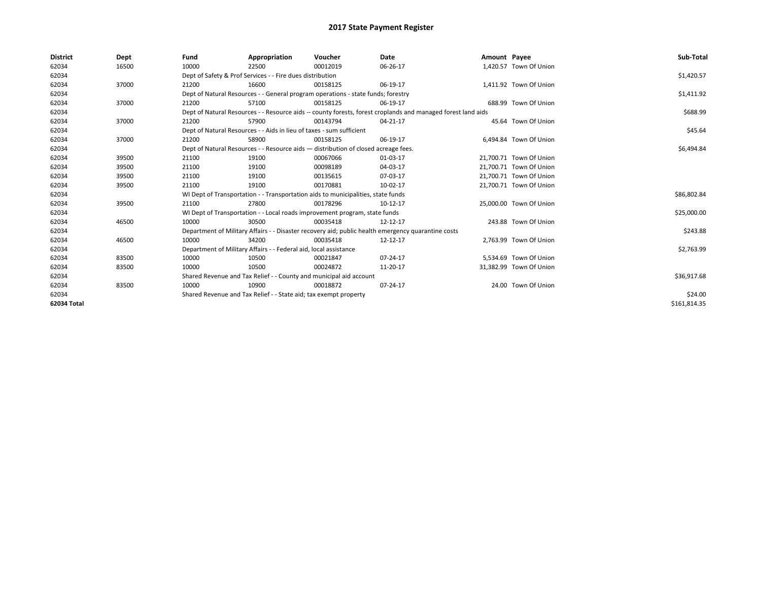# 2017 State Payment Register

| District | Dept | Fund | Appropriation | Voucher | Date | Amount | Payee | Sub-Total |
|---|---|---|---|---|---|---|---|---|
| 62034 | 16500 | 10000 | 22500 | 00012019 | 06-26-17 | 1,420.57 | Town Of Union | |
| 62034 | | Dept of Safety & Prof Services - - Fire dues distribution | | | | | | $1,420.57 |
| 62034 | 37000 | 21200 | 16600 | 00158125 | 06-19-17 | 1,411.92 | Town Of Union | |
| 62034 | | Dept of Natural Resources - - General program operations - state funds; forestry | | | | | | $1,411.92 |
| 62034 | 37000 | 21200 | 57100 | 00158125 | 06-19-17 | 688.99 | Town Of Union | |
| 62034 | | Dept of Natural Resources - - Resource aids -- county forests, forest croplands and managed forest land aids | | | | | | $688.99 |
| 62034 | 37000 | 21200 | 57900 | 00143794 | 04-21-17 | 45.64 | Town Of Union | |
| 62034 | | Dept of Natural Resources - - Aids in lieu of taxes - sum sufficient | | | | | | $45.64 |
| 62034 | 37000 | 21200 | 58900 | 00158125 | 06-19-17 | 6,494.84 | Town Of Union | |
| 62034 | | Dept of Natural Resources - - Resource aids — distribution of closed acreage fees. | | | | | | $6,494.84 |
| 62034 | 39500 | 21100 | 19100 | 00067066 | 01-03-17 | 21,700.71 | Town Of Union | |
| 62034 | 39500 | 21100 | 19100 | 00098189 | 04-03-17 | 21,700.71 | Town Of Union | |
| 62034 | 39500 | 21100 | 19100 | 00135615 | 07-03-17 | 21,700.71 | Town Of Union | |
| 62034 | 39500 | 21100 | 19100 | 00170881 | 10-02-17 | 21,700.71 | Town Of Union | |
| 62034 | | WI Dept of Transportation - - Transportation aids to municipalities, state funds | | | | | | $86,802.84 |
| 62034 | 39500 | 21100 | 27800 | 00178296 | 10-12-17 | 25,000.00 | Town Of Union | |
| 62034 | | WI Dept of Transportation - - Local roads improvement program, state funds | | | | | | $25,000.00 |
| 62034 | 46500 | 10000 | 30500 | 00035418 | 12-12-17 | 243.88 | Town Of Union | |
| 62034 | | Department of Military Affairs - - Disaster recovery aid; public health emergency quarantine costs | | | | | | $243.88 |
| 62034 | 46500 | 10000 | 34200 | 00035418 | 12-12-17 | 2,763.99 | Town Of Union | |
| 62034 | | Department of Military Affairs - - Federal aid, local assistance | | | | | | $2,763.99 |
| 62034 | 83500 | 10000 | 10500 | 00021847 | 07-24-17 | 5,534.69 | Town Of Union | |
| 62034 | 83500 | 10000 | 10500 | 00024872 | 11-20-17 | 31,382.99 | Town Of Union | |
| 62034 | | Shared Revenue and Tax Relief - - County and municipal aid account | | | | | | $36,917.68 |
| 62034 | 83500 | 10000 | 10900 | 00018872 | 07-24-17 | 24.00 | Town Of Union | |
| 62034 | | Shared Revenue and Tax Relief - - State aid; tax exempt property | | | | | | $24.00 |
| 62034 Total | | | | | | | | $161,814.35 |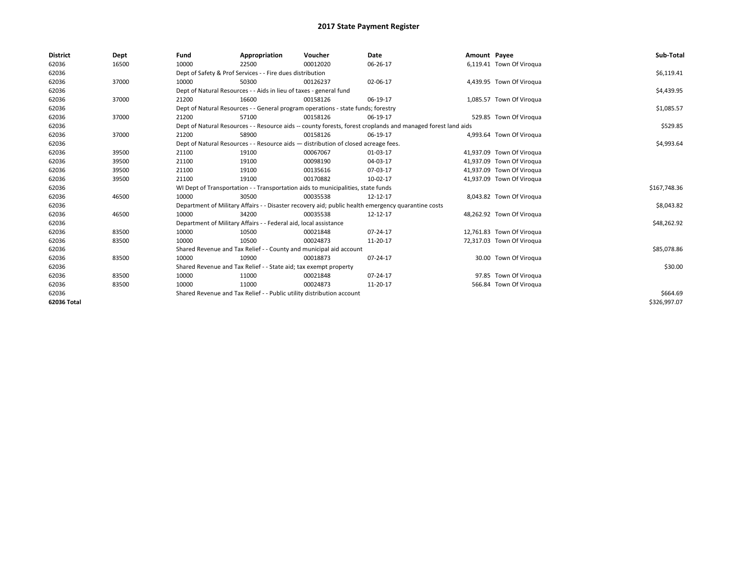# 2017 State Payment Register

| District | Dept | Fund | Appropriation | Voucher | Date | Amount | Payee | Sub-Total |
|---|---|---|---|---|---|---|---|---|
| 62036 | 16500 | 10000 | 22500 | 00012020 | 06-26-17 | 6,119.41 | Town Of Viroqua | |
| 62036 | | Dept of Safety & Prof Services - - Fire dues distribution | | | | | | $6,119.41 |
| 62036 | 37000 | 10000 | 50300 | 00126237 | 02-06-17 | 4,439.95 | Town Of Viroqua | |
| 62036 | | Dept of Natural Resources - - Aids in lieu of taxes - general fund | | | | | | $4,439.95 |
| 62036 | 37000 | 21200 | 16600 | 00158126 | 06-19-17 | 1,085.57 | Town Of Viroqua | |
| 62036 | | Dept of Natural Resources - - General program operations - state funds; forestry | | | | | | $1,085.57 |
| 62036 | 37000 | 21200 | 57100 | 00158126 | 06-19-17 | 529.85 | Town Of Viroqua | |
| 62036 | | Dept of Natural Resources - - Resource aids -- county forests, forest croplands and managed forest land aids | | | | | | $529.85 |
| 62036 | 37000 | 21200 | 58900 | 00158126 | 06-19-17 | 4,993.64 | Town Of Viroqua | |
| 62036 | | Dept of Natural Resources - - Resource aids — distribution of closed acreage fees. | | | | | | $4,993.64 |
| 62036 | 39500 | 21100 | 19100 | 00067067 | 01-03-17 | 41,937.09 | Town Of Viroqua | |
| 62036 | 39500 | 21100 | 19100 | 00098190 | 04-03-17 | 41,937.09 | Town Of Viroqua | |
| 62036 | 39500 | 21100 | 19100 | 00135616 | 07-03-17 | 41,937.09 | Town Of Viroqua | |
| 62036 | 39500 | 21100 | 19100 | 00170882 | 10-02-17 | 41,937.09 | Town Of Viroqua | |
| 62036 | | WI Dept of Transportation - - Transportation aids to municipalities, state funds | | | | | | $167,748.36 |
| 62036 | 46500 | 10000 | 30500 | 00035538 | 12-12-17 | 8,043.82 | Town Of Viroqua | |
| 62036 | | Department of Military Affairs - - Disaster recovery aid; public health emergency quarantine costs | | | | | | $8,043.82 |
| 62036 | 46500 | 10000 | 34200 | 00035538 | 12-12-17 | 48,262.92 | Town Of Viroqua | |
| 62036 | | Department of Military Affairs - - Federal aid, local assistance | | | | | | $48,262.92 |
| 62036 | 83500 | 10000 | 10500 | 00021848 | 07-24-17 | 12,761.83 | Town Of Viroqua | |
| 62036 | 83500 | 10000 | 10500 | 00024873 | 11-20-17 | 72,317.03 | Town Of Viroqua | |
| 62036 | | Shared Revenue and Tax Relief - - County and municipal aid account | | | | | | $85,078.86 |
| 62036 | 83500 | 10000 | 10900 | 00018873 | 07-24-17 | 30.00 | Town Of Viroqua | |
| 62036 | | Shared Revenue and Tax Relief - - State aid; tax exempt property | | | | | | $30.00 |
| 62036 | 83500 | 10000 | 11000 | 00021848 | 07-24-17 | 97.85 | Town Of Viroqua | |
| 62036 | 83500 | 10000 | 11000 | 00024873 | 11-20-17 | 566.84 | Town Of Viroqua | |
| 62036 | | Shared Revenue and Tax Relief - - Public utility distribution account | | | | | | $664.69 |
| 62036 Total | | | | | | | | $326,997.07 |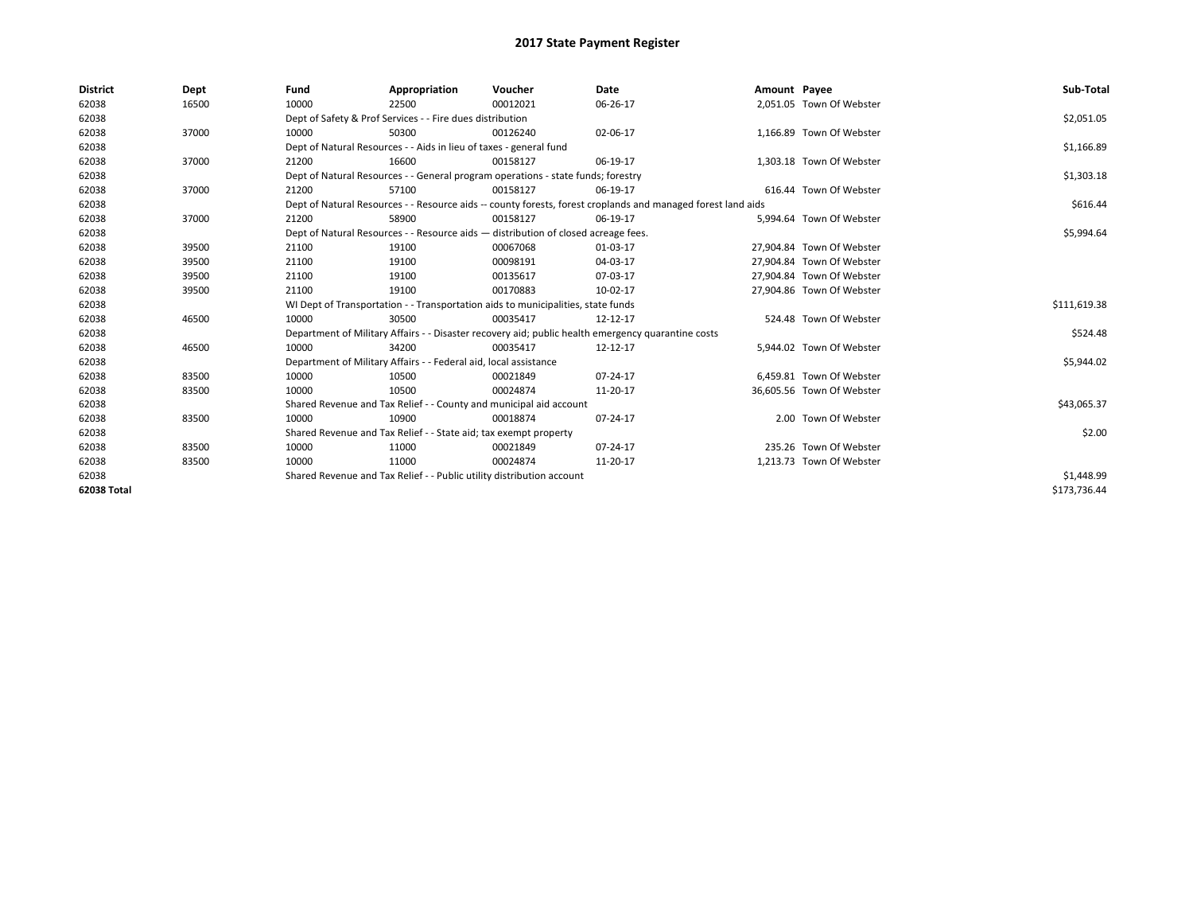# 2017 State Payment Register

| District | Dept | Fund | Appropriation | Voucher | Date | Amount | Payee | Sub-Total |
|---|---|---|---|---|---|---|---|---|
| 62038 | 16500 | 10000 | 22500 | 00012021 | 06-26-17 | 2,051.05 | Town Of Webster | |
| 62038 | | Dept of Safety & Prof Services - - Fire dues distribution | | | | | | $2,051.05 |
| 62038 | 37000 | 10000 | 50300 | 00126240 | 02-06-17 | 1,166.89 | Town Of Webster | |
| 62038 | | Dept of Natural Resources - - Aids in lieu of taxes - general fund | | | | | | $1,166.89 |
| 62038 | 37000 | 21200 | 16600 | 00158127 | 06-19-17 | 1,303.18 | Town Of Webster | |
| 62038 | | Dept of Natural Resources - - General program operations - state funds; forestry | | | | | | $1,303.18 |
| 62038 | 37000 | 21200 | 57100 | 00158127 | 06-19-17 | 616.44 | Town Of Webster | |
| 62038 | | Dept of Natural Resources - - Resource aids -- county forests, forest croplands and managed forest land aids | | | | | | $616.44 |
| 62038 | 37000 | 21200 | 58900 | 00158127 | 06-19-17 | 5,994.64 | Town Of Webster | |
| 62038 | | Dept of Natural Resources - - Resource aids — distribution of closed acreage fees. | | | | | | $5,994.64 |
| 62038 | 39500 | 21100 | 19100 | 00067068 | 01-03-17 | 27,904.84 | Town Of Webster | |
| 62038 | 39500 | 21100 | 19100 | 00098191 | 04-03-17 | 27,904.84 | Town Of Webster | |
| 62038 | 39500 | 21100 | 19100 | 00135617 | 07-03-17 | 27,904.84 | Town Of Webster | |
| 62038 | 39500 | 21100 | 19100 | 00170883 | 10-02-17 | 27,904.86 | Town Of Webster | |
| 62038 | | WI Dept of Transportation - - Transportation aids to municipalities, state funds | | | | | | $111,619.38 |
| 62038 | 46500 | 10000 | 30500 | 00035417 | 12-12-17 | 524.48 | Town Of Webster | |
| 62038 | | Department of Military Affairs - - Disaster recovery aid; public health emergency quarantine costs | | | | | | $524.48 |
| 62038 | 46500 | 10000 | 34200 | 00035417 | 12-12-17 | 5,944.02 | Town Of Webster | |
| 62038 | | Department of Military Affairs - - Federal aid, local assistance | | | | | | $5,944.02 |
| 62038 | 83500 | 10000 | 10500 | 00021849 | 07-24-17 | 6,459.81 | Town Of Webster | |
| 62038 | 83500 | 10000 | 10500 | 00024874 | 11-20-17 | 36,605.56 | Town Of Webster | |
| 62038 | | Shared Revenue and Tax Relief - - County and municipal aid account | | | | | | $43,065.37 |
| 62038 | 83500 | 10000 | 10900 | 00018874 | 07-24-17 | 2.00 | Town Of Webster | |
| 62038 | | Shared Revenue and Tax Relief - - State aid; tax exempt property | | | | | | $2.00 |
| 62038 | 83500 | 10000 | 11000 | 00021849 | 07-24-17 | 235.26 | Town Of Webster | |
| 62038 | 83500 | 10000 | 11000 | 00024874 | 11-20-17 | 1,213.73 | Town Of Webster | |
| 62038 | | Shared Revenue and Tax Relief - - Public utility distribution account | | | | | | $1,448.99 |
| **62038 Total** | | | | | | | | $173,736.44 |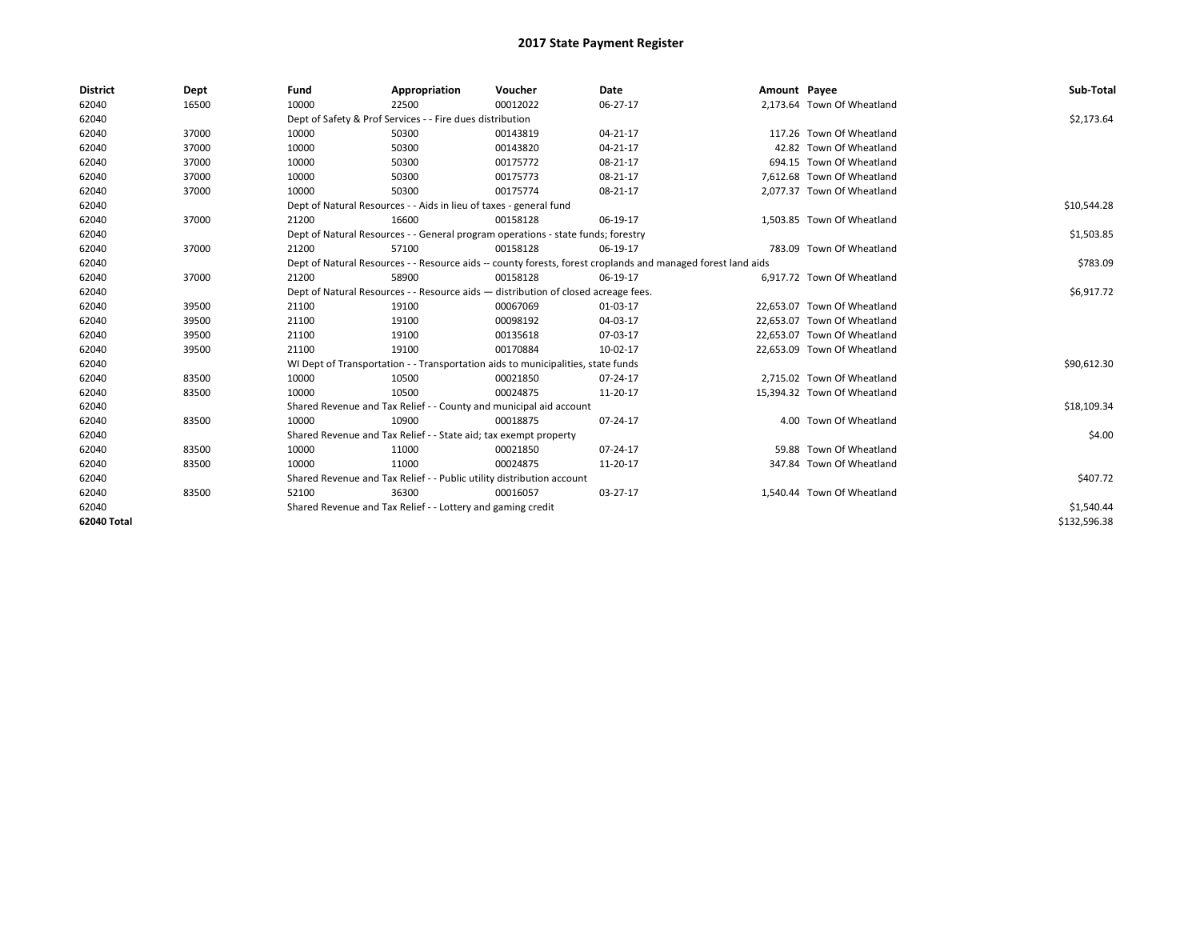# 2017 State Payment Register

| District | Dept | Fund | Appropriation | Voucher | Date | Amount | Payee | Sub-Total |
|---|---|---|---|---|---|---|---|---|
| 62040 | 16500 | 10000 | 22500 | 00012022 | 06-27-17 | 2,173.64 | Town Of Wheatland | |
| 62040 | | Dept of Safety & Prof Services - - Fire dues distribution | | | | | | $2,173.64 |
| 62040 | 37000 | 10000 | 50300 | 00143819 | 04-21-17 | 117.26 | Town Of Wheatland | |
| 62040 | 37000 | 10000 | 50300 | 00143820 | 04-21-17 | 42.82 | Town Of Wheatland | |
| 62040 | 37000 | 10000 | 50300 | 00175772 | 08-21-17 | 694.15 | Town Of Wheatland | |
| 62040 | 37000 | 10000 | 50300 | 00175773 | 08-21-17 | 7,612.68 | Town Of Wheatland | |
| 62040 | 37000 | 10000 | 50300 | 00175774 | 08-21-17 | 2,077.37 | Town Of Wheatland | |
| 62040 | | Dept of Natural Resources - - Aids in lieu of taxes - general fund | | | | | | $10,544.28 |
| 62040 | 37000 | 21200 | 16600 | 00158128 | 06-19-17 | 1,503.85 | Town Of Wheatland | |
| 62040 | | Dept of Natural Resources - - General program operations - state funds; forestry | | | | | | $1,503.85 |
| 62040 | 37000 | 21200 | 57100 | 00158128 | 06-19-17 | 783.09 | Town Of Wheatland | |
| 62040 | | Dept of Natural Resources - - Resource aids -- county forests, forest croplands and managed forest land aids | | | | | | $783.09 |
| 62040 | 37000 | 21200 | 58900 | 00158128 | 06-19-17 | 6,917.72 | Town Of Wheatland | |
| 62040 | | Dept of Natural Resources - - Resource aids — distribution of closed acreage fees. | | | | | | $6,917.72 |
| 62040 | 39500 | 21100 | 19100 | 00067069 | 01-03-17 | 22,653.07 | Town Of Wheatland | |
| 62040 | 39500 | 21100 | 19100 | 00098192 | 04-03-17 | 22,653.07 | Town Of Wheatland | |
| 62040 | 39500 | 21100 | 19100 | 00135618 | 07-03-17 | 22,653.07 | Town Of Wheatland | |
| 62040 | 39500 | 21100 | 19100 | 00170884 | 10-02-17 | 22,653.09 | Town Of Wheatland | |
| 62040 | | WI Dept of Transportation - - Transportation aids to municipalities, state funds | | | | | | $90,612.30 |
| 62040 | 83500 | 10000 | 10500 | 00021850 | 07-24-17 | 2,715.02 | Town Of Wheatland | |
| 62040 | 83500 | 10000 | 10500 | 00024875 | 11-20-17 | 15,394.32 | Town Of Wheatland | |
| 62040 | | Shared Revenue and Tax Relief - - County and municipal aid account | | | | | | $18,109.34 |
| 62040 | 83500 | 10000 | 10900 | 00018875 | 07-24-17 | 4.00 | Town Of Wheatland | |
| 62040 | | Shared Revenue and Tax Relief - - State aid; tax exempt property | | | | | | $4.00 |
| 62040 | 83500 | 10000 | 11000 | 00021850 | 07-24-17 | 59.88 | Town Of Wheatland | |
| 62040 | 83500 | 10000 | 11000 | 00024875 | 11-20-17 | 347.84 | Town Of Wheatland | |
| 62040 | | Shared Revenue and Tax Relief - - Public utility distribution account | | | | | | $407.72 |
| 62040 | 83500 | 52100 | 36300 | 00016057 | 03-27-17 | 1,540.44 | Town Of Wheatland | |
| 62040 | | Shared Revenue and Tax Relief - - Lottery and gaming credit | | | | | | $1,540.44 |
| 62040 Total | | | | | | | | $132,596.38 |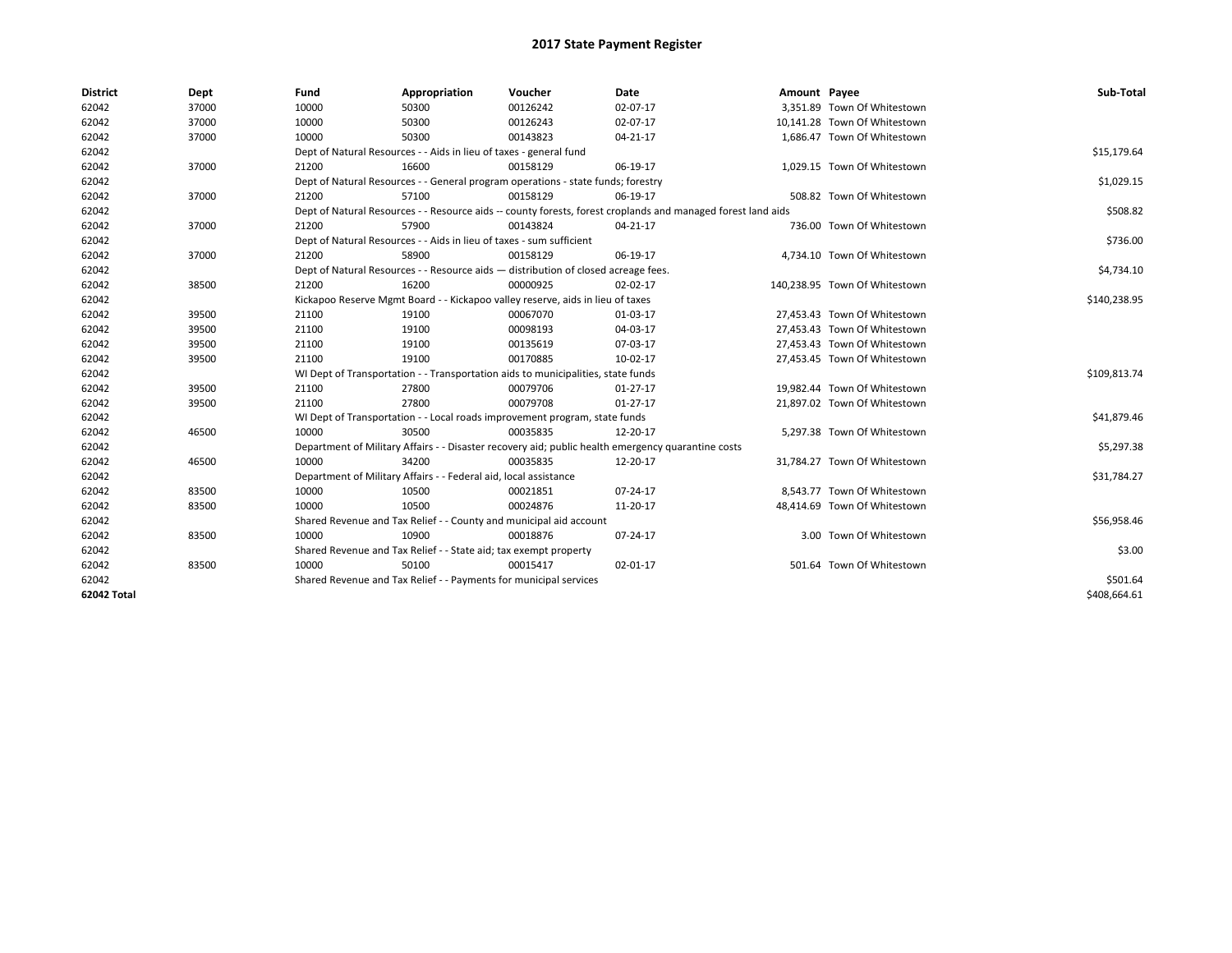# 2017 State Payment Register

| District | Dept | Fund | Appropriation | Voucher | Date | Amount | Payee | Sub-Total |
|---|---|---|---|---|---|---|---|---|
| 62042 | 37000 | 10000 | 50300 | 00126242 | 02-07-17 | 3,351.89 | Town Of Whitestown | |
| 62042 | 37000 | 10000 | 50300 | 00126243 | 02-07-17 | 10,141.28 | Town Of Whitestown | |
| 62042 | 37000 | 10000 | 50300 | 00143823 | 04-21-17 | 1,686.47 | Town Of Whitestown | |
| 62042 | | Dept of Natural Resources - - Aids in lieu of taxes - general fund | | | | | | $15,179.64 |
| 62042 | 37000 | 21200 | 16600 | 00158129 | 06-19-17 | 1,029.15 | Town Of Whitestown | |
| 62042 | | Dept of Natural Resources - - General program operations - state funds; forestry | | | | | | $1,029.15 |
| 62042 | 37000 | 21200 | 57100 | 00158129 | 06-19-17 | 508.82 | Town Of Whitestown | |
| 62042 | | Dept of Natural Resources - - Resource aids -- county forests, forest croplands and managed forest land aids | | | | | | $508.82 |
| 62042 | 37000 | 21200 | 57900 | 00143824 | 04-21-17 | 736.00 | Town Of Whitestown | |
| 62042 | | Dept of Natural Resources - - Aids in lieu of taxes - sum sufficient | | | | | | $736.00 |
| 62042 | 37000 | 21200 | 58900 | 00158129 | 06-19-17 | 4,734.10 | Town Of Whitestown | |
| 62042 | | Dept of Natural Resources - - Resource aids — distribution of closed acreage fees. | | | | | | $4,734.10 |
| 62042 | 38500 | 21200 | 16200 | 00000925 | 02-02-17 | 140,238.95 | Town Of Whitestown | |
| 62042 | | Kickapoo Reserve Mgmt Board - - Kickapoo valley reserve, aids in lieu of taxes | | | | | | $140,238.95 |
| 62042 | 39500 | 21100 | 19100 | 00067070 | 01-03-17 | 27,453.43 | Town Of Whitestown | |
| 62042 | 39500 | 21100 | 19100 | 00098193 | 04-03-17 | 27,453.43 | Town Of Whitestown | |
| 62042 | 39500 | 21100 | 19100 | 00135619 | 07-03-17 | 27,453.43 | Town Of Whitestown | |
| 62042 | 39500 | 21100 | 19100 | 00170885 | 10-02-17 | 27,453.45 | Town Of Whitestown | |
| 62042 | | WI Dept of Transportation - - Transportation aids to municipalities, state funds | | | | | | $109,813.74 |
| 62042 | 39500 | 21100 | 27800 | 00079706 | 01-27-17 | 19,982.44 | Town Of Whitestown | |
| 62042 | 39500 | 21100 | 27800 | 00079708 | 01-27-17 | 21,897.02 | Town Of Whitestown | |
| 62042 | | WI Dept of Transportation - - Local roads improvement program, state funds | | | | | | $41,879.46 |
| 62042 | 46500 | 10000 | 30500 | 00035835 | 12-20-17 | 5,297.38 | Town Of Whitestown | |
| 62042 | | Department of Military Affairs - - Disaster recovery aid; public health emergency quarantine costs | | | | | | $5,297.38 |
| 62042 | 46500 | 10000 | 34200 | 00035835 | 12-20-17 | 31,784.27 | Town Of Whitestown | |
| 62042 | | Department of Military Affairs - - Federal aid, local assistance | | | | | | $31,784.27 |
| 62042 | 83500 | 10000 | 10500 | 00021851 | 07-24-17 | 8,543.77 | Town Of Whitestown | |
| 62042 | 83500 | 10000 | 10500 | 00024876 | 11-20-17 | 48,414.69 | Town Of Whitestown | |
| 62042 | | Shared Revenue and Tax Relief - - County and municipal aid account | | | | | | $56,958.46 |
| 62042 | 83500 | 10000 | 10900 | 00018876 | 07-24-17 | 3.00 | Town Of Whitestown | |
| 62042 | | Shared Revenue and Tax Relief - - State aid; tax exempt property | | | | | | $3.00 |
| 62042 | 83500 | 10000 | 50100 | 00015417 | 02-01-17 | 501.64 | Town Of Whitestown | |
| 62042 | | Shared Revenue and Tax Relief - - Payments for municipal services | | | | | | $501.64 |
| **62042 Total** | | | | | | | | $408,664.61 |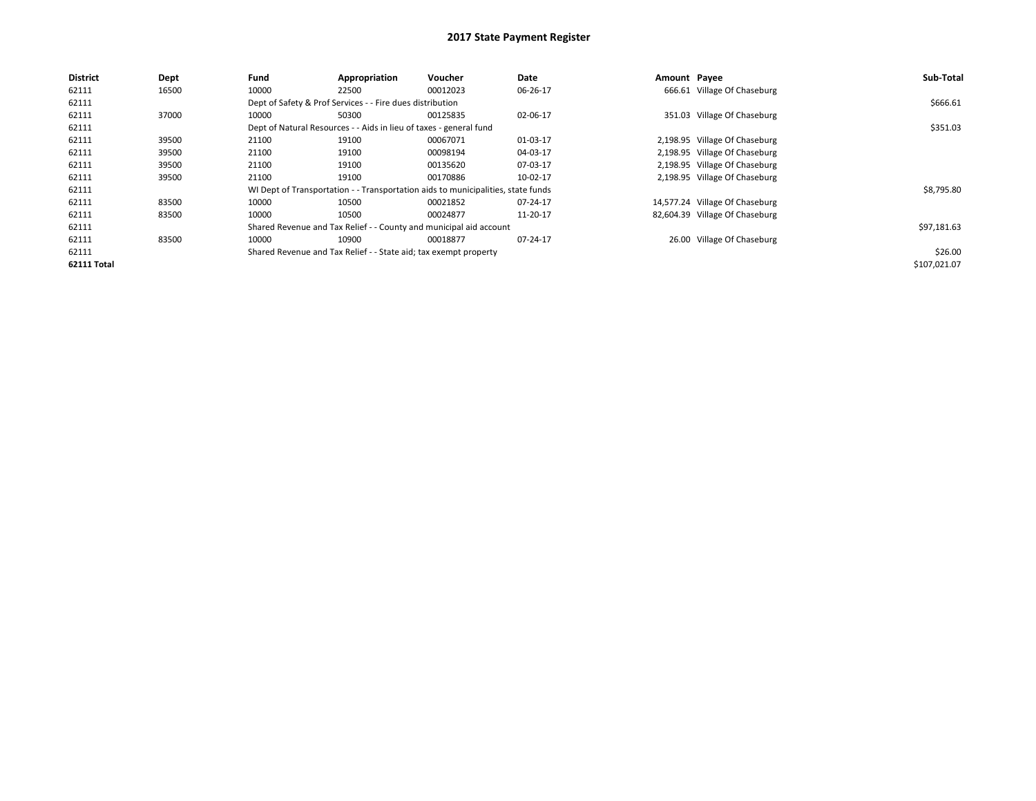# 2017 State Payment Register

| District | Dept | Fund | Appropriation | Voucher | Date | Amount | Payee | Sub-Total |
|---|---|---|---|---|---|---|---|---|
| 62111 | 16500 | 10000 | 22500 | 00012023 | 06-26-17 | 666.61 | Village Of Chaseburg | |
| 62111 | | Dept of Safety & Prof Services - - Fire dues distribution | | | | | | $666.61 |
| 62111 | 37000 | 10000 | 50300 | 00125835 | 02-06-17 | 351.03 | Village Of Chaseburg | |
| 62111 | | Dept of Natural Resources - - Aids in lieu of taxes - general fund | | | | | | $351.03 |
| 62111 | 39500 | 21100 | 19100 | 00067071 | 01-03-17 | 2,198.95 | Village Of Chaseburg | |
| 62111 | 39500 | 21100 | 19100 | 00098194 | 04-03-17 | 2,198.95 | Village Of Chaseburg | |
| 62111 | 39500 | 21100 | 19100 | 00135620 | 07-03-17 | 2,198.95 | Village Of Chaseburg | |
| 62111 | 39500 | 21100 | 19100 | 00170886 | 10-02-17 | 2,198.95 | Village Of Chaseburg | |
| 62111 | | WI Dept of Transportation - - Transportation aids to municipalities, state funds | | | | | | $8,795.80 |
| 62111 | 83500 | 10000 | 10500 | 00021852 | 07-24-17 | 14,577.24 | Village Of Chaseburg | |
| 62111 | 83500 | 10000 | 10500 | 00024877 | 11-20-17 | 82,604.39 | Village Of Chaseburg | |
| 62111 | | Shared Revenue and Tax Relief - - County and municipal aid account | | | | | | $97,181.63 |
| 62111 | 83500 | 10000 | 10900 | 00018877 | 07-24-17 | 26.00 | Village Of Chaseburg | |
| 62111 | | Shared Revenue and Tax Relief - - State aid; tax exempt property | | | | | | $26.00 |
| **62111 Total** | | | | | | | | $107,021.07 |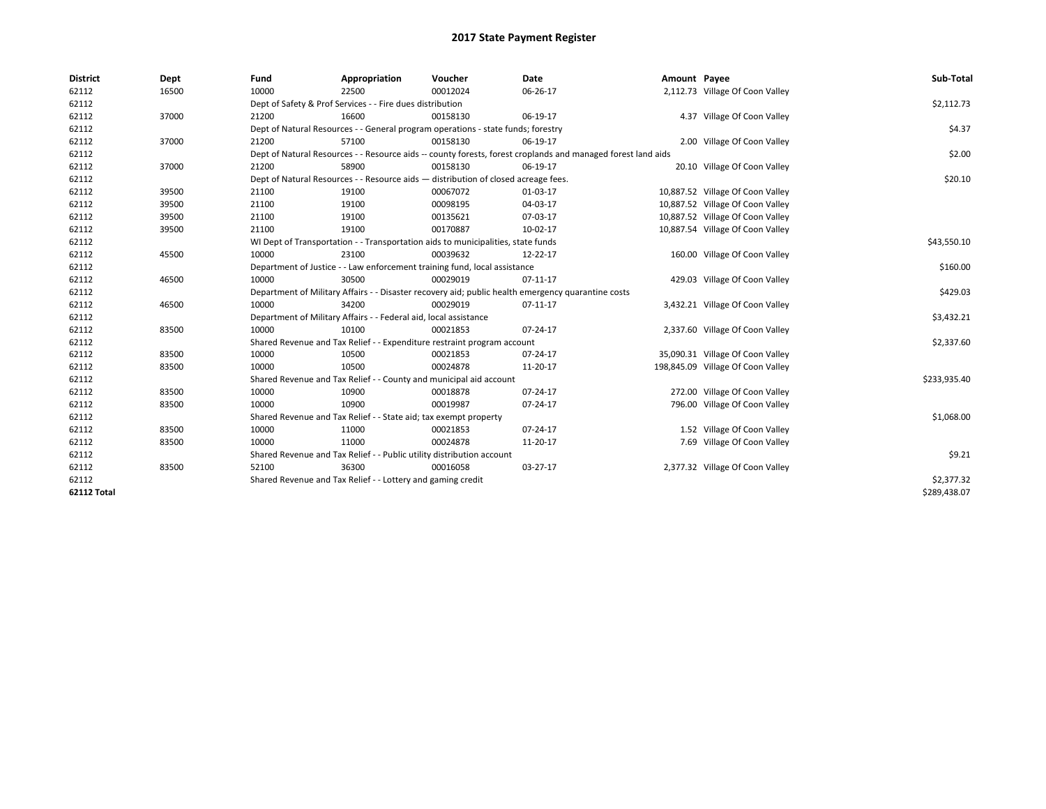# 2017 State Payment Register

| District | Dept | Fund | Appropriation | Voucher | Date | Amount | Payee | Sub-Total |
|---|---|---|---|---|---|---|---|---|
| 62112 | 16500 | 10000 | 22500 | 00012024 | 06-26-17 | 2,112.73 | Village Of Coon Valley | |
| 62112 | | Dept of Safety & Prof Services - - Fire dues distribution | | | | | | $2,112.73 |
| 62112 | 37000 | 21200 | 16600 | 00158130 | 06-19-17 | 4.37 | Village Of Coon Valley | |
| 62112 | | Dept of Natural Resources - - General program operations - state funds; forestry | | | | | | $4.37 |
| 62112 | 37000 | 21200 | 57100 | 00158130 | 06-19-17 | 2.00 | Village Of Coon Valley | |
| 62112 | | Dept of Natural Resources - - Resource aids -- county forests, forest croplands and managed forest land aids | | | | | | $2.00 |
| 62112 | 37000 | 21200 | 58900 | 00158130 | 06-19-17 | 20.10 | Village Of Coon Valley | |
| 62112 | | Dept of Natural Resources - - Resource aids — distribution of closed acreage fees. | | | | | | $20.10 |
| 62112 | 39500 | 21100 | 19100 | 00067072 | 01-03-17 | 10,887.52 | Village Of Coon Valley | |
| 62112 | 39500 | 21100 | 19100 | 00098195 | 04-03-17 | 10,887.52 | Village Of Coon Valley | |
| 62112 | 39500 | 21100 | 19100 | 00135621 | 07-03-17 | 10,887.52 | Village Of Coon Valley | |
| 62112 | 39500 | 21100 | 19100 | 00170887 | 10-02-17 | 10,887.54 | Village Of Coon Valley | |
| 62112 | | WI Dept of Transportation - - Transportation aids to municipalities, state funds | | | | | | $43,550.10 |
| 62112 | 45500 | 10000 | 23100 | 00039632 | 12-22-17 | 160.00 | Village Of Coon Valley | |
| 62112 | | Department of Justice - - Law enforcement training fund, local assistance | | | | | | $160.00 |
| 62112 | 46500 | 10000 | 30500 | 00029019 | 07-11-17 | 429.03 | Village Of Coon Valley | |
| 62112 | | Department of Military Affairs - - Disaster recovery aid; public health emergency quarantine costs | | | | | | $429.03 |
| 62112 | 46500 | 10000 | 34200 | 00029019 | 07-11-17 | 3,432.21 | Village Of Coon Valley | |
| 62112 | | Department of Military Affairs - - Federal aid, local assistance | | | | | | $3,432.21 |
| 62112 | 83500 | 10000 | 10100 | 00021853 | 07-24-17 | 2,337.60 | Village Of Coon Valley | |
| 62112 | | Shared Revenue and Tax Relief - - Expenditure restraint program account | | | | | | $2,337.60 |
| 62112 | 83500 | 10000 | 10500 | 00021853 | 07-24-17 | 35,090.31 | Village Of Coon Valley | |
| 62112 | 83500 | 10000 | 10500 | 00024878 | 11-20-17 | 198,845.09 | Village Of Coon Valley | |
| 62112 | | Shared Revenue and Tax Relief - - County and municipal aid account | | | | | | $233,935.40 |
| 62112 | 83500 | 10000 | 10900 | 00018878 | 07-24-17 | 272.00 | Village Of Coon Valley | |
| 62112 | 83500 | 10000 | 10900 | 00019987 | 07-24-17 | 796.00 | Village Of Coon Valley | |
| 62112 | | Shared Revenue and Tax Relief - - State aid; tax exempt property | | | | | | $1,068.00 |
| 62112 | 83500 | 10000 | 11000 | 00021853 | 07-24-17 | 1.52 | Village Of Coon Valley | |
| 62112 | 83500 | 10000 | 11000 | 00024878 | 11-20-17 | 7.69 | Village Of Coon Valley | |
| 62112 | | Shared Revenue and Tax Relief - - Public utility distribution account | | | | | | $9.21 |
| 62112 | 83500 | 52100 | 36300 | 00016058 | 03-27-17 | 2,377.32 | Village Of Coon Valley | |
| 62112 | | Shared Revenue and Tax Relief - - Lottery and gaming credit | | | | | | $2,377.32 |
| **62112 Total** | | | | | | | | $289,438.07 |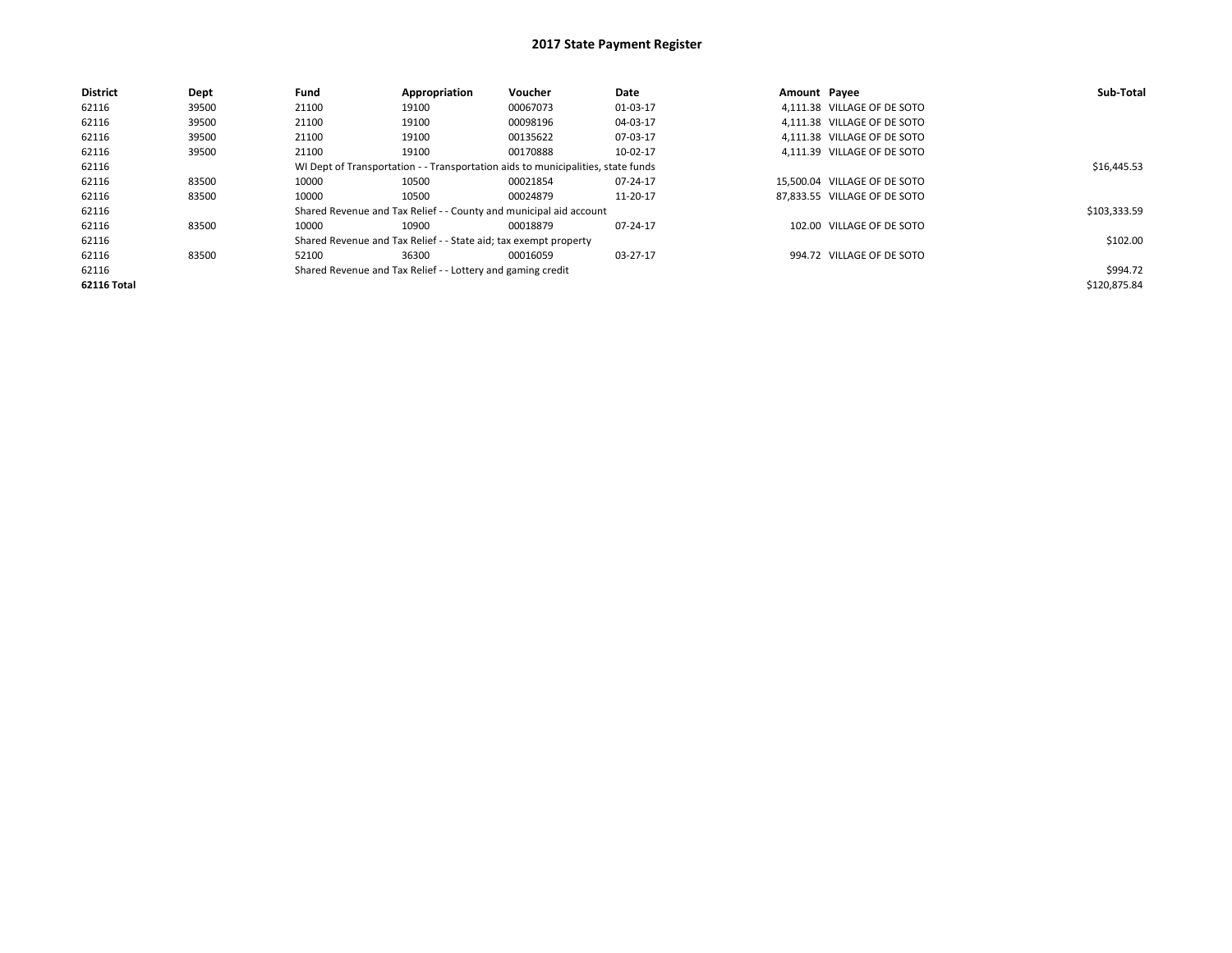# 2017 State Payment Register

| District | Dept | Fund | Appropriation | Voucher | Date | Amount | Payee | Sub-Total |
|---|---|---|---|---|---|---|---|---|
| 62116 | 39500 | 21100 | 19100 | 00067073 | 01-03-17 | 4,111.38 | VILLAGE OF DE SOTO | |
| 62116 | 39500 | 21100 | 19100 | 00098196 | 04-03-17 | 4,111.38 | VILLAGE OF DE SOTO | |
| 62116 | 39500 | 21100 | 19100 | 00135622 | 07-03-17 | 4,111.38 | VILLAGE OF DE SOTO | |
| 62116 | 39500 | 21100 | 19100 | 00170888 | 10-02-17 | 4,111.39 | VILLAGE OF DE SOTO | |
| 62116 | | WI Dept of Transportation - - Transportation aids to municipalities, state funds | | | | | | $16,445.53 |
| 62116 | 83500 | 10000 | 10500 | 00021854 | 07-24-17 | 15,500.04 | VILLAGE OF DE SOTO | |
| 62116 | 83500 | 10000 | 10500 | 00024879 | 11-20-17 | 87,833.55 | VILLAGE OF DE SOTO | |
| 62116 | | Shared Revenue and Tax Relief - - County and municipal aid account | | | | | | $103,333.59 |
| 62116 | 83500 | 10000 | 10900 | 00018879 | 07-24-17 | 102.00 | VILLAGE OF DE SOTO | |
| 62116 | | Shared Revenue and Tax Relief - - State aid; tax exempt property | | | | | | $102.00 |
| 62116 | 83500 | 52100 | 36300 | 00016059 | 03-27-17 | 994.72 | VILLAGE OF DE SOTO | |
| 62116 | | Shared Revenue and Tax Relief - - Lottery and gaming credit | | | | | | $994.72 |
| **62116 Total** | | | | | | | | $120,875.84 |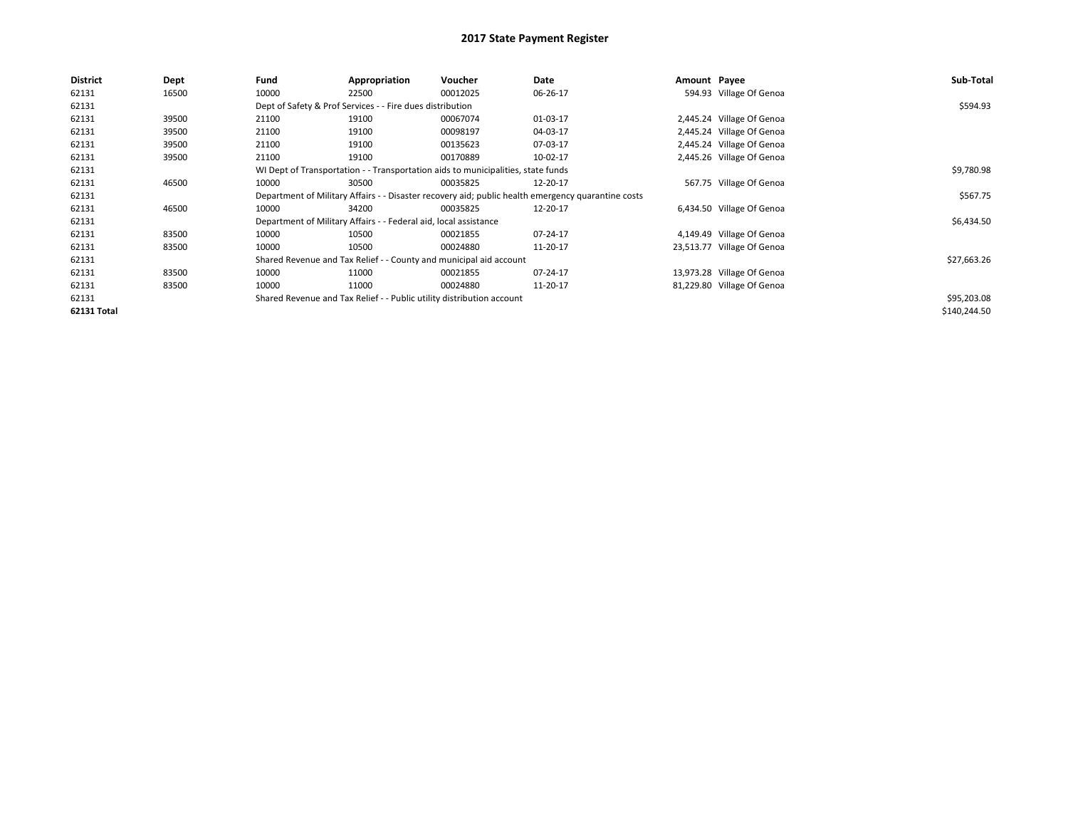# 2017 State Payment Register

| District | Dept | Fund | Appropriation | Voucher | Date | Amount | Payee | Sub-Total |
|---|---|---|---|---|---|---|---|---|
| 62131 | 16500 | 10000 | 22500 | 00012025 | 06-26-17 | 594.93 | Village Of Genoa | |
| 62131 | | Dept of Safety & Prof Services - - Fire dues distribution | | | | | | $594.93 |
| 62131 | 39500 | 21100 | 19100 | 00067074 | 01-03-17 | 2,445.24 | Village Of Genoa | |
| 62131 | 39500 | 21100 | 19100 | 00098197 | 04-03-17 | 2,445.24 | Village Of Genoa | |
| 62131 | 39500 | 21100 | 19100 | 00135623 | 07-03-17 | 2,445.24 | Village Of Genoa | |
| 62131 | 39500 | 21100 | 19100 | 00170889 | 10-02-17 | 2,445.26 | Village Of Genoa | |
| 62131 | | WI Dept of Transportation - - Transportation aids to municipalities, state funds | | | | | | $9,780.98 |
| 62131 | 46500 | 10000 | 30500 | 00035825 | 12-20-17 | 567.75 | Village Of Genoa | |
| 62131 | | Department of Military Affairs - - Disaster recovery aid; public health emergency quarantine costs | | | | | | $567.75 |
| 62131 | 46500 | 10000 | 34200 | 00035825 | 12-20-17 | 6,434.50 | Village Of Genoa | |
| 62131 | | Department of Military Affairs - - Federal aid, local assistance | | | | | | $6,434.50 |
| 62131 | 83500 | 10000 | 10500 | 00021855 | 07-24-17 | 4,149.49 | Village Of Genoa | |
| 62131 | 83500 | 10000 | 10500 | 00024880 | 11-20-17 | 23,513.77 | Village Of Genoa | |
| 62131 | | Shared Revenue and Tax Relief - - County and municipal aid account | | | | | | $27,663.26 |
| 62131 | 83500 | 10000 | 11000 | 00021855 | 07-24-17 | 13,973.28 | Village Of Genoa | |
| 62131 | 83500 | 10000 | 11000 | 00024880 | 11-20-17 | 81,229.80 | Village Of Genoa | |
| 62131 | | Shared Revenue and Tax Relief - - Public utility distribution account | | | | | | $95,203.08 |
| **62131 Total** | | | | | | | | $140,244.50 |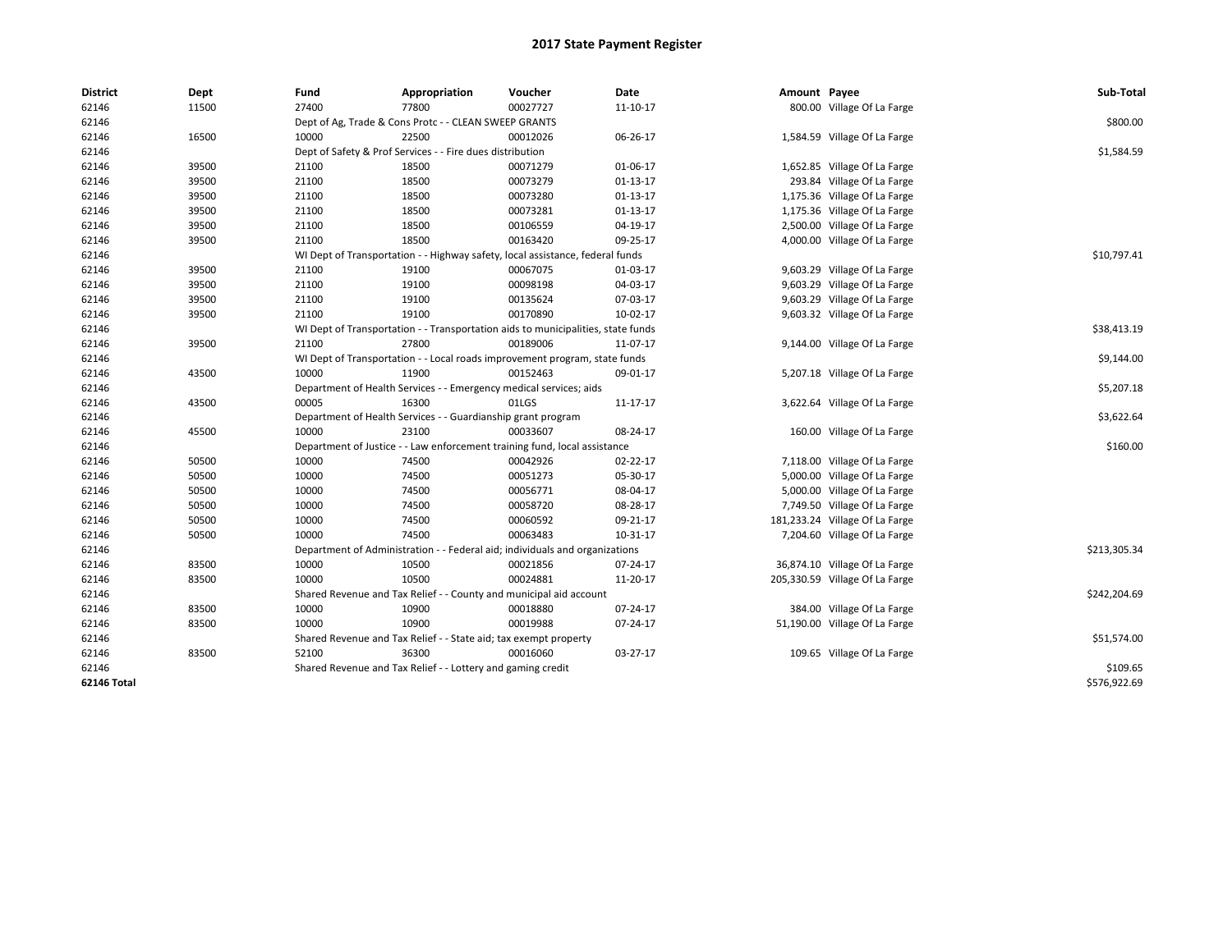# 2017 State Payment Register

| District | Dept | Fund | Appropriation | Voucher | Date | Amount | Payee | Sub-Total |
|---|---|---|---|---|---|---|---|---|
| 62146 | 11500 | 27400 | 77800 | 00027727 | 11-10-17 | 800.00 | Village Of La Farge | |
| 62146 | | Dept of Ag, Trade & Cons Protc - - CLEAN SWEEP GRANTS | | | | | | $800.00 |
| 62146 | 16500 | 10000 | 22500 | 00012026 | 06-26-17 | 1,584.59 | Village Of La Farge | |
| 62146 | | Dept of Safety & Prof Services - - Fire dues distribution | | | | | | $1,584.59 |
| 62146 | 39500 | 21100 | 18500 | 00071279 | 01-06-17 | 1,652.85 | Village Of La Farge | |
| 62146 | 39500 | 21100 | 18500 | 00073279 | 01-13-17 | 293.84 | Village Of La Farge | |
| 62146 | 39500 | 21100 | 18500 | 00073280 | 01-13-17 | 1,175.36 | Village Of La Farge | |
| 62146 | 39500 | 21100 | 18500 | 00073281 | 01-13-17 | 1,175.36 | Village Of La Farge | |
| 62146 | 39500 | 21100 | 18500 | 00106559 | 04-19-17 | 2,500.00 | Village Of La Farge | |
| 62146 | 39500 | 21100 | 18500 | 00163420 | 09-25-17 | 4,000.00 | Village Of La Farge | |
| 62146 | | WI Dept of Transportation - - Highway safety, local assistance, federal funds | | | | | | $10,797.41 |
| 62146 | 39500 | 21100 | 19100 | 00067075 | 01-03-17 | 9,603.29 | Village Of La Farge | |
| 62146 | 39500 | 21100 | 19100 | 00098198 | 04-03-17 | 9,603.29 | Village Of La Farge | |
| 62146 | 39500 | 21100 | 19100 | 00135624 | 07-03-17 | 9,603.29 | Village Of La Farge | |
| 62146 | 39500 | 21100 | 19100 | 00170890 | 10-02-17 | 9,603.32 | Village Of La Farge | |
| 62146 | | WI Dept of Transportation - - Transportation aids to municipalities, state funds | | | | | | $38,413.19 |
| 62146 | 39500 | 21100 | 27800 | 00189006 | 11-07-17 | 9,144.00 | Village Of La Farge | |
| 62146 | | WI Dept of Transportation - - Local roads improvement program, state funds | | | | | | $9,144.00 |
| 62146 | 43500 | 10000 | 11900 | 00152463 | 09-01-17 | 5,207.18 | Village Of La Farge | |
| 62146 | | Department of Health Services - - Emergency medical services; aids | | | | | | $5,207.18 |
| 62146 | 43500 | 00005 | 16300 | 01LGS | 11-17-17 | 3,622.64 | Village Of La Farge | |
| 62146 | | Department of Health Services - - Guardianship grant program | | | | | | $3,622.64 |
| 62146 | 45500 | 10000 | 23100 | 00033607 | 08-24-17 | 160.00 | Village Of La Farge | |
| 62146 | | Department of Justice - - Law enforcement training fund, local assistance | | | | | | $160.00 |
| 62146 | 50500 | 10000 | 74500 | 00042926 | 02-22-17 | 7,118.00 | Village Of La Farge | |
| 62146 | 50500 | 10000 | 74500 | 00051273 | 05-30-17 | 5,000.00 | Village Of La Farge | |
| 62146 | 50500 | 10000 | 74500 | 00056771 | 08-04-17 | 5,000.00 | Village Of La Farge | |
| 62146 | 50500 | 10000 | 74500 | 00058720 | 08-28-17 | 7,749.50 | Village Of La Farge | |
| 62146 | 50500 | 10000 | 74500 | 00060592 | 09-21-17 | 181,233.24 | Village Of La Farge | |
| 62146 | 50500 | 10000 | 74500 | 00063483 | 10-31-17 | 7,204.60 | Village Of La Farge | |
| 62146 | | Department of Administration - - Federal aid; individuals and organizations | | | | | | $213,305.34 |
| 62146 | 83500 | 10000 | 10500 | 00021856 | 07-24-17 | 36,874.10 | Village Of La Farge | |
| 62146 | 83500 | 10000 | 10500 | 00024881 | 11-20-17 | 205,330.59 | Village Of La Farge | |
| 62146 | | Shared Revenue and Tax Relief - - County and municipal aid account | | | | | | $242,204.69 |
| 62146 | 83500 | 10000 | 10900 | 00018880 | 07-24-17 | 384.00 | Village Of La Farge | |
| 62146 | 83500 | 10000 | 10900 | 00019988 | 07-24-17 | 51,190.00 | Village Of La Farge | |
| 62146 | | Shared Revenue and Tax Relief - - State aid; tax exempt property | | | | | | $51,574.00 |
| 62146 | 83500 | 52100 | 36300 | 00016060 | 03-27-17 | 109.65 | Village Of La Farge | |
| 62146 | | Shared Revenue and Tax Relief - - Lottery and gaming credit | | | | | | $109.65 |
| **62146 Total** | | | | | | | | $576,922.69 |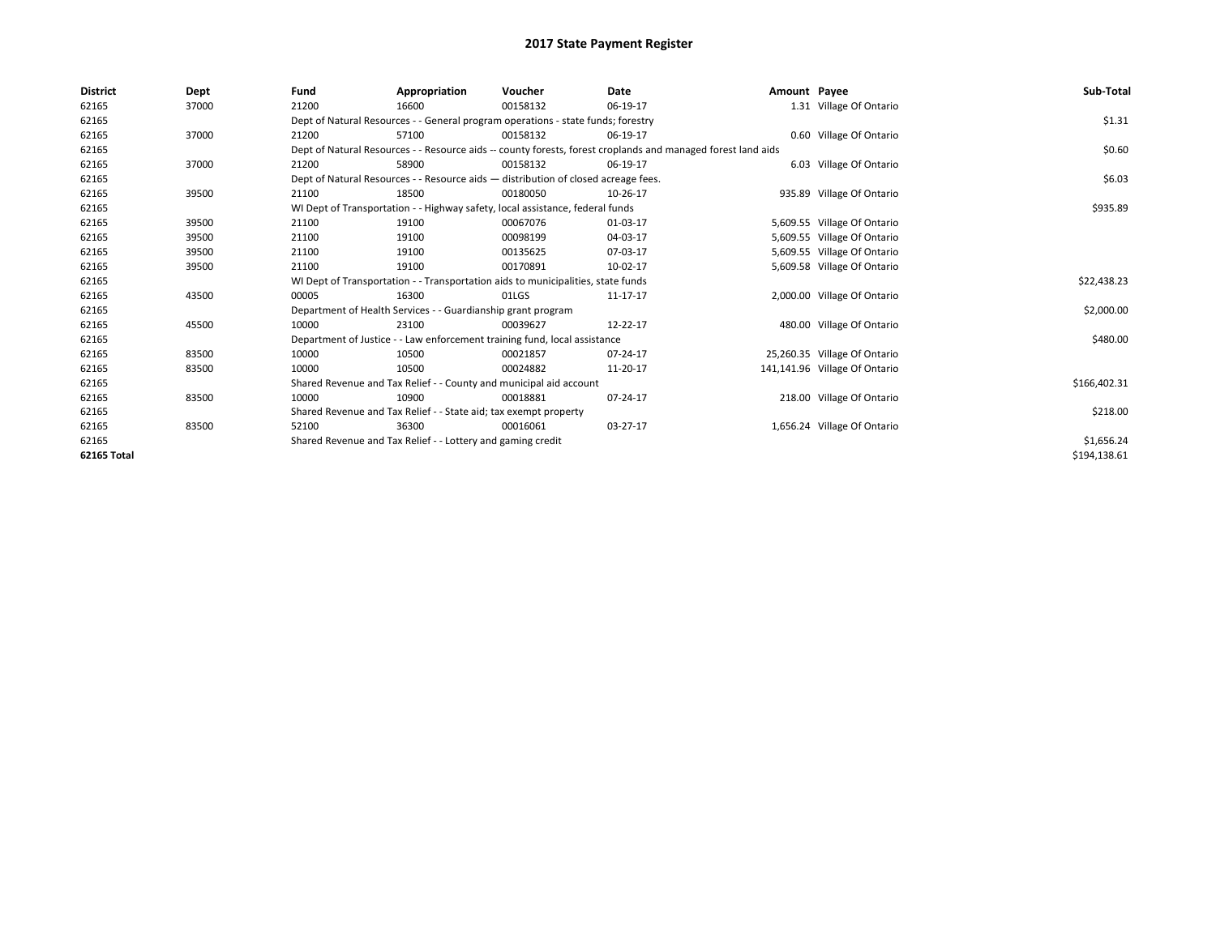# 2017 State Payment Register

| District | Dept | Fund | Appropriation | Voucher | Date | Amount | Payee | Sub-Total |
|---|---|---|---|---|---|---|---|---|
| 62165 | 37000 | 21200 | 16600 | 00158132 | 06-19-17 | 1.31 | Village Of Ontario | |
| 62165 | | Dept of Natural Resources - - General program operations - state funds; forestry | | | | | | $1.31 |
| 62165 | 37000 | 21200 | 57100 | 00158132 | 06-19-17 | 0.60 | Village Of Ontario | |
| 62165 | | Dept of Natural Resources - - Resource aids -- county forests, forest croplands and managed forest land aids | | | | | | $0.60 |
| 62165 | 37000 | 21200 | 58900 | 00158132 | 06-19-17 | 6.03 | Village Of Ontario | |
| 62165 | | Dept of Natural Resources - - Resource aids — distribution of closed acreage fees. | | | | | | $6.03 |
| 62165 | 39500 | 21100 | 18500 | 00180050 | 10-26-17 | 935.89 | Village Of Ontario | |
| 62165 | | WI Dept of Transportation - - Highway safety, local assistance, federal funds | | | | | | $935.89 |
| 62165 | 39500 | 21100 | 19100 | 00067076 | 01-03-17 | 5,609.55 | Village Of Ontario | |
| 62165 | 39500 | 21100 | 19100 | 00098199 | 04-03-17 | 5,609.55 | Village Of Ontario | |
| 62165 | 39500 | 21100 | 19100 | 00135625 | 07-03-17 | 5,609.55 | Village Of Ontario | |
| 62165 | 39500 | 21100 | 19100 | 00170891 | 10-02-17 | 5,609.58 | Village Of Ontario | |
| 62165 | | WI Dept of Transportation - - Transportation aids to municipalities, state funds | | | | | | $22,438.23 |
| 62165 | 43500 | 00005 | 16300 | 01LGS | 11-17-17 | 2,000.00 | Village Of Ontario | |
| 62165 | | Department of Health Services - - Guardianship grant program | | | | | | $2,000.00 |
| 62165 | 45500 | 10000 | 23100 | 00039627 | 12-22-17 | 480.00 | Village Of Ontario | |
| 62165 | | Department of Justice - - Law enforcement training fund, local assistance | | | | | | $480.00 |
| 62165 | 83500 | 10000 | 10500 | 00021857 | 07-24-17 | 25,260.35 | Village Of Ontario | |
| 62165 | 83500 | 10000 | 10500 | 00024882 | 11-20-17 | 141,141.96 | Village Of Ontario | |
| 62165 | | Shared Revenue and Tax Relief - - County and municipal aid account | | | | | | $166,402.31 |
| 62165 | 83500 | 10000 | 10900 | 00018881 | 07-24-17 | 218.00 | Village Of Ontario | |
| 62165 | | Shared Revenue and Tax Relief - - State aid; tax exempt property | | | | | | $218.00 |
| 62165 | 83500 | 52100 | 36300 | 00016061 | 03-27-17 | 1,656.24 | Village Of Ontario | |
| 62165 | | Shared Revenue and Tax Relief - - Lottery and gaming credit | | | | | | $1,656.24 |
| 62165 Total | | | | | | | | $194,138.61 |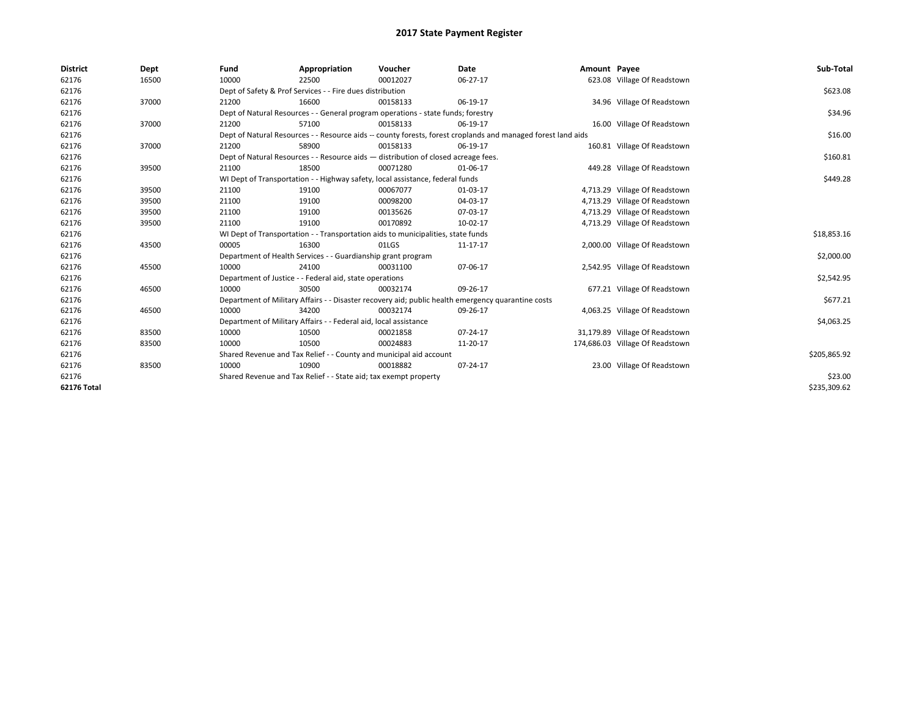# 2017 State Payment Register

| District | Dept | Fund | Appropriation | Voucher | Date | Amount | Payee | Sub-Total |
|---|---|---|---|---|---|---|---|---|
| 62176 | 16500 | 10000 | 22500 | 00012027 | 06-27-17 | 623.08 | Village Of Readstown | |
| 62176 | | Dept of Safety & Prof Services - - Fire dues distribution | | | | | | $623.08 |
| 62176 | 37000 | 21200 | 16600 | 00158133 | 06-19-17 | 34.96 | Village Of Readstown | |
| 62176 | | Dept of Natural Resources - - General program operations - state funds; forestry | | | | | | $34.96 |
| 62176 | 37000 | 21200 | 57100 | 00158133 | 06-19-17 | 16.00 | Village Of Readstown | |
| 62176 | | Dept of Natural Resources - - Resource aids -- county forests, forest croplands and managed forest land aids | | | | | | $16.00 |
| 62176 | 37000 | 21200 | 58900 | 00158133 | 06-19-17 | 160.81 | Village Of Readstown | |
| 62176 | | Dept of Natural Resources - - Resource aids — distribution of closed acreage fees. | | | | | | $160.81 |
| 62176 | 39500 | 21100 | 18500 | 00071280 | 01-06-17 | 449.28 | Village Of Readstown | |
| 62176 | | WI Dept of Transportation - - Highway safety, local assistance, federal funds | | | | | | $449.28 |
| 62176 | 39500 | 21100 | 19100 | 00067077 | 01-03-17 | 4,713.29 | Village Of Readstown | |
| 62176 | 39500 | 21100 | 19100 | 00098200 | 04-03-17 | 4,713.29 | Village Of Readstown | |
| 62176 | 39500 | 21100 | 19100 | 00135626 | 07-03-17 | 4,713.29 | Village Of Readstown | |
| 62176 | 39500 | 21100 | 19100 | 00170892 | 10-02-17 | 4,713.29 | Village Of Readstown | |
| 62176 | | WI Dept of Transportation - - Transportation aids to municipalities, state funds | | | | | | $18,853.16 |
| 62176 | 43500 | 00005 | 16300 | 01LGS | 11-17-17 | 2,000.00 | Village Of Readstown | |
| 62176 | | Department of Health Services - - Guardianship grant program | | | | | | $2,000.00 |
| 62176 | 45500 | 10000 | 24100 | 00031100 | 07-06-17 | 2,542.95 | Village Of Readstown | |
| 62176 | | Department of Justice - - Federal aid, state operations | | | | | | $2,542.95 |
| 62176 | 46500 | 10000 | 30500 | 00032174 | 09-26-17 | 677.21 | Village Of Readstown | |
| 62176 | | Department of Military Affairs - - Disaster recovery aid; public health emergency quarantine costs | | | | | | $677.21 |
| 62176 | 46500 | 10000 | 34200 | 00032174 | 09-26-17 | 4,063.25 | Village Of Readstown | |
| 62176 | | Department of Military Affairs - - Federal aid, local assistance | | | | | | $4,063.25 |
| 62176 | 83500 | 10000 | 10500 | 00021858 | 07-24-17 | 31,179.89 | Village Of Readstown | |
| 62176 | 83500 | 10000 | 10500 | 00024883 | 11-20-17 | 174,686.03 | Village Of Readstown | |
| 62176 | | Shared Revenue and Tax Relief - - County and municipal aid account | | | | | | $205,865.92 |
| 62176 | 83500 | 10000 | 10900 | 00018882 | 07-24-17 | 23.00 | Village Of Readstown | |
| 62176 | | Shared Revenue and Tax Relief - - State aid; tax exempt property | | | | | | $23.00 |
| **62176 Total** | | | | | | | | $235,309.62 |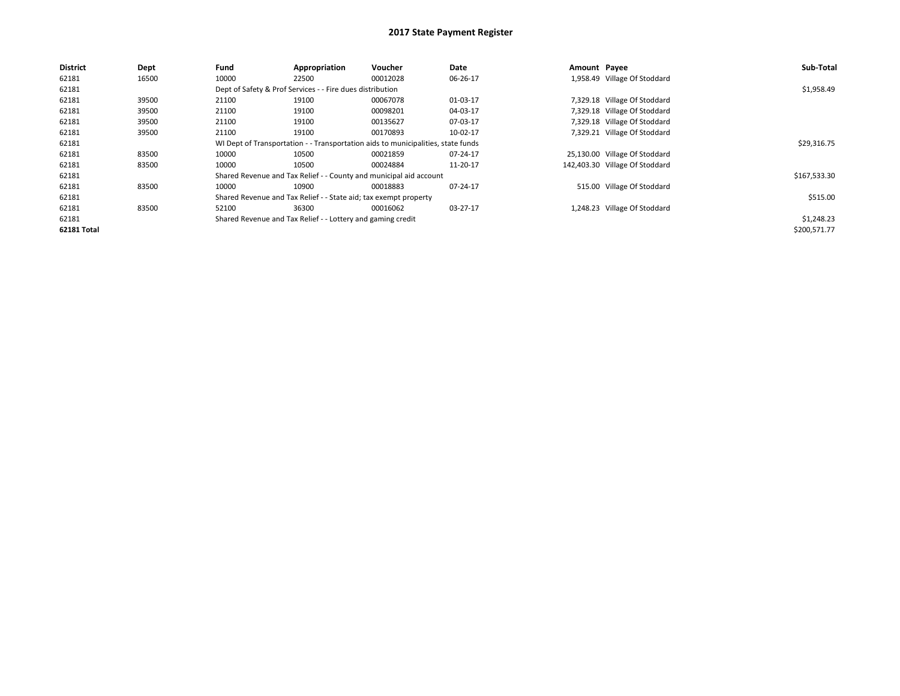# 2017 State Payment Register

| District | Dept | Fund | Appropriation | Voucher | Date | Amount | Payee | Sub-Total |
|---|---|---|---|---|---|---|---|---|
| 62181 | 16500 | 10000 | 22500 | 00012028 | 06-26-17 | 1,958.49 | Village Of Stoddard | |
| 62181 | | Dept of Safety & Prof Services - - Fire dues distribution | | | | | | $1,958.49 |
| 62181 | 39500 | 21100 | 19100 | 00067078 | 01-03-17 | 7,329.18 | Village Of Stoddard | |
| 62181 | 39500 | 21100 | 19100 | 00098201 | 04-03-17 | 7,329.18 | Village Of Stoddard | |
| 62181 | 39500 | 21100 | 19100 | 00135627 | 07-03-17 | 7,329.18 | Village Of Stoddard | |
| 62181 | 39500 | 21100 | 19100 | 00170893 | 10-02-17 | 7,329.21 | Village Of Stoddard | |
| 62181 | | WI Dept of Transportation - - Transportation aids to municipalities, state funds | | | | | | $29,316.75 |
| 62181 | 83500 | 10000 | 10500 | 00021859 | 07-24-17 | 25,130.00 | Village Of Stoddard | |
| 62181 | 83500 | 10000 | 10500 | 00024884 | 11-20-17 | 142,403.30 | Village Of Stoddard | |
| 62181 | | Shared Revenue and Tax Relief - - County and municipal aid account | | | | | | $167,533.30 |
| 62181 | 83500 | 10000 | 10900 | 00018883 | 07-24-17 | 515.00 | Village Of Stoddard | |
| 62181 | | Shared Revenue and Tax Relief - - State aid; tax exempt property | | | | | | $515.00 |
| 62181 | 83500 | 52100 | 36300 | 00016062 | 03-27-17 | 1,248.23 | Village Of Stoddard | |
| 62181 | | Shared Revenue and Tax Relief - - Lottery and gaming credit | | | | | | $1,248.23 |
| **62181 Total** | | | | | | | | $200,571.77 |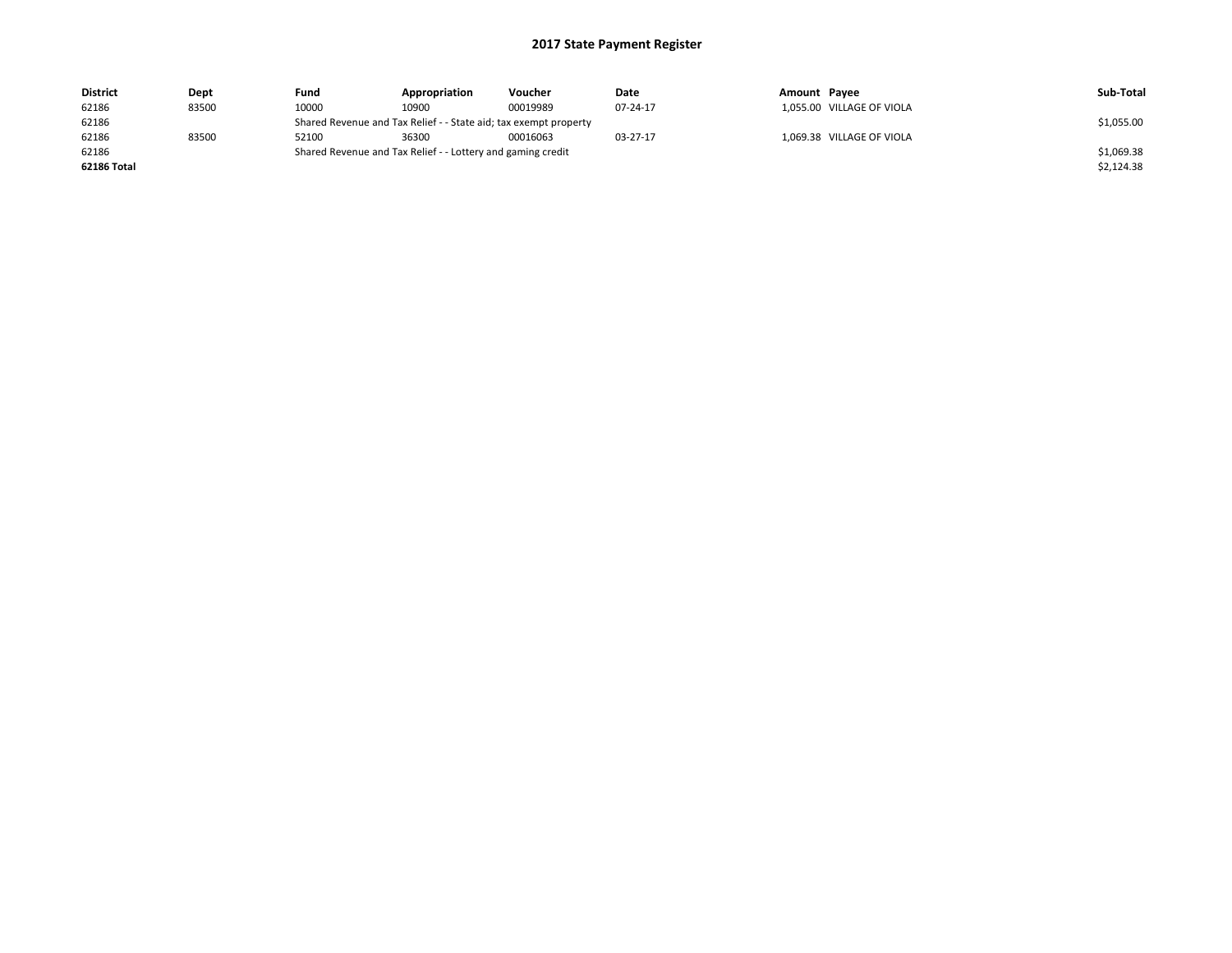# 2017 State Payment Register

| District | Dept | Fund | Appropriation | Voucher | Date | Amount | Payee | Sub-Total |
| --- | --- | --- | --- | --- | --- | --- | --- | --- |
| 62186 | 83500 | 10000 | 10900 | 00019989 | 07-24-17 | 1,055.00 | VILLAGE OF VIOLA | |
| 62186 | | Shared Revenue and Tax Relief - - State aid; tax exempt property | | | | | | $1,055.00 |
| 62186 | 83500 | 52100 | 36300 | 00016063 | 03-27-17 | 1,069.38 | VILLAGE OF VIOLA | |
| 62186 | | Shared Revenue and Tax Relief - - Lottery and gaming credit | | | | | | $1,069.38 |
| **62186 Total** | | | | | | | | $2,124.38 |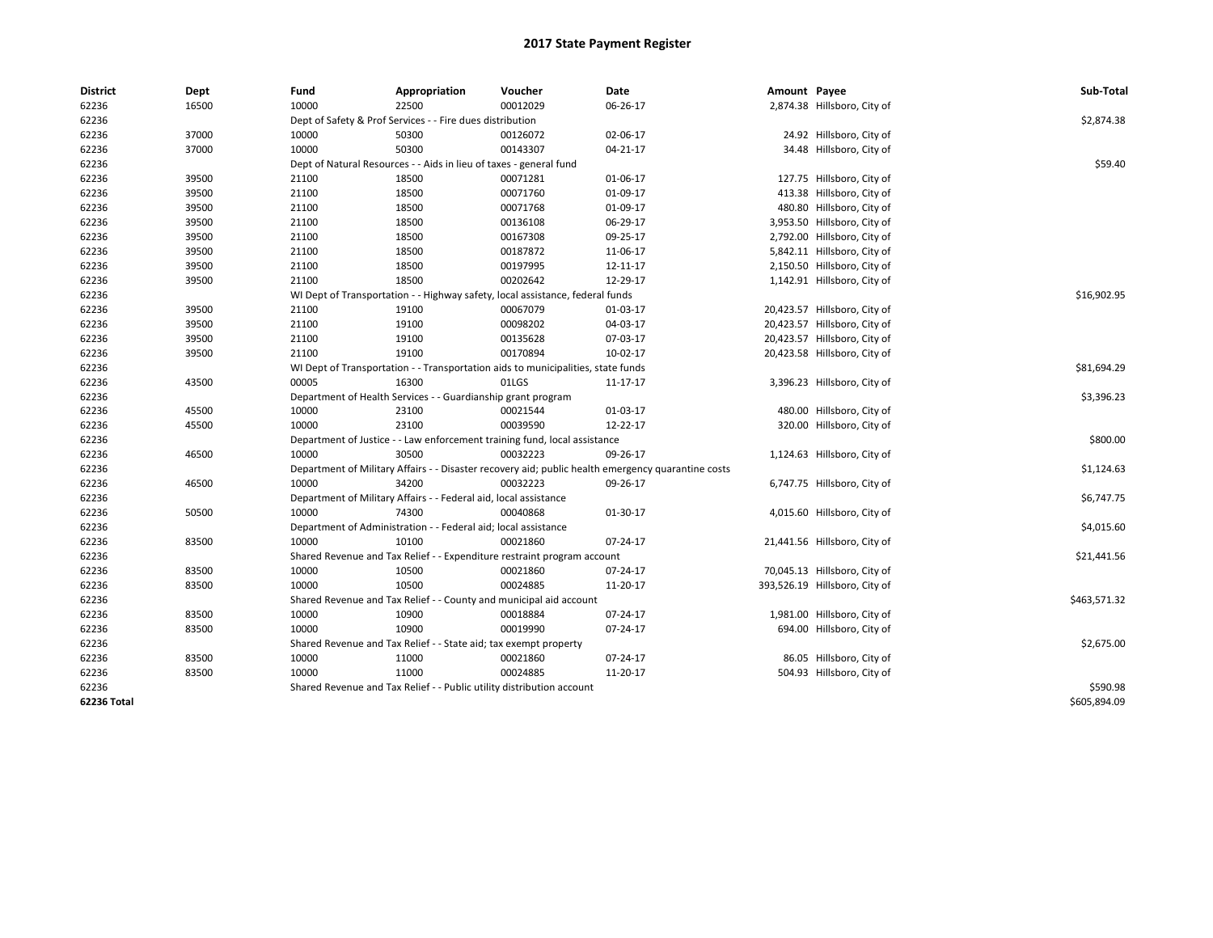# 2017 State Payment Register

| District | Dept | Fund | Appropriation | Voucher | Date | Amount | Payee | Sub-Total |
|---|---|---|---|---|---|---|---|---|
| 62236 | 16500 | 10000 | 22500 | 00012029 | 06-26-17 | 2,874.38 | Hillsboro, City of | |
| 62236 | | Dept of Safety & Prof Services - - Fire dues distribution | | | | | | $2,874.38 |
| 62236 | 37000 | 10000 | 50300 | 00126072 | 02-06-17 | 24.92 | Hillsboro, City of | |
| 62236 | 37000 | 10000 | 50300 | 00143307 | 04-21-17 | 34.48 | Hillsboro, City of | |
| 62236 | | Dept of Natural Resources - - Aids in lieu of taxes - general fund | | | | | | $59.40 |
| 62236 | 39500 | 21100 | 18500 | 00071281 | 01-06-17 | 127.75 | Hillsboro, City of | |
| 62236 | 39500 | 21100 | 18500 | 00071760 | 01-09-17 | 413.38 | Hillsboro, City of | |
| 62236 | 39500 | 21100 | 18500 | 00071768 | 01-09-17 | 480.80 | Hillsboro, City of | |
| 62236 | 39500 | 21100 | 18500 | 00136108 | 06-29-17 | 3,953.50 | Hillsboro, City of | |
| 62236 | 39500 | 21100 | 18500 | 00167308 | 09-25-17 | 2,792.00 | Hillsboro, City of | |
| 62236 | 39500 | 21100 | 18500 | 00187872 | 11-06-17 | 5,842.11 | Hillsboro, City of | |
| 62236 | 39500 | 21100 | 18500 | 00197995 | 12-11-17 | 2,150.50 | Hillsboro, City of | |
| 62236 | 39500 | 21100 | 18500 | 00202642 | 12-29-17 | 1,142.91 | Hillsboro, City of | |
| 62236 | | WI Dept of Transportation - - Highway safety, local assistance, federal funds | | | | | | $16,902.95 |
| 62236 | 39500 | 21100 | 19100 | 00067079 | 01-03-17 | 20,423.57 | Hillsboro, City of | |
| 62236 | 39500 | 21100 | 19100 | 00098202 | 04-03-17 | 20,423.57 | Hillsboro, City of | |
| 62236 | 39500 | 21100 | 19100 | 00135628 | 07-03-17 | 20,423.57 | Hillsboro, City of | |
| 62236 | 39500 | 21100 | 19100 | 00170894 | 10-02-17 | 20,423.58 | Hillsboro, City of | |
| 62236 | | WI Dept of Transportation - - Transportation aids to municipalities, state funds | | | | | | $81,694.29 |
| 62236 | 43500 | 00005 | 16300 | 01LGS | 11-17-17 | 3,396.23 | Hillsboro, City of | |
| 62236 | | Department of Health Services - - Guardianship grant program | | | | | | $3,396.23 |
| 62236 | 45500 | 10000 | 23100 | 00021544 | 01-03-17 | 480.00 | Hillsboro, City of | |
| 62236 | 45500 | 10000 | 23100 | 00039590 | 12-22-17 | 320.00 | Hillsboro, City of | |
| 62236 | | Department of Justice - - Law enforcement training fund, local assistance | | | | | | $800.00 |
| 62236 | 46500 | 10000 | 30500 | 00032223 | 09-26-17 | 1,124.63 | Hillsboro, City of | |
| 62236 | | Department of Military Affairs - - Disaster recovery aid; public health emergency quarantine costs | | | | | | $1,124.63 |
| 62236 | 46500 | 10000 | 34200 | 00032223 | 09-26-17 | 6,747.75 | Hillsboro, City of | |
| 62236 | | Department of Military Affairs - - Federal aid, local assistance | | | | | | $6,747.75 |
| 62236 | 50500 | 10000 | 74300 | 00040868 | 01-30-17 | 4,015.60 | Hillsboro, City of | |
| 62236 | | Department of Administration - - Federal aid; local assistance | | | | | | $4,015.60 |
| 62236 | 83500 | 10000 | 10100 | 00021860 | 07-24-17 | 21,441.56 | Hillsboro, City of | |
| 62236 | | Shared Revenue and Tax Relief - - Expenditure restraint program account | | | | | | $21,441.56 |
| 62236 | 83500 | 10000 | 10500 | 00021860 | 07-24-17 | 70,045.13 | Hillsboro, City of | |
| 62236 | 83500 | 10000 | 10500 | 00024885 | 11-20-17 | 393,526.19 | Hillsboro, City of | |
| 62236 | | Shared Revenue and Tax Relief - - County and municipal aid account | | | | | | $463,571.32 |
| 62236 | 83500 | 10000 | 10900 | 00018884 | 07-24-17 | 1,981.00 | Hillsboro, City of | |
| 62236 | 83500 | 10000 | 10900 | 00019990 | 07-24-17 | 694.00 | Hillsboro, City of | |
| 62236 | | Shared Revenue and Tax Relief - - State aid; tax exempt property | | | | | | $2,675.00 |
| 62236 | 83500 | 10000 | 11000 | 00021860 | 07-24-17 | 86.05 | Hillsboro, City of | |
| 62236 | 83500 | 10000 | 11000 | 00024885 | 11-20-17 | 504.93 | Hillsboro, City of | |
| 62236 | | Shared Revenue and Tax Relief - - Public utility distribution account | | | | | | $590.98 |
| **62236 Total** | | | | | | | | $605,894.09 |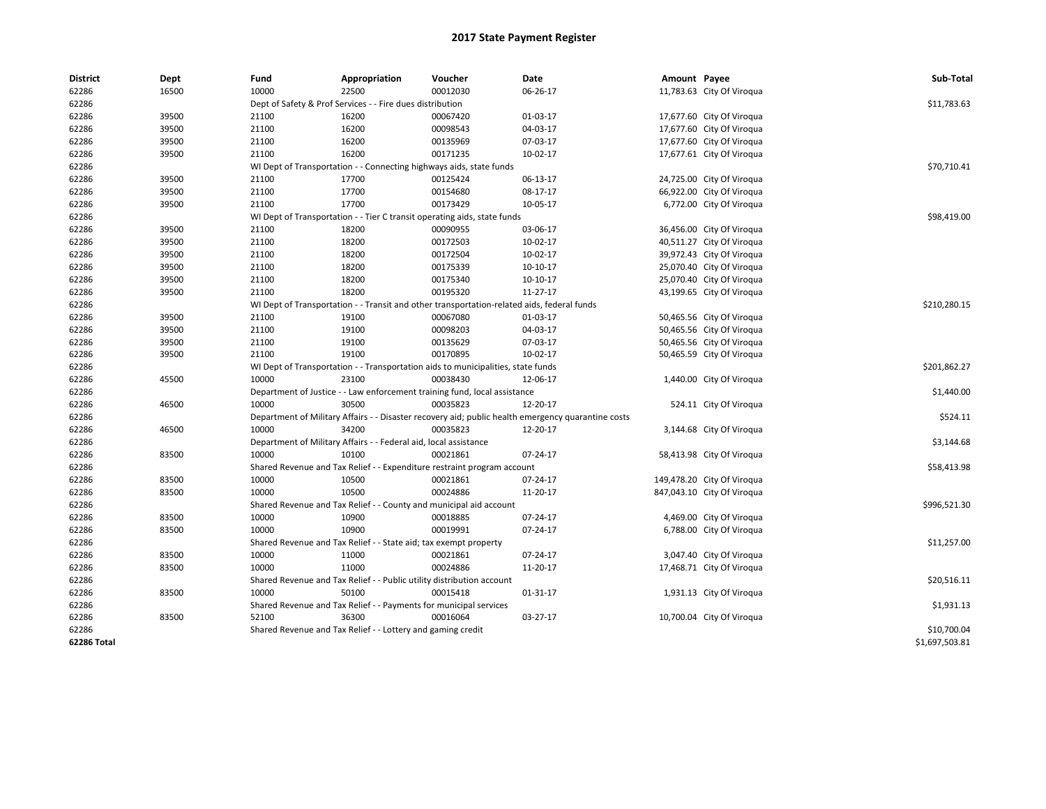# 2017 State Payment Register

| District | Dept | Fund | Appropriation | Voucher | Date | Amount | Payee | Sub-Total |
|---|---|---|---|---|---|---|---|---|
| 62286 | 16500 | 10000 | 22500 | 00012030 | 06-26-17 | 11,783.63 | City Of Viroqua | |
| 62286 | | Dept of Safety & Prof Services - - Fire dues distribution | | | | | | $11,783.63 |
| 62286 | 39500 | 21100 | 16200 | 00067420 | 01-03-17 | 17,677.60 | City Of Viroqua | |
| 62286 | 39500 | 21100 | 16200 | 00098543 | 04-03-17 | 17,677.60 | City Of Viroqua | |
| 62286 | 39500 | 21100 | 16200 | 00135969 | 07-03-17 | 17,677.60 | City Of Viroqua | |
| 62286 | 39500 | 21100 | 16200 | 00171235 | 10-02-17 | 17,677.61 | City Of Viroqua | |
| 62286 | | WI Dept of Transportation - - Connecting highways aids, state funds | | | | | | $70,710.41 |
| 62286 | 39500 | 21100 | 17700 | 00125424 | 06-13-17 | 24,725.00 | City Of Viroqua | |
| 62286 | 39500 | 21100 | 17700 | 00154680 | 08-17-17 | 66,922.00 | City Of Viroqua | |
| 62286 | 39500 | 21100 | 17700 | 00173429 | 10-05-17 | 6,772.00 | City Of Viroqua | |
| 62286 | | WI Dept of Transportation - - Tier C transit operating aids, state funds | | | | | | $98,419.00 |
| 62286 | 39500 | 21100 | 18200 | 00090955 | 03-06-17 | 36,456.00 | City Of Viroqua | |
| 62286 | 39500 | 21100 | 18200 | 00172503 | 10-02-17 | 40,511.27 | City Of Viroqua | |
| 62286 | 39500 | 21100 | 18200 | 00172504 | 10-02-17 | 39,972.43 | City Of Viroqua | |
| 62286 | 39500 | 21100 | 18200 | 00175339 | 10-10-17 | 25,070.40 | City Of Viroqua | |
| 62286 | 39500 | 21100 | 18200 | 00175340 | 10-10-17 | 25,070.40 | City Of Viroqua | |
| 62286 | 39500 | 21100 | 18200 | 00195320 | 11-27-17 | 43,199.65 | City Of Viroqua | |
| 62286 | | WI Dept of Transportation - - Transit and other transportation-related aids, federal funds | | | | | | $210,280.15 |
| 62286 | 39500 | 21100 | 19100 | 00067080 | 01-03-17 | 50,465.56 | City Of Viroqua | |
| 62286 | 39500 | 21100 | 19100 | 00098203 | 04-03-17 | 50,465.56 | City Of Viroqua | |
| 62286 | 39500 | 21100 | 19100 | 00135629 | 07-03-17 | 50,465.56 | City Of Viroqua | |
| 62286 | 39500 | 21100 | 19100 | 00170895 | 10-02-17 | 50,465.59 | City Of Viroqua | |
| 62286 | | WI Dept of Transportation - - Transportation aids to municipalities, state funds | | | | | | $201,862.27 |
| 62286 | 45500 | 10000 | 23100 | 00038430 | 12-06-17 | 1,440.00 | City Of Viroqua | |
| 62286 | | Department of Justice - - Law enforcement training fund, local assistance | | | | | | $1,440.00 |
| 62286 | 46500 | 10000 | 30500 | 00035823 | 12-20-17 | 524.11 | City Of Viroqua | |
| 62286 | | Department of Military Affairs - - Disaster recovery aid; public health emergency quarantine costs | | | | | | $524.11 |
| 62286 | 46500 | 10000 | 34200 | 00035823 | 12-20-17 | 3,144.68 | City Of Viroqua | |
| 62286 | | Department of Military Affairs - - Federal aid, local assistance | | | | | | $3,144.68 |
| 62286 | 83500 | 10000 | 10100 | 00021861 | 07-24-17 | 58,413.98 | City Of Viroqua | |
| 62286 | | Shared Revenue and Tax Relief - - Expenditure restraint program account | | | | | | $58,413.98 |
| 62286 | 83500 | 10000 | 10500 | 00021861 | 07-24-17 | 149,478.20 | City Of Viroqua | |
| 62286 | 83500 | 10000 | 10500 | 00024886 | 11-20-17 | 847,043.10 | City Of Viroqua | |
| 62286 | | Shared Revenue and Tax Relief - - County and municipal aid account | | | | | | $996,521.30 |
| 62286 | 83500 | 10000 | 10900 | 00018885 | 07-24-17 | 4,469.00 | City Of Viroqua | |
| 62286 | 83500 | 10000 | 10900 | 00019991 | 07-24-17 | 6,788.00 | City Of Viroqua | |
| 62286 | | Shared Revenue and Tax Relief - - State aid; tax exempt property | | | | | | $11,257.00 |
| 62286 | 83500 | 10000 | 11000 | 00021861 | 07-24-17 | 3,047.40 | City Of Viroqua | |
| 62286 | 83500 | 10000 | 11000 | 00024886 | 11-20-17 | 17,468.71 | City Of Viroqua | |
| 62286 | | Shared Revenue and Tax Relief - - Public utility distribution account | | | | | | $20,516.11 |
| 62286 | 83500 | 10000 | 50100 | 00015418 | 01-31-17 | 1,931.13 | City Of Viroqua | |
| 62286 | | Shared Revenue and Tax Relief - - Payments for municipal services | | | | | | $1,931.13 |
| 62286 | 83500 | 52100 | 36300 | 00016064 | 03-27-17 | 10,700.04 | City Of Viroqua | |
| 62286 | | Shared Revenue and Tax Relief - - Lottery and gaming credit | | | | | | $10,700.04 |
| **62286 Total** | | | | | | | | $1,697,503.81 |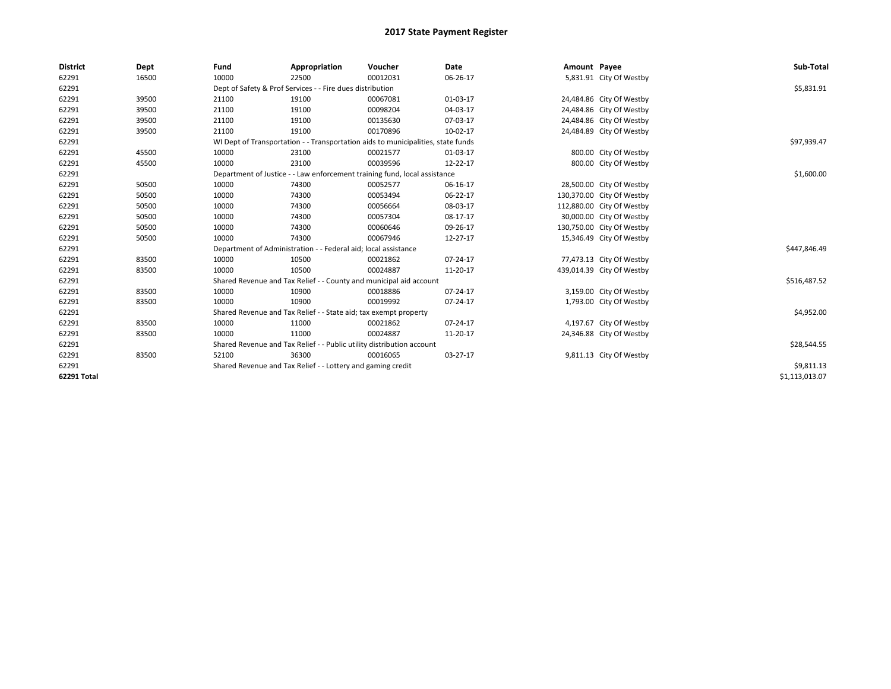# 2017 State Payment Register

| District | Dept | Fund | Appropriation | Voucher | Date | Amount | Payee | Sub-Total |
|---|---|---|---|---|---|---|---|---|
| 62291 | 16500 | 10000 | 22500 | 00012031 | 06-26-17 | 5,831.91 | City Of Westby | |
| 62291 | | Dept of Safety & Prof Services - - Fire dues distribution | | | | | | $5,831.91 |
| 62291 | 39500 | 21100 | 19100 | 00067081 | 01-03-17 | 24,484.86 | City Of Westby | |
| 62291 | 39500 | 21100 | 19100 | 00098204 | 04-03-17 | 24,484.86 | City Of Westby | |
| 62291 | 39500 | 21100 | 19100 | 00135630 | 07-03-17 | 24,484.86 | City Of Westby | |
| 62291 | 39500 | 21100 | 19100 | 00170896 | 10-02-17 | 24,484.89 | City Of Westby | |
| 62291 | | WI Dept of Transportation - - Transportation aids to municipalities, state funds | | | | | | $97,939.47 |
| 62291 | 45500 | 10000 | 23100 | 00021577 | 01-03-17 | 800.00 | City Of Westby | |
| 62291 | 45500 | 10000 | 23100 | 00039596 | 12-22-17 | 800.00 | City Of Westby | |
| 62291 | | Department of Justice - - Law enforcement training fund, local assistance | | | | | | $1,600.00 |
| 62291 | 50500 | 10000 | 74300 | 00052577 | 06-16-17 | 28,500.00 | City Of Westby | |
| 62291 | 50500 | 10000 | 74300 | 00053494 | 06-22-17 | 130,370.00 | City Of Westby | |
| 62291 | 50500 | 10000 | 74300 | 00056664 | 08-03-17 | 112,880.00 | City Of Westby | |
| 62291 | 50500 | 10000 | 74300 | 00057304 | 08-17-17 | 30,000.00 | City Of Westby | |
| 62291 | 50500 | 10000 | 74300 | 00060646 | 09-26-17 | 130,750.00 | City Of Westby | |
| 62291 | 50500 | 10000 | 74300 | 00067946 | 12-27-17 | 15,346.49 | City Of Westby | |
| 62291 | | Department of Administration - - Federal aid; local assistance | | | | | | $447,846.49 |
| 62291 | 83500 | 10000 | 10500 | 00021862 | 07-24-17 | 77,473.13 | City Of Westby | |
| 62291 | 83500 | 10000 | 10500 | 00024887 | 11-20-17 | 439,014.39 | City Of Westby | |
| 62291 | | Shared Revenue and Tax Relief - - County and municipal aid account | | | | | | $516,487.52 |
| 62291 | 83500 | 10000 | 10900 | 00018886 | 07-24-17 | 3,159.00 | City Of Westby | |
| 62291 | 83500 | 10000 | 10900 | 00019992 | 07-24-17 | 1,793.00 | City Of Westby | |
| 62291 | | Shared Revenue and Tax Relief - - State aid; tax exempt property | | | | | | $4,952.00 |
| 62291 | 83500 | 10000 | 11000 | 00021862 | 07-24-17 | 4,197.67 | City Of Westby | |
| 62291 | 83500 | 10000 | 11000 | 00024887 | 11-20-17 | 24,346.88 | City Of Westby | |
| 62291 | | Shared Revenue and Tax Relief - - Public utility distribution account | | | | | | $28,544.55 |
| 62291 | 83500 | 52100 | 36300 | 00016065 | 03-27-17 | 9,811.13 | City Of Westby | |
| 62291 | | Shared Revenue and Tax Relief - - Lottery and gaming credit | | | | | | $9,811.13 |
| **62291 Total** | | | | | | | | $1,113,013.07 |